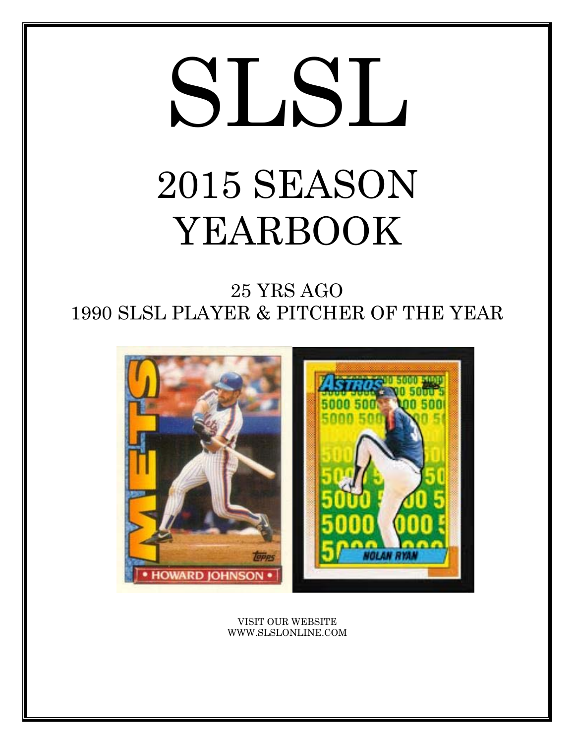# SLSL

## 2015 SEASON YEARBOOK

25 YRS AGO
1990 SLSL PLAYER & PITCHER OF THE YEAR

VISIT OUR WEBSITE
WWW.SLSLONLINE.COM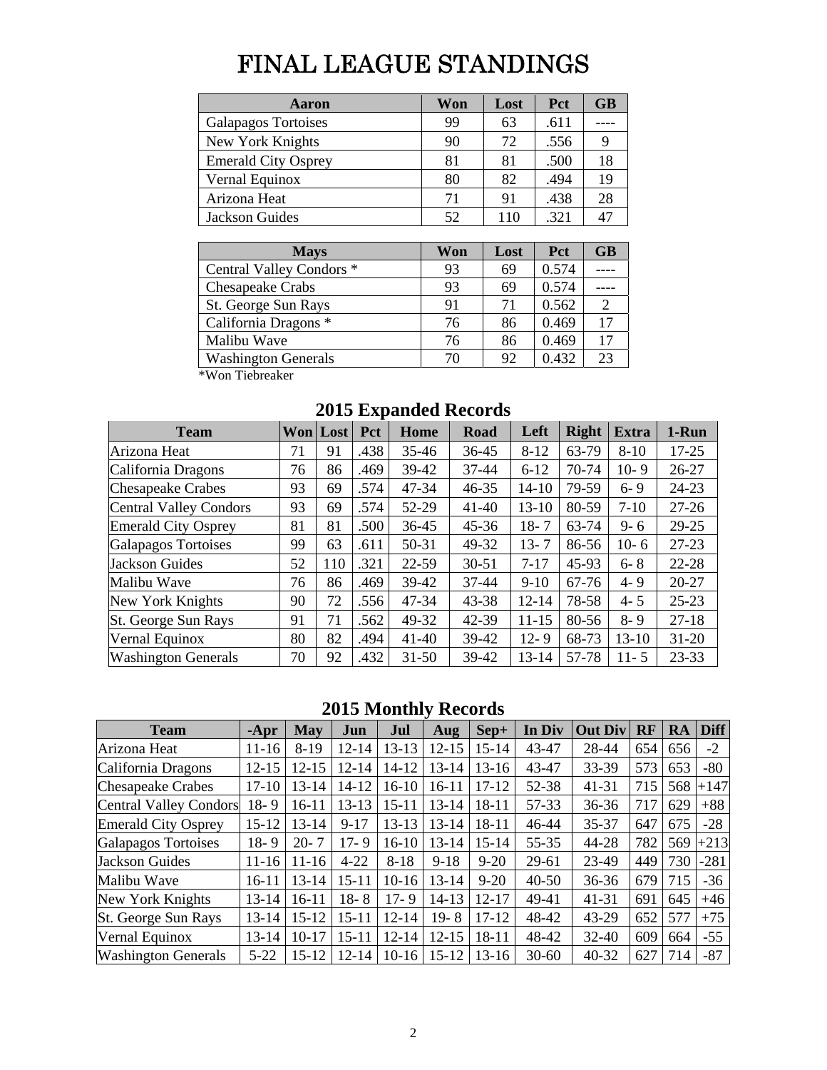# FINAL LEAGUE STANDINGS

| Aaron | Won | Lost | Pct | GB |
|---|---|---|---|---|
| Galapagos Tortoises | 99 | 63 | .611 | ---- |
| New York Knights | 90 | 72 | .556 | 9 |
| Emerald City Osprey | 81 | 81 | .500 | 18 |
| Vernal Equinox | 80 | 82 | .494 | 19 |
| Arizona Heat | 71 | 91 | .438 | 28 |
| Jackson Guides | 52 | 110 | .321 | 47 |

| Mays | Won | Lost | Pct | GB |
|---|---|---|---|---|
| Central Valley Condors * | 93 | 69 | 0.574 | ---- |
| Chesapeake Crabs | 93 | 69 | 0.574 | ---- |
| St. George Sun Rays | 91 | 71 | 0.562 | 2 |
| California Dragons * | 76 | 86 | 0.469 | 17 |
| Malibu Wave | 76 | 86 | 0.469 | 17 |
| Washington Generals | 70 | 92 | 0.432 | 23 |

*Won Tiebreaker

## 2015 Expanded Records

| Team | Won | Lost | Pct | Home | Road | Left | Right | Extra | 1-Run |
|---|---|---|---|---|---|---|---|---|---|
| Arizona Heat | 71 | 91 | .438 | 35-46 | 36-45 | 8-12 | 63-79 | 8-10 | 17-25 |
| California Dragons | 76 | 86 | .469 | 39-42 | 37-44 | 6-12 | 70-74 | 10- 9 | 26-27 |
| Chesapeake Crabes | 93 | 69 | .574 | 47-34 | 46-35 | 14-10 | 79-59 | 6- 9 | 24-23 |
| Central Valley Condors | 93 | 69 | .574 | 52-29 | 41-40 | 13-10 | 80-59 | 7-10 | 27-26 |
| Emerald City Osprey | 81 | 81 | .500 | 36-45 | 45-36 | 18- 7 | 63-74 | 9- 6 | 29-25 |
| Galapagos Tortoises | 99 | 63 | .611 | 50-31 | 49-32 | 13- 7 | 86-56 | 10- 6 | 27-23 |
| Jackson Guides | 52 | 110 | .321 | 22-59 | 30-51 | 7-17 | 45-93 | 6- 8 | 22-28 |
| Malibu Wave | 76 | 86 | .469 | 39-42 | 37-44 | 9-10 | 67-76 | 4- 9 | 20-27 |
| New York Knights | 90 | 72 | .556 | 47-34 | 43-38 | 12-14 | 78-58 | 4- 5 | 25-23 |
| St. George Sun Rays | 91 | 71 | .562 | 49-32 | 42-39 | 11-15 | 80-56 | 8- 9 | 27-18 |
| Vernal Equinox | 80 | 82 | .494 | 41-40 | 39-42 | 12- 9 | 68-73 | 13-10 | 31-20 |
| Washington Generals | 70 | 92 | .432 | 31-50 | 39-42 | 13-14 | 57-78 | 11- 5 | 23-33 |

## 2015 Monthly Records

| Team | -Apr | May | Jun | Jul | Aug | Sep+ | In Div | Out Div | RF | RA | Diff |
|---|---|---|---|---|---|---|---|---|---|---|---|
| Arizona Heat | 11-16 | 8-19 | 12-14 | 13-13 | 12-15 | 15-14 | 43-47 | 28-44 | 654 | 656 | -2 |
| California Dragons | 12-15 | 12-15 | 12-14 | 14-12 | 13-14 | 13-16 | 43-47 | 33-39 | 573 | 653 | -80 |
| Chesapeake Crabes | 17-10 | 13-14 | 14-12 | 16-10 | 16-11 | 17-12 | 52-38 | 41-31 | 715 | 568 | +147 |
| Central Valley Condors | 18- 9 | 16-11 | 13-13 | 15-11 | 13-14 | 18-11 | 57-33 | 36-36 | 717 | 629 | +88 |
| Emerald City Osprey | 15-12 | 13-14 | 9-17 | 13-13 | 13-14 | 18-11 | 46-44 | 35-37 | 647 | 675 | -28 |
| Galapagos Tortoises | 18- 9 | 20- 7 | 17- 9 | 16-10 | 13-14 | 15-14 | 55-35 | 44-28 | 782 | 569 | +213 |
| Jackson Guides | 11-16 | 11-16 | 4-22 | 8-18 | 9-18 | 9-20 | 29-61 | 23-49 | 449 | 730 | -281 |
| Malibu Wave | 16-11 | 13-14 | 15-11 | 10-16 | 13-14 | 9-20 | 40-50 | 36-36 | 679 | 715 | -36 |
| New York Knights | 13-14 | 16-11 | 18- 8 | 17- 9 | 14-13 | 12-17 | 49-41 | 41-31 | 691 | 645 | +46 |
| St. George Sun Rays | 13-14 | 15-12 | 15-11 | 12-14 | 19- 8 | 17-12 | 48-42 | 43-29 | 652 | 577 | +75 |
| Vernal Equinox | 13-14 | 10-17 | 15-11 | 12-14 | 12-15 | 18-11 | 48-42 | 32-40 | 609 | 664 | -55 |
| Washington Generals | 5-22 | 15-12 | 12-14 | 10-16 | 15-12 | 13-16 | 30-60 | 40-32 | 627 | 714 | -87 |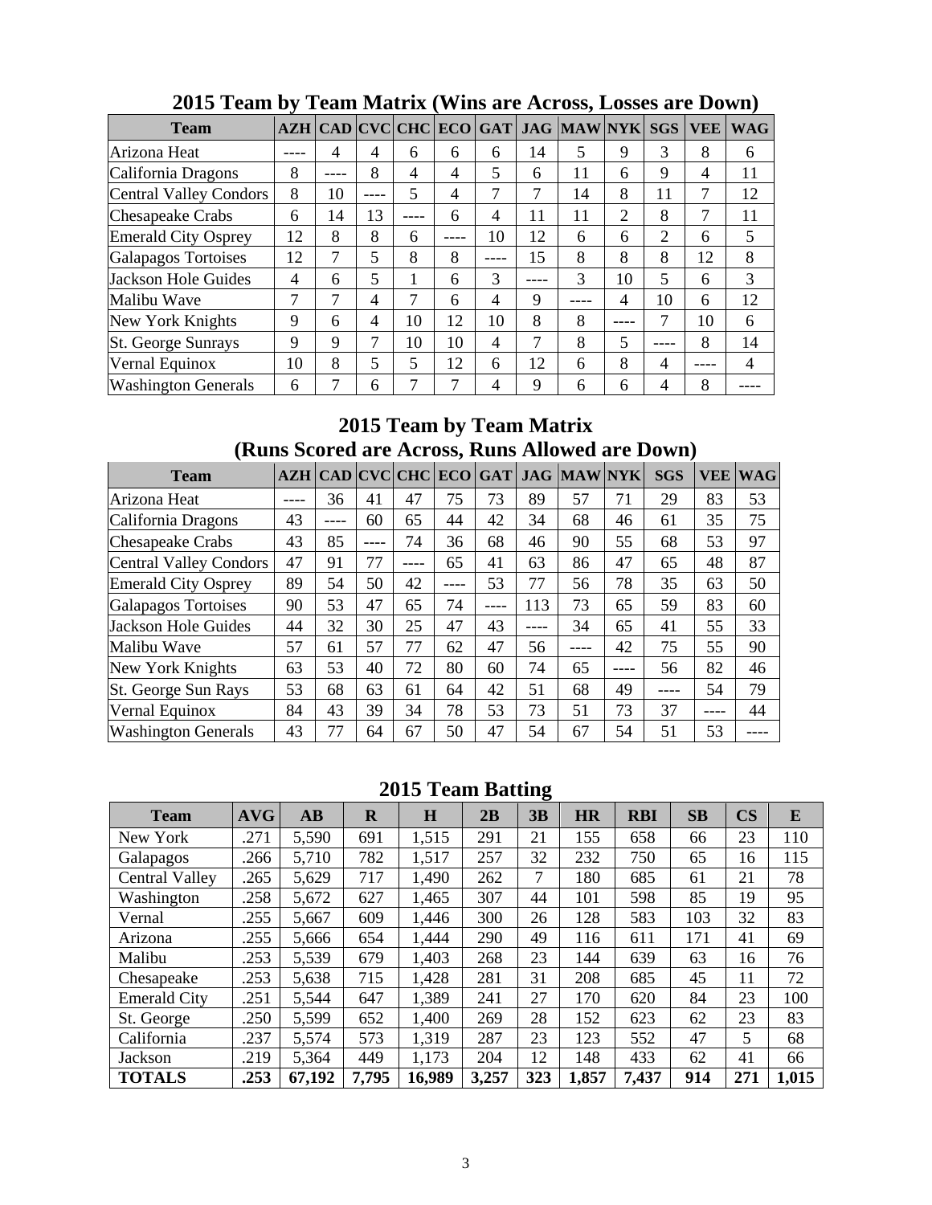## 2015 Team by Team Matrix (Wins are Across, Losses are Down)

| Team | AZH | CAD | CVC | CHC | ECO | GAT | JAG | MAW | NYK | SGS | VEE | WAG |
|---|---|---|---|---|---|---|---|---|---|---|---|---|
| Arizona Heat | ---- | 4 | 4 | 6 | 6 | 6 | 14 | 5 | 9 | 3 | 8 | 6 |
| California Dragons | 8 | ---- | 8 | 4 | 4 | 5 | 6 | 11 | 6 | 9 | 4 | 11 |
| Central Valley Condors | 8 | 10 | ---- | 5 | 4 | 7 | 7 | 14 | 8 | 11 | 7 | 12 |
| Chesapeake Crabs | 6 | 14 | 13 | ---- | 6 | 4 | 11 | 11 | 2 | 8 | 7 | 11 |
| Emerald City Osprey | 12 | 8 | 8 | 6 | ---- | 10 | 12 | 6 | 6 | 2 | 6 | 5 |
| Galapagos Tortoises | 12 | 7 | 5 | 8 | 8 | ---- | 15 | 8 | 8 | 8 | 12 | 8 |
| Jackson Hole Guides | 4 | 6 | 5 | 1 | 6 | 3 | ---- | 3 | 10 | 5 | 6 | 3 |
| Malibu Wave | 7 | 7 | 4 | 7 | 6 | 4 | 9 | ---- | 4 | 10 | 6 | 12 |
| New York Knights | 9 | 6 | 4 | 10 | 12 | 10 | 8 | 8 | ---- | 7 | 10 | 6 |
| St. George Sunrays | 9 | 9 | 7 | 10 | 10 | 4 | 7 | 8 | 5 | ---- | 8 | 14 |
| Vernal Equinox | 10 | 8 | 5 | 5 | 12 | 6 | 12 | 6 | 8 | 4 | ---- | 4 |
| Washington Generals | 6 | 7 | 6 | 7 | 7 | 4 | 9 | 6 | 6 | 4 | 8 | ---- |

## 2015 Team by Team Matrix (Runs Scored are Across, Runs Allowed are Down)

| Team | AZH | CAD | CVC | CHC | ECO | GAT | JAG | MAW | NYK | SGS | VEE | WAG |
|---|---|---|---|---|---|---|---|---|---|---|---|---|
| Arizona Heat | ---- | 36 | 41 | 47 | 75 | 73 | 89 | 57 | 71 | 29 | 83 | 53 |
| California Dragons | 43 | ---- | 60 | 65 | 44 | 42 | 34 | 68 | 46 | 61 | 35 | 75 |
| Chesapeake Crabs | 43 | 85 | ---- | 74 | 36 | 68 | 46 | 90 | 55 | 68 | 53 | 97 |
| Central Valley Condors | 47 | 91 | 77 | ---- | 65 | 41 | 63 | 86 | 47 | 65 | 48 | 87 |
| Emerald City Osprey | 89 | 54 | 50 | 42 | ---- | 53 | 77 | 56 | 78 | 35 | 63 | 50 |
| Galapagos Tortoises | 90 | 53 | 47 | 65 | 74 | ---- | 113 | 73 | 65 | 59 | 83 | 60 |
| Jackson Hole Guides | 44 | 32 | 30 | 25 | 47 | 43 | ---- | 34 | 65 | 41 | 55 | 33 |
| Malibu Wave | 57 | 61 | 57 | 77 | 62 | 47 | 56 | ---- | 42 | 75 | 55 | 90 |
| New York Knights | 63 | 53 | 40 | 72 | 80 | 60 | 74 | 65 | ---- | 56 | 82 | 46 |
| St. George Sun Rays | 53 | 68 | 63 | 61 | 64 | 42 | 51 | 68 | 49 | ---- | 54 | 79 |
| Vernal Equinox | 84 | 43 | 39 | 34 | 78 | 53 | 73 | 51 | 73 | 37 | ---- | 44 |
| Washington Generals | 43 | 77 | 64 | 67 | 50 | 47 | 54 | 67 | 54 | 51 | 53 | ---- |

## 2015 Team Batting

| Team | AVG | AB | R | H | 2B | 3B | HR | RBI | SB | CS | E |
|---|---|---|---|---|---|---|---|---|---|---|---|
| New York | .271 | 5,590 | 691 | 1,515 | 291 | 21 | 155 | 658 | 66 | 23 | 110 |
| Galapagos | .266 | 5,710 | 782 | 1,517 | 257 | 32 | 232 | 750 | 65 | 16 | 115 |
| Central Valley | .265 | 5,629 | 717 | 1,490 | 262 | 7 | 180 | 685 | 61 | 21 | 78 |
| Washington | .258 | 5,672 | 627 | 1,465 | 307 | 44 | 101 | 598 | 85 | 19 | 95 |
| Vernal | .255 | 5,667 | 609 | 1,446 | 300 | 26 | 128 | 583 | 103 | 32 | 83 |
| Arizona | .255 | 5,666 | 654 | 1,444 | 290 | 49 | 116 | 611 | 171 | 41 | 69 |
| Malibu | .253 | 5,539 | 679 | 1,403 | 268 | 23 | 144 | 639 | 63 | 16 | 76 |
| Chesapeake | .253 | 5,638 | 715 | 1,428 | 281 | 31 | 208 | 685 | 45 | 11 | 72 |
| Emerald City | .251 | 5,544 | 647 | 1,389 | 241 | 27 | 170 | 620 | 84 | 23 | 100 |
| St. George | .250 | 5,599 | 652 | 1,400 | 269 | 28 | 152 | 623 | 62 | 23 | 83 |
| California | .237 | 5,574 | 573 | 1,319 | 287 | 23 | 123 | 552 | 47 | 5 | 68 |
| Jackson | .219 | 5,364 | 449 | 1,173 | 204 | 12 | 148 | 433 | 62 | 41 | 66 |
| **TOTALS** | **.253** | **67,192** | **7,795** | **16,989** | **3,257** | **323** | **1,857** | **7,437** | **914** | **271** | **1,015** |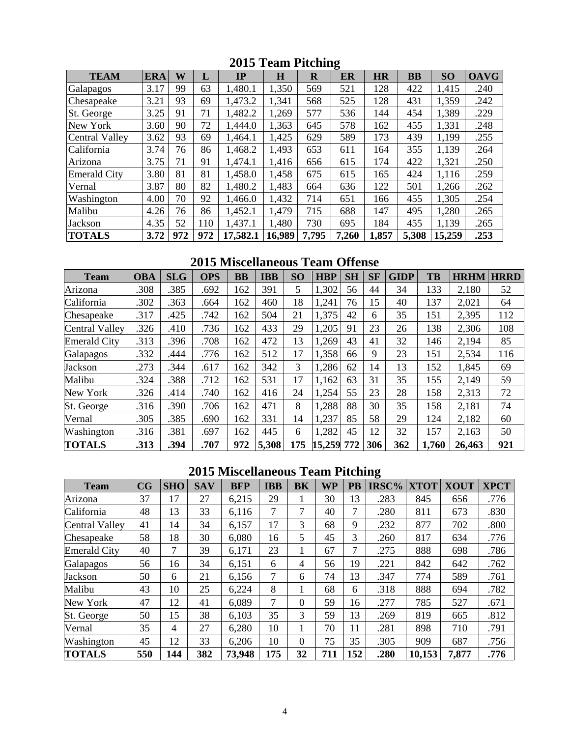## 2015 Team Pitching

| TEAM | ERA | W | L | IP | H | R | ER | HR | BB | SO | OAVG |
|---|---|---|---|---|---|---|---|---|---|---|---|
| Galapagos | 3.17 | 99 | 63 | 1,480.1 | 1,350 | 569 | 521 | 128 | 422 | 1,415 | .240 |
| Chesapeake | 3.21 | 93 | 69 | 1,473.2 | 1,341 | 568 | 525 | 128 | 431 | 1,359 | .242 |
| St. George | 3.25 | 91 | 71 | 1,482.2 | 1,269 | 577 | 536 | 144 | 454 | 1,389 | .229 |
| New York | 3.60 | 90 | 72 | 1,444.0 | 1,363 | 645 | 578 | 162 | 455 | 1,331 | .248 |
| Central Valley | 3.62 | 93 | 69 | 1,464.1 | 1,425 | 629 | 589 | 173 | 439 | 1,199 | .255 |
| California | 3.74 | 76 | 86 | 1,468.2 | 1,493 | 653 | 611 | 164 | 355 | 1,139 | .264 |
| Arizona | 3.75 | 71 | 91 | 1,474.1 | 1,416 | 656 | 615 | 174 | 422 | 1,321 | .250 |
| Emerald City | 3.80 | 81 | 81 | 1,458.0 | 1,458 | 675 | 615 | 165 | 424 | 1,116 | .259 |
| Vernal | 3.87 | 80 | 82 | 1,480.2 | 1,483 | 664 | 636 | 122 | 501 | 1,266 | .262 |
| Washington | 4.00 | 70 | 92 | 1,466.0 | 1,432 | 714 | 651 | 166 | 455 | 1,305 | .254 |
| Malibu | 4.26 | 76 | 86 | 1,452.1 | 1,479 | 715 | 688 | 147 | 495 | 1,280 | .265 |
| Jackson | 4.35 | 52 | 110 | 1,437.1 | 1,480 | 730 | 695 | 184 | 455 | 1,139 | .265 |
| **TOTALS** | **3.72** | **972** | **972** | **17,582.1** | **16,989** | **7,795** | **7,260** | **1,857** | **5,308** | **15,259** | **.253** |

## 2015 Miscellaneous Team Offense

| Team | OBA | SLG | OPS | BB | IBB | SO | HBP | SH | SF | GIDP | TB | HRHM | HRRD |
|---|---|---|---|---|---|---|---|---|---|---|---|---|---|
| Arizona | .308 | .385 | .692 | 162 | 391 | 5 | 1,302 | 56 | 44 | 34 | 133 | 2,180 | 52 |
| California | .302 | .363 | .664 | 162 | 460 | 18 | 1,241 | 76 | 15 | 40 | 137 | 2,021 | 64 |
| Chesapeake | .317 | .425 | .742 | 162 | 504 | 21 | 1,375 | 42 | 6 | 35 | 151 | 2,395 | 112 |
| Central Valley | .326 | .410 | .736 | 162 | 433 | 29 | 1,205 | 91 | 23 | 26 | 138 | 2,306 | 108 |
| Emerald City | .313 | .396 | .708 | 162 | 472 | 13 | 1,269 | 43 | 41 | 32 | 146 | 2,194 | 85 |
| Galapagos | .332 | .444 | .776 | 162 | 512 | 17 | 1,358 | 66 | 9 | 23 | 151 | 2,534 | 116 |
| Jackson | .273 | .344 | .617 | 162 | 342 | 3 | 1,286 | 62 | 14 | 13 | 152 | 1,845 | 69 |
| Malibu | .324 | .388 | .712 | 162 | 531 | 17 | 1,162 | 63 | 31 | 35 | 155 | 2,149 | 59 |
| New York | .326 | .414 | .740 | 162 | 416 | 24 | 1,254 | 55 | 23 | 28 | 158 | 2,313 | 72 |
| St. George | .316 | .390 | .706 | 162 | 471 | 8 | 1,288 | 88 | 30 | 35 | 158 | 2,181 | 74 |
| Vernal | .305 | .385 | .690 | 162 | 331 | 14 | 1,237 | 85 | 58 | 29 | 124 | 2,182 | 60 |
| Washington | .316 | .381 | .697 | 162 | 445 | 6 | 1,282 | 45 | 12 | 32 | 157 | 2,163 | 50 |
| **TOTALS** | **.313** | **.394** | **.707** | **972** | **5,308** | **175** | **15,259** | **772** | **306** | **362** | **1,760** | **26,463** | **921** |

## 2015 Miscellaneous Team Pitching

| Team | CG | SHO | SAV | BFP | IBB | BK | WP | PB | IRSC% | XTOT | XOUT | XPCT |
|---|---|---|---|---|---|---|---|---|---|---|---|---|
| Arizona | 37 | 17 | 27 | 6,215 | 29 | 1 | 30 | 13 | .283 | 845 | 656 | .776 |
| California | 48 | 13 | 33 | 6,116 | 7 | 7 | 40 | 7 | .280 | 811 | 673 | .830 |
| Central Valley | 41 | 14 | 34 | 6,157 | 17 | 3 | 68 | 9 | .232 | 877 | 702 | .800 |
| Chesapeake | 58 | 18 | 30 | 6,080 | 16 | 5 | 45 | 3 | .260 | 817 | 634 | .776 |
| Emerald City | 40 | 7 | 39 | 6,171 | 23 | 1 | 67 | 7 | .275 | 888 | 698 | .786 |
| Galapagos | 56 | 16 | 34 | 6,151 | 6 | 4 | 56 | 19 | .221 | 842 | 642 | .762 |
| Jackson | 50 | 6 | 21 | 6,156 | 7 | 6 | 74 | 13 | .347 | 774 | 589 | .761 |
| Malibu | 43 | 10 | 25 | 6,224 | 8 | 1 | 68 | 6 | .318 | 888 | 694 | .782 |
| New York | 47 | 12 | 41 | 6,089 | 7 | 0 | 59 | 16 | .277 | 785 | 527 | .671 |
| St. George | 50 | 15 | 38 | 6,103 | 35 | 3 | 59 | 13 | .269 | 819 | 665 | .812 |
| Vernal | 35 | 4 | 27 | 6,280 | 10 | 1 | 70 | 11 | .281 | 898 | 710 | .791 |
| Washington | 45 | 12 | 33 | 6,206 | 10 | 0 | 75 | 35 | .305 | 909 | 687 | .756 |
| **TOTALS** | **550** | **144** | **382** | **73,948** | **175** | **32** | **711** | **152** | **.280** | **10,153** | **7,877** | **.776** |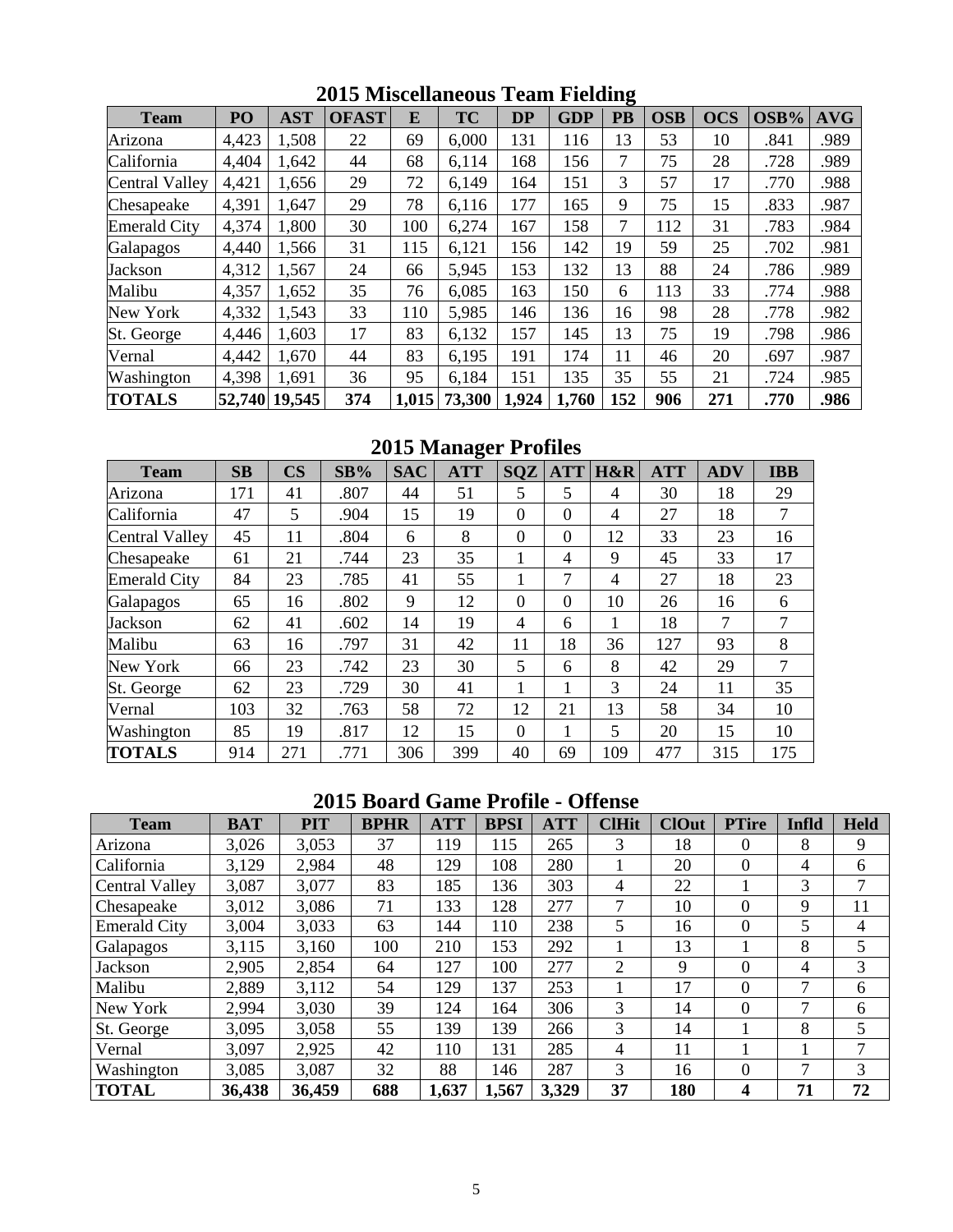## 2015 Miscellaneous Team Fielding

| Team | PO | AST | OFAST | E | TC | DP | GDP | PB | OSB | OCS | OSB% | AVG |
|---|---|---|---|---|---|---|---|---|---|---|---|---|
| Arizona | 4,423 | 1,508 | 22 | 69 | 6,000 | 131 | 116 | 13 | 53 | 10 | .841 | .989 |
| California | 4,404 | 1,642 | 44 | 68 | 6,114 | 168 | 156 | 7 | 75 | 28 | .728 | .989 |
| Central Valley | 4,421 | 1,656 | 29 | 72 | 6,149 | 164 | 151 | 3 | 57 | 17 | .770 | .988 |
| Chesapeake | 4,391 | 1,647 | 29 | 78 | 6,116 | 177 | 165 | 9 | 75 | 15 | .833 | .987 |
| Emerald City | 4,374 | 1,800 | 30 | 100 | 6,274 | 167 | 158 | 7 | 112 | 31 | .783 | .984 |
| Galapagos | 4,440 | 1,566 | 31 | 115 | 6,121 | 156 | 142 | 19 | 59 | 25 | .702 | .981 |
| Jackson | 4,312 | 1,567 | 24 | 66 | 5,945 | 153 | 132 | 13 | 88 | 24 | .786 | .989 |
| Malibu | 4,357 | 1,652 | 35 | 76 | 6,085 | 163 | 150 | 6 | 113 | 33 | .774 | .988 |
| New York | 4,332 | 1,543 | 33 | 110 | 5,985 | 146 | 136 | 16 | 98 | 28 | .778 | .982 |
| St. George | 4,446 | 1,603 | 17 | 83 | 6,132 | 157 | 145 | 13 | 75 | 19 | .798 | .986 |
| Vernal | 4,442 | 1,670 | 44 | 83 | 6,195 | 191 | 174 | 11 | 46 | 20 | .697 | .987 |
| Washington | 4,398 | 1,691 | 36 | 95 | 6,184 | 151 | 135 | 35 | 55 | 21 | .724 | .985 |
| **TOTALS** | **52,740** | **19,545** | **374** | **1,015** | **73,300** | **1,924** | **1,760** | **152** | **906** | **271** | **.770** | **.986** |

## 2015 Manager Profiles

| Team | SB | CS | SB% | SAC | ATT | SQZ | ATT | H&R | ATT | ADV | IBB |
|---|---|---|---|---|---|---|---|---|---|---|---|
| Arizona | 171 | 41 | .807 | 44 | 51 | 5 | 5 | 4 | 30 | 18 | 29 |
| California | 47 | 5 | .904 | 15 | 19 | 0 | 0 | 4 | 27 | 18 | 7 |
| Central Valley | 45 | 11 | .804 | 6 | 8 | 0 | 0 | 12 | 33 | 23 | 16 |
| Chesapeake | 61 | 21 | .744 | 23 | 35 | 1 | 4 | 9 | 45 | 33 | 17 |
| Emerald City | 84 | 23 | .785 | 41 | 55 | 1 | 7 | 4 | 27 | 18 | 23 |
| Galapagos | 65 | 16 | .802 | 9 | 12 | 0 | 0 | 10 | 26 | 16 | 6 |
| Jackson | 62 | 41 | .602 | 14 | 19 | 4 | 6 | 1 | 18 | 7 | 7 |
| Malibu | 63 | 16 | .797 | 31 | 42 | 11 | 18 | 36 | 127 | 93 | 8 |
| New York | 66 | 23 | .742 | 23 | 30 | 5 | 6 | 8 | 42 | 29 | 7 |
| St. George | 62 | 23 | .729 | 30 | 41 | 1 | 1 | 3 | 24 | 11 | 35 |
| Vernal | 103 | 32 | .763 | 58 | 72 | 12 | 21 | 13 | 58 | 34 | 10 |
| Washington | 85 | 19 | .817 | 12 | 15 | 0 | 1 | 5 | 20 | 15 | 10 |
| **TOTALS** | 914 | 271 | .771 | 306 | 399 | 40 | 69 | 109 | 477 | 315 | 175 |

## 2015 Board Game Profile - Offense

| Team | BAT | PIT | BPHR | ATT | BPSI | ATT | ClHit | ClOut | PTire | Infld | Held |
|---|---|---|---|---|---|---|---|---|---|---|---|
| Arizona | 3,026 | 3,053 | 37 | 119 | 115 | 265 | 3 | 18 | 0 | 8 | 9 |
| California | 3,129 | 2,984 | 48 | 129 | 108 | 280 | 1 | 20 | 0 | 4 | 6 |
| Central Valley | 3,087 | 3,077 | 83 | 185 | 136 | 303 | 4 | 22 | 1 | 3 | 7 |
| Chesapeake | 3,012 | 3,086 | 71 | 133 | 128 | 277 | 7 | 10 | 0 | 9 | 11 |
| Emerald City | 3,004 | 3,033 | 63 | 144 | 110 | 238 | 5 | 16 | 0 | 5 | 4 |
| Galapagos | 3,115 | 3,160 | 100 | 210 | 153 | 292 | 1 | 13 | 1 | 8 | 5 |
| Jackson | 2,905 | 2,854 | 64 | 127 | 100 | 277 | 2 | 9 | 0 | 4 | 3 |
| Malibu | 2,889 | 3,112 | 54 | 129 | 137 | 253 | 1 | 17 | 0 | 7 | 6 |
| New York | 2,994 | 3,030 | 39 | 124 | 164 | 306 | 3 | 14 | 0 | 7 | 6 |
| St. George | 3,095 | 3,058 | 55 | 139 | 139 | 266 | 3 | 14 | 1 | 8 | 5 |
| Vernal | 3,097 | 2,925 | 42 | 110 | 131 | 285 | 4 | 11 | 1 | 1 | 7 |
| Washington | 3,085 | 3,087 | 32 | 88 | 146 | 287 | 3 | 16 | 0 | 7 | 3 |
| **TOTAL** | **36,438** | **36,459** | **688** | **1,637** | **1,567** | **3,329** | **37** | **180** | **4** | **71** | **72** |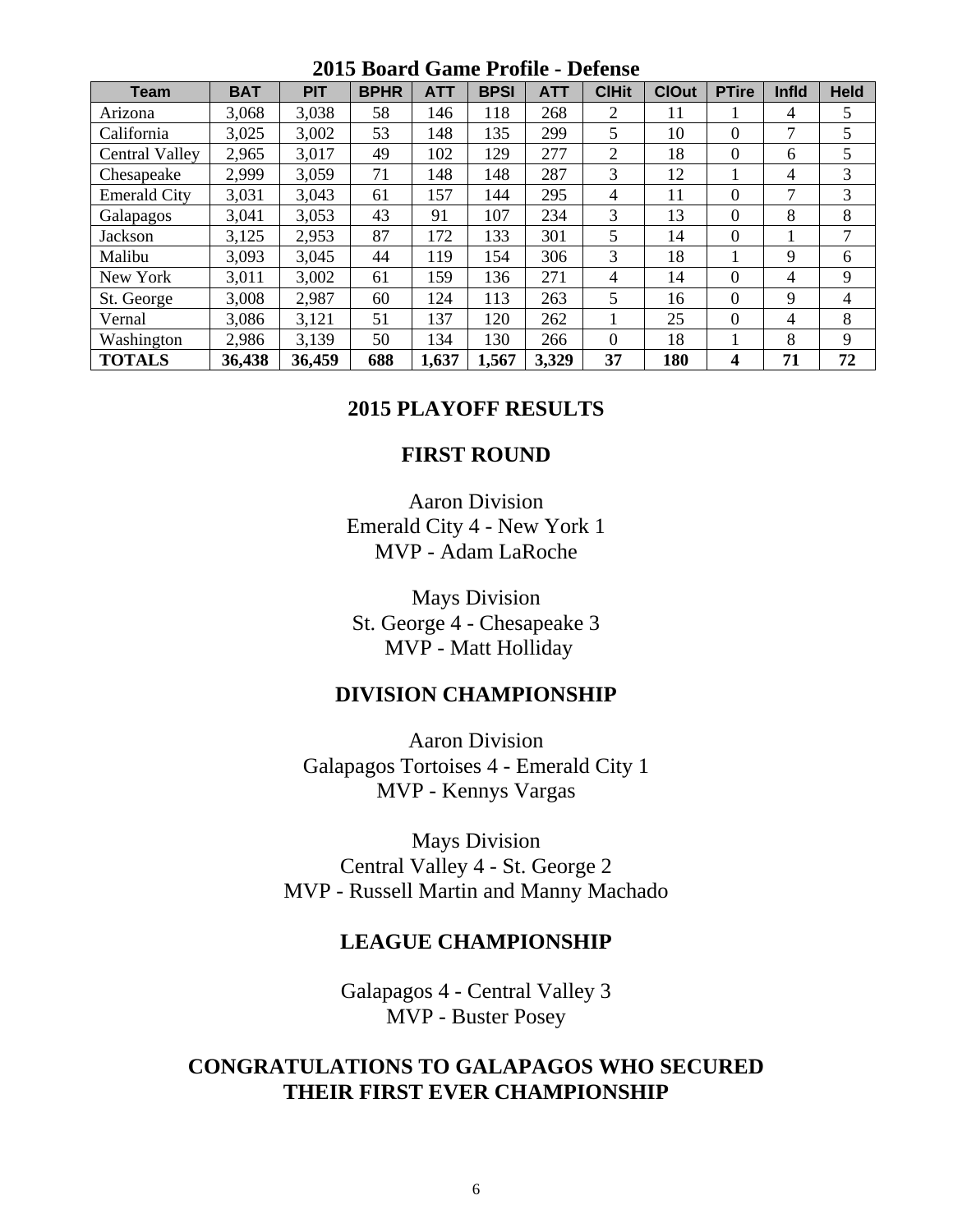## 2015 Board Game Profile - Defense

| Team | BAT | PIT | BPHR | ATT | BPSI | ATT | ClHit | ClOut | PTire | Infld | Held |
|---|---|---|---|---|---|---|---|---|---|---|---|
| Arizona | 3,068 | 3,038 | 58 | 146 | 118 | 268 | 2 | 11 | 1 | 4 | 5 |
| California | 3,025 | 3,002 | 53 | 148 | 135 | 299 | 5 | 10 | 0 | 7 | 5 |
| Central Valley | 2,965 | 3,017 | 49 | 102 | 129 | 277 | 2 | 18 | 0 | 6 | 5 |
| Chesapeake | 2,999 | 3,059 | 71 | 148 | 148 | 287 | 3 | 12 | 1 | 4 | 3 |
| Emerald City | 3,031 | 3,043 | 61 | 157 | 144 | 295 | 4 | 11 | 0 | 7 | 3 |
| Galapagos | 3,041 | 3,053 | 43 | 91 | 107 | 234 | 3 | 13 | 0 | 8 | 8 |
| Jackson | 3,125 | 2,953 | 87 | 172 | 133 | 301 | 5 | 14 | 0 | 1 | 7 |
| Malibu | 3,093 | 3,045 | 44 | 119 | 154 | 306 | 3 | 18 | 1 | 9 | 6 |
| New York | 3,011 | 3,002 | 61 | 159 | 136 | 271 | 4 | 14 | 0 | 4 | 9 |
| St. George | 3,008 | 2,987 | 60 | 124 | 113 | 263 | 5 | 16 | 0 | 9 | 4 |
| Vernal | 3,086 | 3,121 | 51 | 137 | 120 | 262 | 1 | 25 | 0 | 4 | 8 |
| Washington | 2,986 | 3,139 | 50 | 134 | 130 | 266 | 0 | 18 | 1 | 8 | 9 |
| **TOTALS** | **36,438** | **36,459** | **688** | **1,637** | **1,567** | **3,329** | **37** | **180** | **4** | **71** | **72** |

## 2015 PLAYOFF RESULTS

### FIRST ROUND

Aaron Division
Emerald City 4 - New York 1
MVP - Adam LaRoche

Mays Division
St. George 4 - Chesapeake 3
MVP - Matt Holliday

### DIVISION CHAMPIONSHIP

Aaron Division
Galapagos Tortoises 4 - Emerald City 1
MVP - Kennys Vargas

Mays Division
Central Valley 4 - St. George 2
MVP - Russell Martin and Manny Machado

### LEAGUE CHAMPIONSHIP

Galapagos 4 - Central Valley 3
MVP - Buster Posey

**CONGRATULATIONS TO GALAPAGOS WHO SECURED THEIR FIRST EVER CHAMPIONSHIP**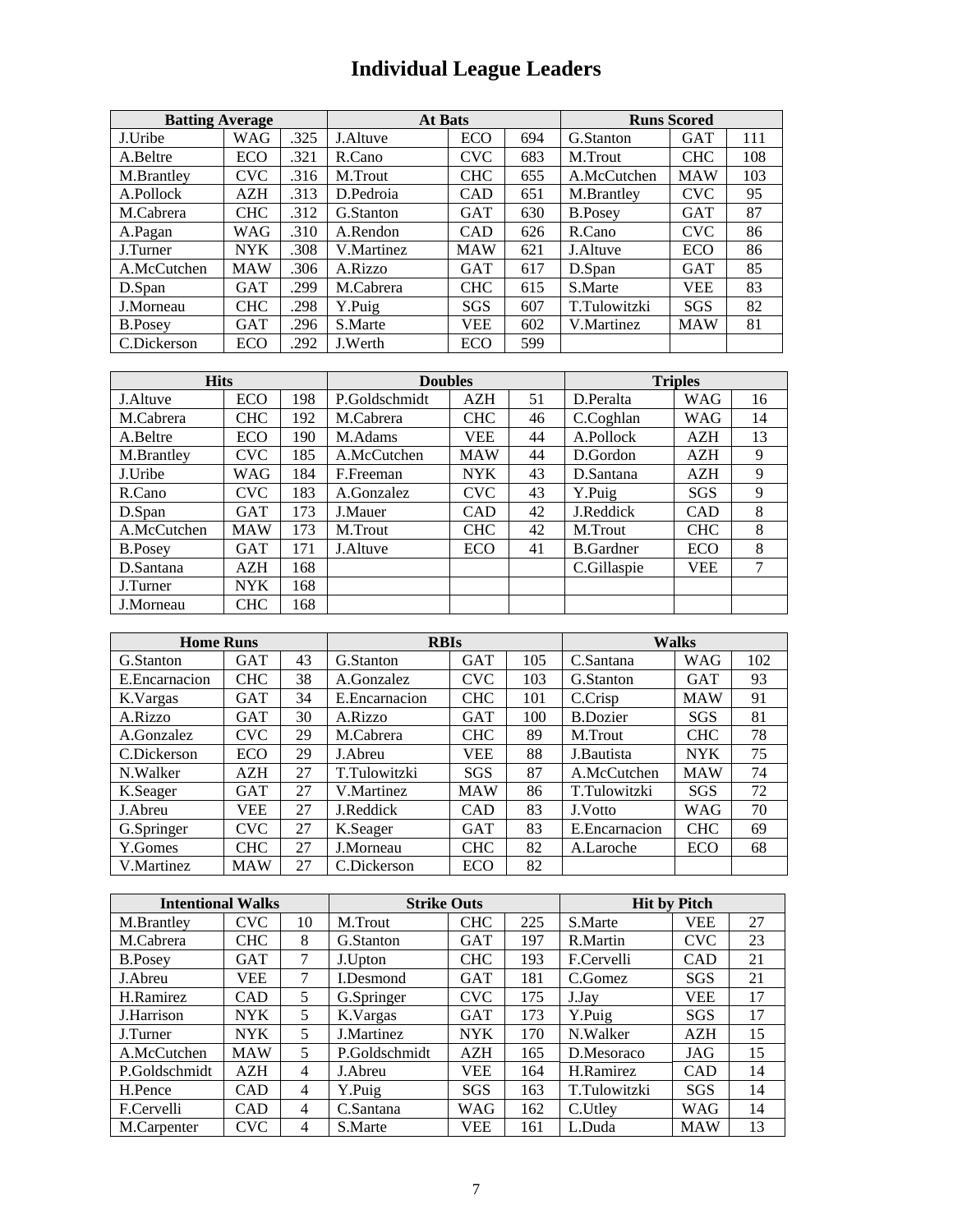# Individual League Leaders

| Batting Average | | | At Bats | | | Runs Scored | | |
|---|---|---|---|---|---|---|---|---|
| J.Uribe | WAG | .325 | J.Altuve | ECO | 694 | G.Stanton | GAT | 111 |
| A.Beltre | ECO | .321 | R.Cano | CVC | 683 | M.Trout | CHC | 108 |
| M.Brantley | CVC | .316 | M.Trout | CHC | 655 | A.McCutchen | MAW | 103 |
| A.Pollock | AZH | .313 | D.Pedroia | CAD | 651 | M.Brantley | CVC | 95 |
| M.Cabrera | CHC | .312 | G.Stanton | GAT | 630 | B.Posey | GAT | 87 |
| A.Pagan | WAG | .310 | A.Rendon | CAD | 626 | R.Cano | CVC | 86 |
| J.Turner | NYK | .308 | V.Martinez | MAW | 621 | J.Altuve | ECO | 86 |
| A.McCutchen | MAW | .306 | A.Rizzo | GAT | 617 | D.Span | GAT | 85 |
| D.Span | GAT | .299 | M.Cabrera | CHC | 615 | S.Marte | VEE | 83 |
| J.Morneau | CHC | .298 | Y.Puig | SGS | 607 | T.Tulowitzki | SGS | 82 |
| B.Posey | GAT | .296 | S.Marte | VEE | 602 | V.Martinez | MAW | 81 |
| C.Dickerson | ECO | .292 | J.Werth | ECO | 599 | | | |

| Hits | | | Doubles | | | Triples | | |
|---|---|---|---|---|---|---|---|---|
| J.Altuve | ECO | 198 | P.Goldschmidt | AZH | 51 | D.Peralta | WAG | 16 |
| M.Cabrera | CHC | 192 | M.Cabrera | CHC | 46 | C.Coghlan | WAG | 14 |
| A.Beltre | ECO | 190 | M.Adams | VEE | 44 | A.Pollock | AZH | 13 |
| M.Brantley | CVC | 185 | A.McCutchen | MAW | 44 | D.Gordon | AZH | 9 |
| J.Uribe | WAG | 184 | F.Freeman | NYK | 43 | D.Santana | AZH | 9 |
| R.Cano | CVC | 183 | A.Gonzalez | CVC | 43 | Y.Puig | SGS | 9 |
| D.Span | GAT | 173 | J.Mauer | CAD | 42 | J.Reddick | CAD | 8 |
| A.McCutchen | MAW | 173 | M.Trout | CHC | 42 | M.Trout | CHC | 8 |
| B.Posey | GAT | 171 | J.Altuve | ECO | 41 | B.Gardner | ECO | 8 |
| D.Santana | AZH | 168 | | | | C.Gillaspie | VEE | 7 |
| J.Turner | NYK | 168 | | | | | | |
| J.Morneau | CHC | 168 | | | | | | |

| Home Runs | | | RBIs | | | Walks | | |
|---|---|---|---|---|---|---|---|---|
| G.Stanton | GAT | 43 | G.Stanton | GAT | 105 | C.Santana | WAG | 102 |
| E.Encarnacion | CHC | 38 | A.Gonzalez | CVC | 103 | G.Stanton | GAT | 93 |
| K.Vargas | GAT | 34 | E.Encarnacion | CHC | 101 | C.Crisp | MAW | 91 |
| A.Rizzo | GAT | 30 | A.Rizzo | GAT | 100 | B.Dozier | SGS | 81 |
| A.Gonzalez | CVC | 29 | M.Cabrera | CHC | 89 | M.Trout | CHC | 78 |
| C.Dickerson | ECO | 29 | J.Abreu | VEE | 88 | J.Bautista | NYK | 75 |
| N.Walker | AZH | 27 | T.Tulowitzki | SGS | 87 | A.McCutchen | MAW | 74 |
| K.Seager | GAT | 27 | V.Martinez | MAW | 86 | T.Tulowitzki | SGS | 72 |
| J.Abreu | VEE | 27 | J.Reddick | CAD | 83 | J.Votto | WAG | 70 |
| G.Springer | CVC | 27 | K.Seager | GAT | 83 | E.Encarnacion | CHC | 69 |
| Y.Gomes | CHC | 27 | J.Morneau | CHC | 82 | A.Laroche | ECO | 68 |
| V.Martinez | MAW | 27 | C.Dickerson | ECO | 82 | | | |

| Intentional Walks | | | Strike Outs | | | Hit by Pitch | | |
|---|---|---|---|---|---|---|---|---|
| M.Brantley | CVC | 10 | M.Trout | CHC | 225 | S.Marte | VEE | 27 |
| M.Cabrera | CHC | 8 | G.Stanton | GAT | 197 | R.Martin | CVC | 23 |
| B.Posey | GAT | 7 | J.Upton | CHC | 193 | F.Cervelli | CAD | 21 |
| J.Abreu | VEE | 7 | I.Desmond | GAT | 181 | C.Gomez | SGS | 21 |
| H.Ramirez | CAD | 5 | G.Springer | CVC | 175 | J.Jay | VEE | 17 |
| J.Harrison | NYK | 5 | K.Vargas | GAT | 173 | Y.Puig | SGS | 17 |
| J.Turner | NYK | 5 | J.Martinez | NYK | 170 | N.Walker | AZH | 15 |
| A.McCutchen | MAW | 5 | P.Goldschmidt | AZH | 165 | D.Mesoraco | JAG | 15 |
| P.Goldschmidt | AZH | 4 | J.Abreu | VEE | 164 | H.Ramirez | CAD | 14 |
| H.Pence | CAD | 4 | Y.Puig | SGS | 163 | T.Tulowitzki | SGS | 14 |
| F.Cervelli | CAD | 4 | C.Santana | WAG | 162 | C.Utley | WAG | 14 |
| M.Carpenter | CVC | 4 | S.Marte | VEE | 161 | L.Duda | MAW | 13 |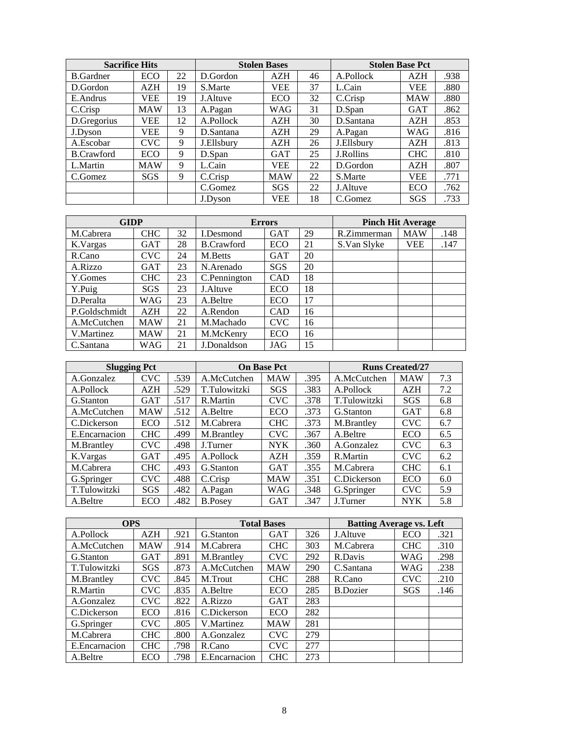| Sacrifice Hits | | | Stolen Bases | | | Stolen Base Pct | | |
|---|---|---|---|---|---|---|---|---|
| B.Gardner | ECO | 22 | D.Gordon | AZH | 46 | A.Pollock | AZH | .938 |
| D.Gordon | AZH | 19 | S.Marte | VEE | 37 | L.Cain | VEE | .880 |
| E.Andrus | VEE | 19 | J.Altuve | ECO | 32 | C.Crisp | MAW | .880 |
| C.Crisp | MAW | 13 | A.Pagan | WAG | 31 | D.Span | GAT | .862 |
| D.Gregorius | VEE | 12 | A.Pollock | AZH | 30 | D.Santana | AZH | .853 |
| J.Dyson | VEE | 9 | D.Santana | AZH | 29 | A.Pagan | WAG | .816 |
| A.Escobar | CVC | 9 | J.Ellsbury | AZH | 26 | J.Ellsbury | AZH | .813 |
| B.Crawford | ECO | 9 | D.Span | GAT | 25 | J.Rollins | CHC | .810 |
| L.Martin | MAW | 9 | L.Cain | VEE | 22 | D.Gordon | AZH | .807 |
| C.Gomez | SGS | 9 | C.Crisp | MAW | 22 | S.Marte | VEE | .771 |
| | | | C.Gomez | SGS | 22 | J.Altuve | ECO | .762 |
| | | | J.Dyson | VEE | 18 | C.Gomez | SGS | .733 |

| GIDP | | | Errors | | | Pinch Hit Average | | |
|---|---|---|---|---|---|---|---|---|
| M.Cabrera | CHC | 32 | I.Desmond | GAT | 29 | R.Zimmerman | MAW | .148 |
| K.Vargas | GAT | 28 | B.Crawford | ECO | 21 | S.Van Slyke | VEE | .147 |
| R.Cano | CVC | 24 | M.Betts | GAT | 20 | | | |
| A.Rizzo | GAT | 23 | N.Arenado | SGS | 20 | | | |
| Y.Gomes | CHC | 23 | C.Pennington | CAD | 18 | | | |
| Y.Puig | SGS | 23 | J.Altuve | ECO | 18 | | | |
| D.Peralta | WAG | 23 | A.Beltre | ECO | 17 | | | |
| P.Goldschmidt | AZH | 22 | A.Rendon | CAD | 16 | | | |
| A.McCutchen | MAW | 21 | M.Machado | CVC | 16 | | | |
| V.Martinez | MAW | 21 | M.McKenry | ECO | 16 | | | |
| C.Santana | WAG | 21 | J.Donaldson | JAG | 15 | | | |

| Slugging Pct | | | On Base Pct | | | Runs Created/27 | | |
|---|---|---|---|---|---|---|---|---|
| A.Gonzalez | CVC | .539 | A.McCutchen | MAW | .395 | A.McCutchen | MAW | 7.3 |
| A.Pollock | AZH | .529 | T.Tulowitzki | SGS | .383 | A.Pollock | AZH | 7.2 |
| G.Stanton | GAT | .517 | R.Martin | CVC | .378 | T.Tulowitzki | SGS | 6.8 |
| A.McCutchen | MAW | .512 | A.Beltre | ECO | .373 | G.Stanton | GAT | 6.8 |
| C.Dickerson | ECO | .512 | M.Cabrera | CHC | .373 | M.Brantley | CVC | 6.7 |
| E.Encarnacion | CHC | .499 | M.Brantley | CVC | .367 | A.Beltre | ECO | 6.5 |
| M.Brantley | CVC | .498 | J.Turner | NYK | .360 | A.Gonzalez | CVC | 6.3 |
| K.Vargas | GAT | .495 | A.Pollock | AZH | .359 | R.Martin | CVC | 6.2 |
| M.Cabrera | CHC | .493 | G.Stanton | GAT | .355 | M.Cabrera | CHC | 6.1 |
| G.Springer | CVC | .488 | C.Crisp | MAW | .351 | C.Dickerson | ECO | 6.0 |
| T.Tulowitzki | SGS | .482 | A.Pagan | WAG | .348 | G.Springer | CVC | 5.9 |
| A.Beltre | ECO | .482 | B.Posey | GAT | .347 | J.Turner | NYK | 5.8 |

| OPS | | | Total Bases | | | Batting Average vs. Left | | |
|---|---|---|---|---|---|---|---|---|
| A.Pollock | AZH | .921 | G.Stanton | GAT | 326 | J.Altuve | ECO | .321 |
| A.McCutchen | MAW | .914 | M.Cabrera | CHC | 303 | M.Cabrera | CHC | .310 |
| G.Stanton | GAT | .891 | M.Brantley | CVC | 292 | R.Davis | WAG | .298 |
| T.Tulowitzki | SGS | .873 | A.McCutchen | MAW | 290 | C.Santana | WAG | .238 |
| M.Brantley | CVC | .845 | M.Trout | CHC | 288 | R.Cano | CVC | .210 |
| R.Martin | CVC | .835 | A.Beltre | ECO | 285 | B.Dozier | SGS | .146 |
| A.Gonzalez | CVC | .822 | A.Rizzo | GAT | 283 | | | |
| C.Dickerson | ECO | .816 | C.Dickerson | ECO | 282 | | | |
| G.Springer | CVC | .805 | V.Martinez | MAW | 281 | | | |
| M.Cabrera | CHC | .800 | A.Gonzalez | CVC | 279 | | | |
| E.Encarnacion | CHC | .798 | R.Cano | CVC | 277 | | | |
| A.Beltre | ECO | .798 | E.Encarnacion | CHC | 273 | | | |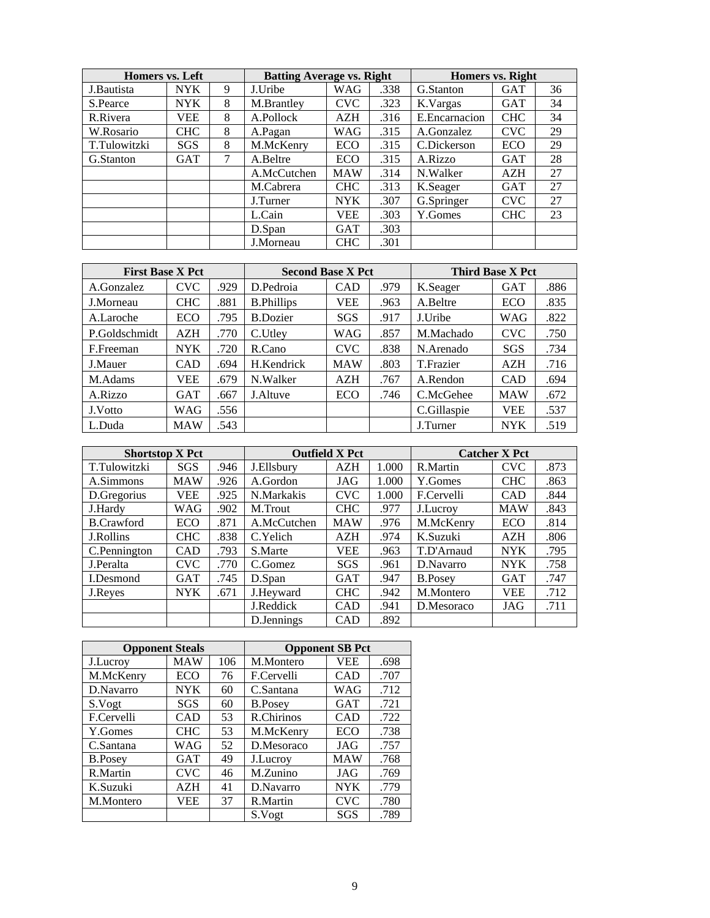| Homers vs. Left | | | Batting Average vs. Right | | | Homers vs. Right | | |
|---|---|---|---|---|---|---|---|---|
| J.Bautista | NYK | 9 | J.Uribe | WAG | .338 | G.Stanton | GAT | 36 |
| S.Pearce | NYK | 8 | M.Brantley | CVC | .323 | K.Vargas | GAT | 34 |
| R.Rivera | VEE | 8 | A.Pollock | AZH | .316 | E.Encarnacion | CHC | 34 |
| W.Rosario | CHC | 8 | A.Pagan | WAG | .315 | A.Gonzalez | CVC | 29 |
| T.Tulowitzki | SGS | 8 | M.McKenry | ECO | .315 | C.Dickerson | ECO | 29 |
| G.Stanton | GAT | 7 | A.Beltre | ECO | .315 | A.Rizzo | GAT | 28 |
| | | | A.McCutchen | MAW | .314 | N.Walker | AZH | 27 |
| | | | M.Cabrera | CHC | .313 | K.Seager | GAT | 27 |
| | | | J.Turner | NYK | .307 | G.Springer | CVC | 27 |
| | | | L.Cain | VEE | .303 | Y.Gomes | CHC | 23 |
| | | | D.Span | GAT | .303 | | | |
| | | | J.Morneau | CHC | .301 | | | |

| First Base X Pct | | | Second Base X Pct | | | Third Base X Pct | | |
|---|---|---|---|---|---|---|---|---|
| A.Gonzalez | CVC | .929 | D.Pedroia | CAD | .979 | K.Seager | GAT | .886 |
| J.Morneau | CHC | .881 | B.Phillips | VEE | .963 | A.Beltre | ECO | .835 |
| A.Laroche | ECO | .795 | B.Dozier | SGS | .917 | J.Uribe | WAG | .822 |
| P.Goldschmidt | AZH | .770 | C.Utley | WAG | .857 | M.Machado | CVC | .750 |
| F.Freeman | NYK | .720 | R.Cano | CVC | .838 | N.Arenado | SGS | .734 |
| J.Mauer | CAD | .694 | H.Kendrick | MAW | .803 | T.Frazier | AZH | .716 |
| M.Adams | VEE | .679 | N.Walker | AZH | .767 | A.Rendon | CAD | .694 |
| A.Rizzo | GAT | .667 | J.Altuve | ECO | .746 | C.McGehee | MAW | .672 |
| J.Votto | WAG | .556 | | | | C.Gillaspie | VEE | .537 |
| L.Duda | MAW | .543 | | | | J.Turner | NYK | .519 |

| Shortstop X Pct | | | Outfield X Pct | | | Catcher X Pct | | |
|---|---|---|---|---|---|---|---|---|
| T.Tulowitzki | SGS | .946 | J.Ellsbury | AZH | 1.000 | R.Martin | CVC | .873 |
| A.Simmons | MAW | .926 | A.Gordon | JAG | 1.000 | Y.Gomes | CHC | .863 |
| D.Gregorius | VEE | .925 | N.Markakis | CVC | 1.000 | F.Cervelli | CAD | .844 |
| J.Hardy | WAG | .902 | M.Trout | CHC | .977 | J.Lucroy | MAW | .843 |
| B.Crawford | ECO | .871 | A.McCutchen | MAW | .976 | M.McKenry | ECO | .814 |
| J.Rollins | CHC | .838 | C.Yelich | AZH | .974 | K.Suzuki | AZH | .806 |
| C.Pennington | CAD | .793 | S.Marte | VEE | .963 | T.D'Arnaud | NYK | .795 |
| J.Peralta | CVC | .770 | C.Gomez | SGS | .961 | D.Navarro | NYK | .758 |
| I.Desmond | GAT | .745 | D.Span | GAT | .947 | B.Posey | GAT | .747 |
| J.Reyes | NYK | .671 | J.Heyward | CHC | .942 | M.Montero | VEE | .712 |
| | | | J.Reddick | CAD | .941 | D.Mesoraco | JAG | .711 |
| | | | D.Jennings | CAD | .892 | | | |

| Opponent Steals | | | Opponent SB Pct | | |
|---|---|---|---|---|---|
| J.Lucroy | MAW | 106 | M.Montero | VEE | .698 |
| M.McKenry | ECO | 76 | F.Cervelli | CAD | .707 |
| D.Navarro | NYK | 60 | C.Santana | WAG | .712 |
| S.Vogt | SGS | 60 | B.Posey | GAT | .721 |
| F.Cervelli | CAD | 53 | R.Chirinos | CAD | .722 |
| Y.Gomes | CHC | 53 | M.McKenry | ECO | .738 |
| C.Santana | WAG | 52 | D.Mesoraco | JAG | .757 |
| B.Posey | GAT | 49 | J.Lucroy | MAW | .768 |
| R.Martin | CVC | 46 | M.Zunino | JAG | .769 |
| K.Suzuki | AZH | 41 | D.Navarro | NYK | .779 |
| M.Montero | VEE | 37 | R.Martin | CVC | .780 |
| | | | S.Vogt | SGS | .789 |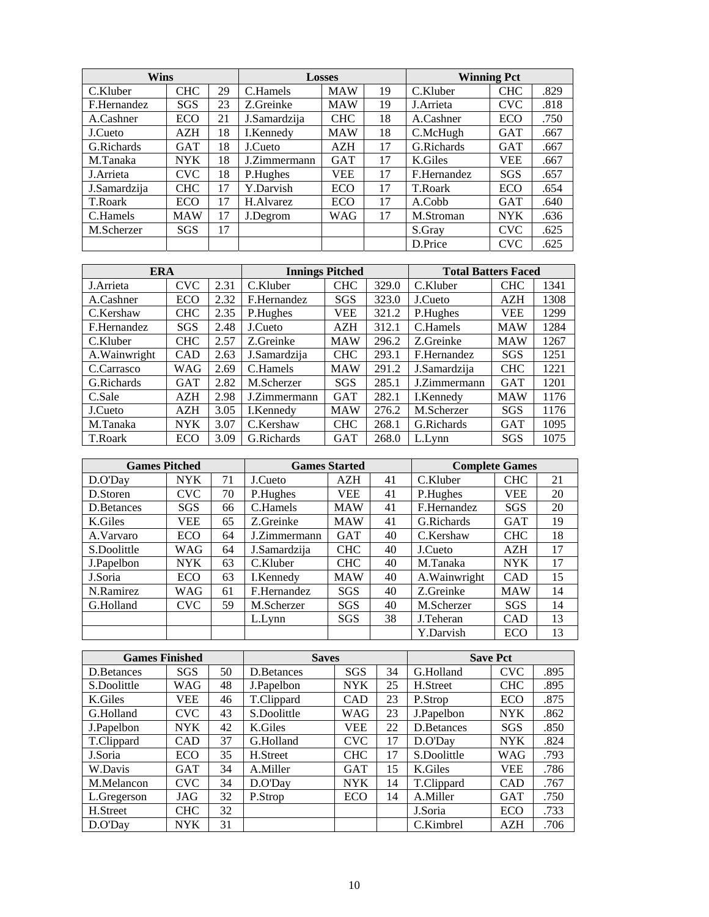| Wins | | | Losses | | | Winning Pct | | |
|---|---|---|---|---|---|---|---|---|
| C.Kluber | CHC | 29 | C.Hamels | MAW | 19 | C.Kluber | CHC | .829 |
| F.Hernandez | SGS | 23 | Z.Greinke | MAW | 19 | J.Arrieta | CVC | .818 |
| A.Cashner | ECO | 21 | J.Samardzija | CHC | 18 | A.Cashner | ECO | .750 |
| J.Cueto | AZH | 18 | I.Kennedy | MAW | 18 | C.McHugh | GAT | .667 |
| G.Richards | GAT | 18 | J.Cueto | AZH | 17 | G.Richards | GAT | .667 |
| M.Tanaka | NYK | 18 | J.Zimmermann | GAT | 17 | K.Giles | VEE | .667 |
| J.Arrieta | CVC | 18 | P.Hughes | VEE | 17 | F.Hernandez | SGS | .657 |
| J.Samardzija | CHC | 17 | Y.Darvish | ECO | 17 | T.Roark | ECO | .654 |
| T.Roark | ECO | 17 | H.Alvarez | ECO | 17 | A.Cobb | GAT | .640 |
| C.Hamels | MAW | 17 | J.Degrom | WAG | 17 | M.Stroman | NYK | .636 |
| M.Scherzer | SGS | 17 | | | | S.Gray | CVC | .625 |
| | | | | | | D.Price | CVC | .625 |

| ERA | | | Innings Pitched | | | Total Batters Faced | | |
|---|---|---|---|---|---|---|---|---|
| J.Arrieta | CVC | 2.31 | C.Kluber | CHC | 329.0 | C.Kluber | CHC | 1341 |
| A.Cashner | ECO | 2.32 | F.Hernandez | SGS | 323.0 | J.Cueto | AZH | 1308 |
| C.Kershaw | CHC | 2.35 | P.Hughes | VEE | 321.2 | P.Hughes | VEE | 1299 |
| F.Hernandez | SGS | 2.48 | J.Cueto | AZH | 312.1 | C.Hamels | MAW | 1284 |
| C.Kluber | CHC | 2.57 | Z.Greinke | MAW | 296.2 | Z.Greinke | MAW | 1267 |
| A.Wainwright | CAD | 2.63 | J.Samardzija | CHC | 293.1 | F.Hernandez | SGS | 1251 |
| C.Carrasco | WAG | 2.69 | C.Hamels | MAW | 291.2 | J.Samardzija | CHC | 1221 |
| G.Richards | GAT | 2.82 | M.Scherzer | SGS | 285.1 | J.Zimmermann | GAT | 1201 |
| C.Sale | AZH | 2.98 | J.Zimmermann | GAT | 282.1 | I.Kennedy | MAW | 1176 |
| J.Cueto | AZH | 3.05 | I.Kennedy | MAW | 276.2 | M.Scherzer | SGS | 1176 |
| M.Tanaka | NYK | 3.07 | C.Kershaw | CHC | 268.1 | G.Richards | GAT | 1095 |
| T.Roark | ECO | 3.09 | G.Richards | GAT | 268.0 | L.Lynn | SGS | 1075 |

| Games Pitched | | | Games Started | | | Complete Games | | |
|---|---|---|---|---|---|---|---|---|
| D.O'Day | NYK | 71 | J.Cueto | AZH | 41 | C.Kluber | CHC | 21 |
| D.Storen | CVC | 70 | P.Hughes | VEE | 41 | P.Hughes | VEE | 20 |
| D.Betances | SGS | 66 | C.Hamels | MAW | 41 | F.Hernandez | SGS | 20 |
| K.Giles | VEE | 65 | Z.Greinke | MAW | 41 | G.Richards | GAT | 19 |
| A.Varvaro | ECO | 64 | J.Zimmermann | GAT | 40 | C.Kershaw | CHC | 18 |
| S.Doolittle | WAG | 64 | J.Samardzija | CHC | 40 | J.Cueto | AZH | 17 |
| J.Papelbon | NYK | 63 | C.Kluber | CHC | 40 | M.Tanaka | NYK | 17 |
| J.Soria | ECO | 63 | I.Kennedy | MAW | 40 | A.Wainwright | CAD | 15 |
| N.Ramirez | WAG | 61 | F.Hernandez | SGS | 40 | Z.Greinke | MAW | 14 |
| G.Holland | CVC | 59 | M.Scherzer | SGS | 40 | M.Scherzer | SGS | 14 |
| | | | L.Lynn | SGS | 38 | J.Teheran | CAD | 13 |
| | | | | | | Y.Darvish | ECO | 13 |

| Games Finished | | | Saves | | | Save Pct | | |
|---|---|---|---|---|---|---|---|---|
| D.Betances | SGS | 50 | D.Betances | SGS | 34 | G.Holland | CVC | .895 |
| S.Doolittle | WAG | 48 | J.Papelbon | NYK | 25 | H.Street | CHC | .895 |
| K.Giles | VEE | 46 | T.Clippard | CAD | 23 | P.Strop | ECO | .875 |
| G.Holland | CVC | 43 | S.Doolittle | WAG | 23 | J.Papelbon | NYK | .862 |
| J.Papelbon | NYK | 42 | K.Giles | VEE | 22 | D.Betances | SGS | .850 |
| T.Clippard | CAD | 37 | G.Holland | CVC | 17 | D.O'Day | NYK | .824 |
| J.Soria | ECO | 35 | H.Street | CHC | 17 | S.Doolittle | WAG | .793 |
| W.Davis | GAT | 34 | A.Miller | GAT | 15 | K.Giles | VEE | .786 |
| M.Melancon | CVC | 34 | D.O'Day | NYK | 14 | T.Clippard | CAD | .767 |
| L.Gregerson | JAG | 32 | P.Strop | ECO | 14 | A.Miller | GAT | .750 |
| H.Street | CHC | 32 | | | | J.Soria | ECO | .733 |
| D.O'Day | NYK | 31 | | | | C.Kimbrel | AZH | .706 |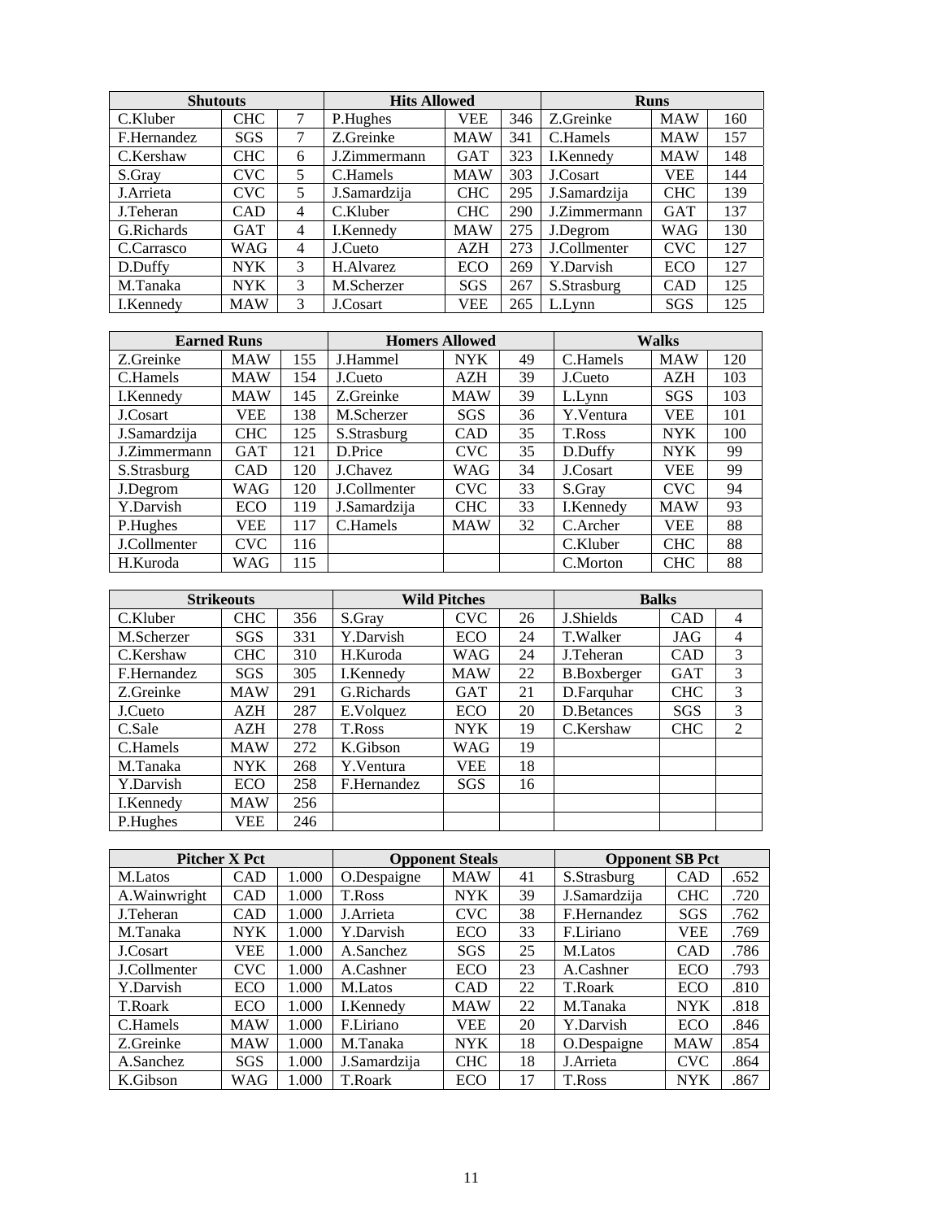| Shutouts | | | Hits Allowed | | | Runs | | |
|---|---|---|---|---|---|---|---|---|
| C.Kluber | CHC | 7 | P.Hughes | VEE | 346 | Z.Greinke | MAW | 160 |
| F.Hernandez | SGS | 7 | Z.Greinke | MAW | 341 | C.Hamels | MAW | 157 |
| C.Kershaw | CHC | 6 | J.Zimmermann | GAT | 323 | I.Kennedy | MAW | 148 |
| S.Gray | CVC | 5 | C.Hamels | MAW | 303 | J.Cosart | VEE | 144 |
| J.Arrieta | CVC | 5 | J.Samardzija | CHC | 295 | J.Samardzija | CHC | 139 |
| J.Teheran | CAD | 4 | C.Kluber | CHC | 290 | J.Zimmermann | GAT | 137 |
| G.Richards | GAT | 4 | I.Kennedy | MAW | 275 | J.Degrom | WAG | 130 |
| C.Carrasco | WAG | 4 | J.Cueto | AZH | 273 | J.Collmenter | CVC | 127 |
| D.Duffy | NYK | 3 | H.Alvarez | ECO | 269 | Y.Darvish | ECO | 127 |
| M.Tanaka | NYK | 3 | M.Scherzer | SGS | 267 | S.Strasburg | CAD | 125 |
| I.Kennedy | MAW | 3 | J.Cosart | VEE | 265 | L.Lynn | SGS | 125 |

| Earned Runs | | | Homers Allowed | | | Walks | | |
|---|---|---|---|---|---|---|---|---|
| Z.Greinke | MAW | 155 | J.Hammel | NYK | 49 | C.Hamels | MAW | 120 |
| C.Hamels | MAW | 154 | J.Cueto | AZH | 39 | J.Cueto | AZH | 103 |
| I.Kennedy | MAW | 145 | Z.Greinke | MAW | 39 | L.Lynn | SGS | 103 |
| J.Cosart | VEE | 138 | M.Scherzer | SGS | 36 | Y.Ventura | VEE | 101 |
| J.Samardzija | CHC | 125 | S.Strasburg | CAD | 35 | T.Ross | NYK | 100 |
| J.Zimmermann | GAT | 121 | D.Price | CVC | 35 | D.Duffy | NYK | 99 |
| S.Strasburg | CAD | 120 | J.Chavez | WAG | 34 | J.Cosart | VEE | 99 |
| J.Degrom | WAG | 120 | J.Collmenter | CVC | 33 | S.Gray | CVC | 94 |
| Y.Darvish | ECO | 119 | J.Samardzija | CHC | 33 | I.Kennedy | MAW | 93 |
| P.Hughes | VEE | 117 | C.Hamels | MAW | 32 | C.Archer | VEE | 88 |
| J.Collmenter | CVC | 116 | | | | C.Kluber | CHC | 88 |
| H.Kuroda | WAG | 115 | | | | C.Morton | CHC | 88 |

| Strikeouts | | | Wild Pitches | | | Balks | | |
|---|---|---|---|---|---|---|---|---|
| C.Kluber | CHC | 356 | S.Gray | CVC | 26 | J.Shields | CAD | 4 |
| M.Scherzer | SGS | 331 | Y.Darvish | ECO | 24 | T.Walker | JAG | 4 |
| C.Kershaw | CHC | 310 | H.Kuroda | WAG | 24 | J.Teheran | CAD | 3 |
| F.Hernandez | SGS | 305 | I.Kennedy | MAW | 22 | B.Boxberger | GAT | 3 |
| Z.Greinke | MAW | 291 | G.Richards | GAT | 21 | D.Farquhar | CHC | 3 |
| J.Cueto | AZH | 287 | E.Volquez | ECO | 20 | D.Betances | SGS | 3 |
| C.Sale | AZH | 278 | T.Ross | NYK | 19 | C.Kershaw | CHC | 2 |
| C.Hamels | MAW | 272 | K.Gibson | WAG | 19 | | | |
| M.Tanaka | NYK | 268 | Y.Ventura | VEE | 18 | | | |
| Y.Darvish | ECO | 258 | F.Hernandez | SGS | 16 | | | |
| I.Kennedy | MAW | 256 | | | | | | |
| P.Hughes | VEE | 246 | | | | | | |

| Pitcher X Pct | | | Opponent Steals | | | Opponent SB Pct | | |
|---|---|---|---|---|---|---|---|---|
| M.Latos | CAD | 1.000 | O.Despaigne | MAW | 41 | S.Strasburg | CAD | .652 |
| A.Wainwright | CAD | 1.000 | T.Ross | NYK | 39 | J.Samardzija | CHC | .720 |
| J.Teheran | CAD | 1.000 | J.Arrieta | CVC | 38 | F.Hernandez | SGS | .762 |
| M.Tanaka | NYK | 1.000 | Y.Darvish | ECO | 33 | F.Liriano | VEE | .769 |
| J.Cosart | VEE | 1.000 | A.Sanchez | SGS | 25 | M.Latos | CAD | .786 |
| J.Collmenter | CVC | 1.000 | A.Cashner | ECO | 23 | A.Cashner | ECO | .793 |
| Y.Darvish | ECO | 1.000 | M.Latos | CAD | 22 | T.Roark | ECO | .810 |
| T.Roark | ECO | 1.000 | I.Kennedy | MAW | 22 | M.Tanaka | NYK | .818 |
| C.Hamels | MAW | 1.000 | F.Liriano | VEE | 20 | Y.Darvish | ECO | .846 |
| Z.Greinke | MAW | 1.000 | M.Tanaka | NYK | 18 | O.Despaigne | MAW | .854 |
| A.Sanchez | SGS | 1.000 | J.Samardzija | CHC | 18 | J.Arrieta | CVC | .864 |
| K.Gibson | WAG | 1.000 | T.Roark | ECO | 17 | T.Ross | NYK | .867 |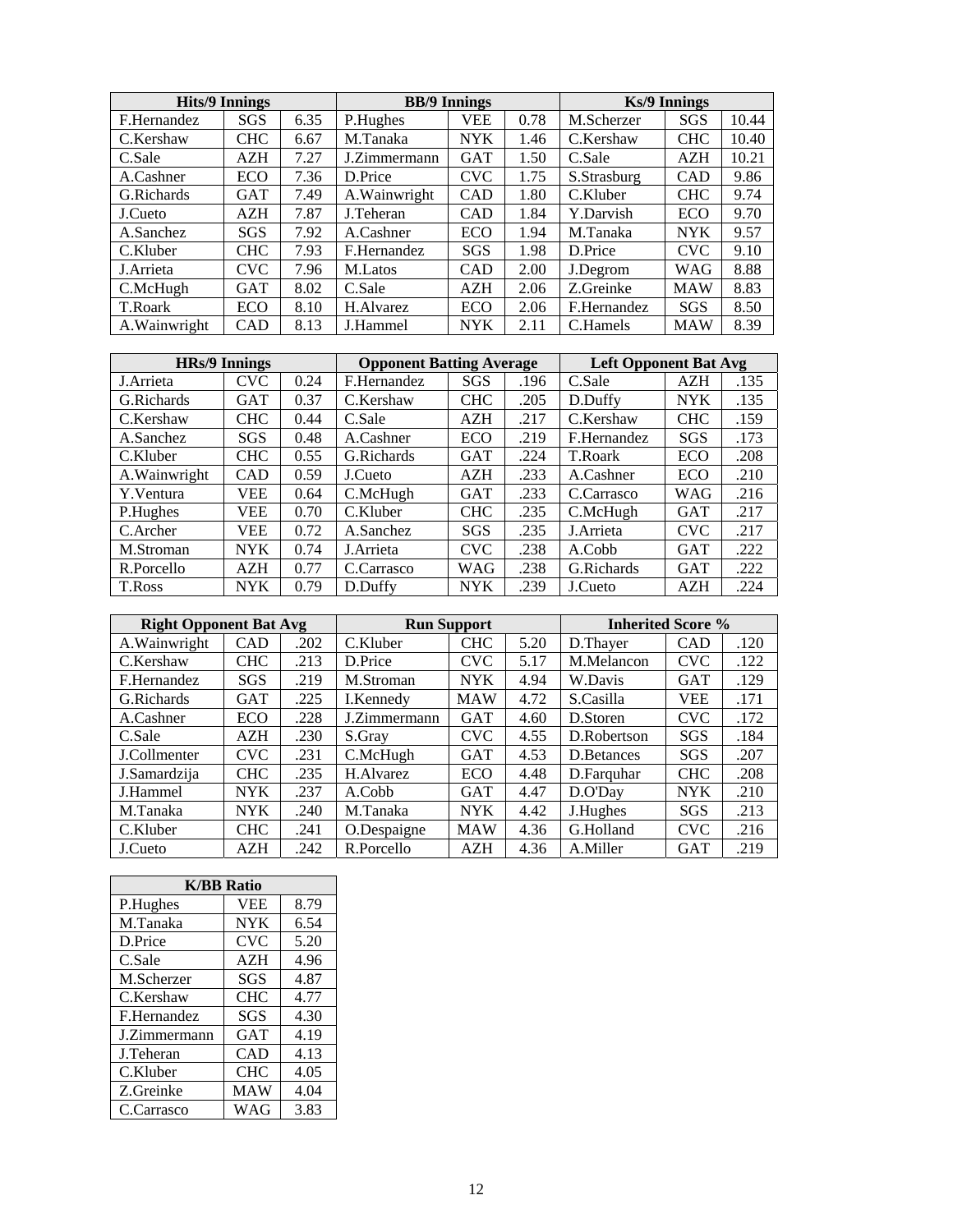| Hits/9 Innings | | |
|---|---|---|
| F.Hernandez | SGS | 6.35 |
| C.Kershaw | CHC | 6.67 |
| C.Sale | AZH | 7.27 |
| A.Cashner | ECO | 7.36 |
| G.Richards | GAT | 7.49 |
| J.Cueto | AZH | 7.87 |
| A.Sanchez | SGS | 7.92 |
| C.Kluber | CHC | 7.93 |
| J.Arrieta | CVC | 7.96 |
| C.McHugh | GAT | 8.02 |
| T.Roark | ECO | 8.10 |
| A.Wainwright | CAD | 8.13 |

| BB/9 Innings | | |
|---|---|---|
| P.Hughes | VEE | 0.78 |
| M.Tanaka | NYK | 1.46 |
| J.Zimmermann | GAT | 1.50 |
| D.Price | CVC | 1.75 |
| A.Wainwright | CAD | 1.80 |
| J.Teheran | CAD | 1.84 |
| A.Cashner | ECO | 1.94 |
| F.Hernandez | SGS | 1.98 |
| M.Latos | CAD | 2.00 |
| C.Sale | AZH | 2.06 |
| H.Alvarez | ECO | 2.06 |
| J.Hammel | NYK | 2.11 |

| Ks/9 Innings | | |
|---|---|---|
| M.Scherzer | SGS | 10.44 |
| C.Kershaw | CHC | 10.40 |
| C.Sale | AZH | 10.21 |
| S.Strasburg | CAD | 9.86 |
| C.Kluber | CHC | 9.74 |
| Y.Darvish | ECO | 9.70 |
| M.Tanaka | NYK | 9.57 |
| D.Price | CVC | 9.10 |
| J.Degrom | WAG | 8.88 |
| Z.Greinke | MAW | 8.83 |
| F.Hernandez | SGS | 8.50 |
| C.Hamels | MAW | 8.39 |

| HRs/9 Innings | | |
|---|---|---|
| J.Arrieta | CVC | 0.24 |
| G.Richards | GAT | 0.37 |
| C.Kershaw | CHC | 0.44 |
| A.Sanchez | SGS | 0.48 |
| C.Kluber | CHC | 0.55 |
| A.Wainwright | CAD | 0.59 |
| Y.Ventura | VEE | 0.64 |
| P.Hughes | VEE | 0.70 |
| C.Archer | VEE | 0.72 |
| M.Stroman | NYK | 0.74 |
| R.Porcello | AZH | 0.77 |
| T.Ross | NYK | 0.79 |

| Opponent Batting Average | | |
|---|---|---|
| F.Hernandez | SGS | .196 |
| C.Kershaw | CHC | .205 |
| C.Sale | AZH | .217 |
| A.Cashner | ECO | .219 |
| G.Richards | GAT | .224 |
| J.Cueto | AZH | .233 |
| C.McHugh | GAT | .233 |
| C.Kluber | CHC | .235 |
| A.Sanchez | SGS | .235 |
| J.Arrieta | CVC | .238 |
| C.Carrasco | WAG | .238 |
| D.Duffy | NYK | .239 |

| Left Opponent Bat Avg | | |
|---|---|---|
| C.Sale | AZH | .135 |
| D.Duffy | NYK | .135 |
| C.Kershaw | CHC | .159 |
| F.Hernandez | SGS | .173 |
| T.Roark | ECO | .208 |
| A.Cashner | ECO | .210 |
| C.Carrasco | WAG | .216 |
| C.McHugh | GAT | .217 |
| J.Arrieta | CVC | .217 |
| A.Cobb | GAT | .222 |
| G.Richards | GAT | .222 |
| J.Cueto | AZH | .224 |

| Right Opponent Bat Avg | | |
|---|---|---|
| A.Wainwright | CAD | .202 |
| C.Kershaw | CHC | .213 |
| F.Hernandez | SGS | .219 |
| G.Richards | GAT | .225 |
| A.Cashner | ECO | .228 |
| C.Sale | AZH | .230 |
| J.Collmenter | CVC | .231 |
| J.Samardzija | CHC | .235 |
| J.Hammel | NYK | .237 |
| M.Tanaka | NYK | .240 |
| C.Kluber | CHC | .241 |
| J.Cueto | AZH | .242 |

| Run Support | | |
|---|---|---|
| C.Kluber | CHC | 5.20 |
| D.Price | CVC | 5.17 |
| M.Stroman | NYK | 4.94 |
| I.Kennedy | MAW | 4.72 |
| J.Zimmermann | GAT | 4.60 |
| S.Gray | CVC | 4.55 |
| C.McHugh | GAT | 4.53 |
| H.Alvarez | ECO | 4.48 |
| A.Cobb | GAT | 4.47 |
| M.Tanaka | NYK | 4.42 |
| O.Despaigne | MAW | 4.36 |
| R.Porcello | AZH | 4.36 |

| Inherited Score % | | |
|---|---|---|
| D.Thayer | CAD | .120 |
| M.Melancon | CVC | .122 |
| W.Davis | GAT | .129 |
| S.Casilla | VEE | .171 |
| D.Storen | CVC | .172 |
| D.Robertson | SGS | .184 |
| D.Betances | SGS | .207 |
| D.Farquhar | CHC | .208 |
| D.O'Day | NYK | .210 |
| J.Hughes | SGS | .213 |
| G.Holland | CVC | .216 |
| A.Miller | GAT | .219 |

| K/BB Ratio | | |
|---|---|---|
| P.Hughes | VEE | 8.79 |
| M.Tanaka | NYK | 6.54 |
| D.Price | CVC | 5.20 |
| C.Sale | AZH | 4.96 |
| M.Scherzer | SGS | 4.87 |
| C.Kershaw | CHC | 4.77 |
| F.Hernandez | SGS | 4.30 |
| J.Zimmermann | GAT | 4.19 |
| J.Teheran | CAD | 4.13 |
| C.Kluber | CHC | 4.05 |
| Z.Greinke | MAW | 4.04 |
| C.Carrasco | WAG | 3.83 |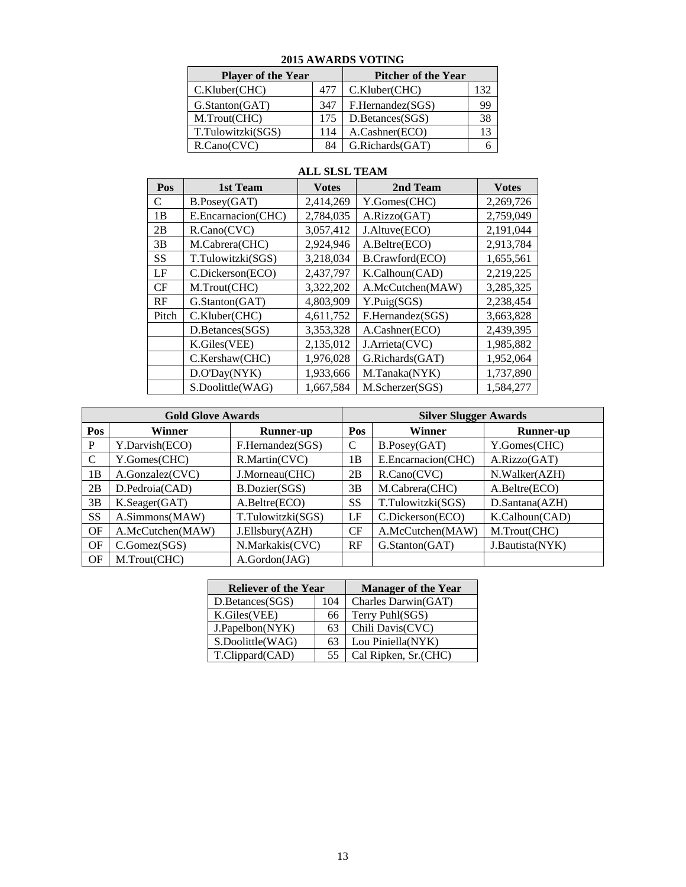## 2015 AWARDS VOTING

| Player of the Year | | Pitcher of the Year | |
|---|---|---|---|
| C.Kluber(CHC) | 477 | C.Kluber(CHC) | 132 |
| G.Stanton(GAT) | 347 | F.Hernandez(SGS) | 99 |
| M.Trout(CHC) | 175 | D.Betances(SGS) | 38 |
| T.Tulowitzki(SGS) | 114 | A.Cashner(ECO) | 13 |
| R.Cano(CVC) | 84 | G.Richards(GAT) | 6 |

## ALL SLSL TEAM

| Pos | 1st Team | Votes | 2nd Team | Votes |
|---|---|---|---|---|
| C | B.Posey(GAT) | 2,414,269 | Y.Gomes(CHC) | 2,269,726 |
| 1B | E.Encarnacion(CHC) | 2,784,035 | A.Rizzo(GAT) | 2,759,049 |
| 2B | R.Cano(CVC) | 3,057,412 | J.Altuve(ECO) | 2,191,044 |
| 3B | M.Cabrera(CHC) | 2,924,946 | A.Beltre(ECO) | 2,913,784 |
| SS | T.Tulowitzki(SGS) | 3,218,034 | B.Crawford(ECO) | 1,655,561 |
| LF | C.Dickerson(ECO) | 2,437,797 | K.Calhoun(CAD) | 2,219,225 |
| CF | M.Trout(CHC) | 3,322,202 | A.McCutchen(MAW) | 3,285,325 |
| RF | G.Stanton(GAT) | 4,803,909 | Y.Puig(SGS) | 2,238,454 |
| Pitch | C.Kluber(CHC) | 4,611,752 | F.Hernandez(SGS) | 3,663,828 |
| | D.Betances(SGS) | 3,353,328 | A.Cashner(ECO) | 2,439,395 |
| | K.Giles(VEE) | 2,135,012 | J.Arrieta(CVC) | 1,985,882 |
| | C.Kershaw(CHC) | 1,976,028 | G.Richards(GAT) | 1,952,064 |
| | D.O'Day(NYK) | 1,933,666 | M.Tanaka(NYK) | 1,737,890 |
| | S.Doolittle(WAG) | 1,667,584 | M.Scherzer(SGS) | 1,584,277 |

| Gold Glove Awards | | | Silver Slugger Awards | | |
|---|---|---|---|---|---|
| Pos | Winner | Runner-up | Pos | Winner | Runner-up |
| P | Y.Darvish(ECO) | F.Hernandez(SGS) | C | B.Posey(GAT) | Y.Gomes(CHC) |
| C | Y.Gomes(CHC) | R.Martin(CVC) | 1B | E.Encarnacion(CHC) | A.Rizzo(GAT) |
| 1B | A.Gonzalez(CVC) | J.Morneau(CHC) | 2B | R.Cano(CVC) | N.Walker(AZH) |
| 2B | D.Pedroia(CAD) | B.Dozier(SGS) | 3B | M.Cabrera(CHC) | A.Beltre(ECO) |
| 3B | K.Seager(GAT) | A.Beltre(ECO) | SS | T.Tulowitzki(SGS) | D.Santana(AZH) |
| SS | A.Simmons(MAW) | T.Tulowitzki(SGS) | LF | C.Dickerson(ECO) | K.Calhoun(CAD) |
| OF | A.McCutchen(MAW) | J.Ellsbury(AZH) | CF | A.McCutchen(MAW) | M.Trout(CHC) |
| OF | C.Gomez(SGS) | N.Markakis(CVC) | RF | G.Stanton(GAT) | J.Bautista(NYK) |
| OF | M.Trout(CHC) | A.Gordon(JAG) | | | |

| Reliever of the Year | | Manager of the Year |
|---|---|---|
| D.Betances(SGS) | 104 | Charles Darwin(GAT) |
| K.Giles(VEE) | 66 | Terry Puhl(SGS) |
| J.Papelbon(NYK) | 63 | Chili Davis(CVC) |
| S.Doolittle(WAG) | 63 | Lou Piniella(NYK) |
| T.Clippard(CAD) | 55 | Cal Ripken, Sr.(CHC) |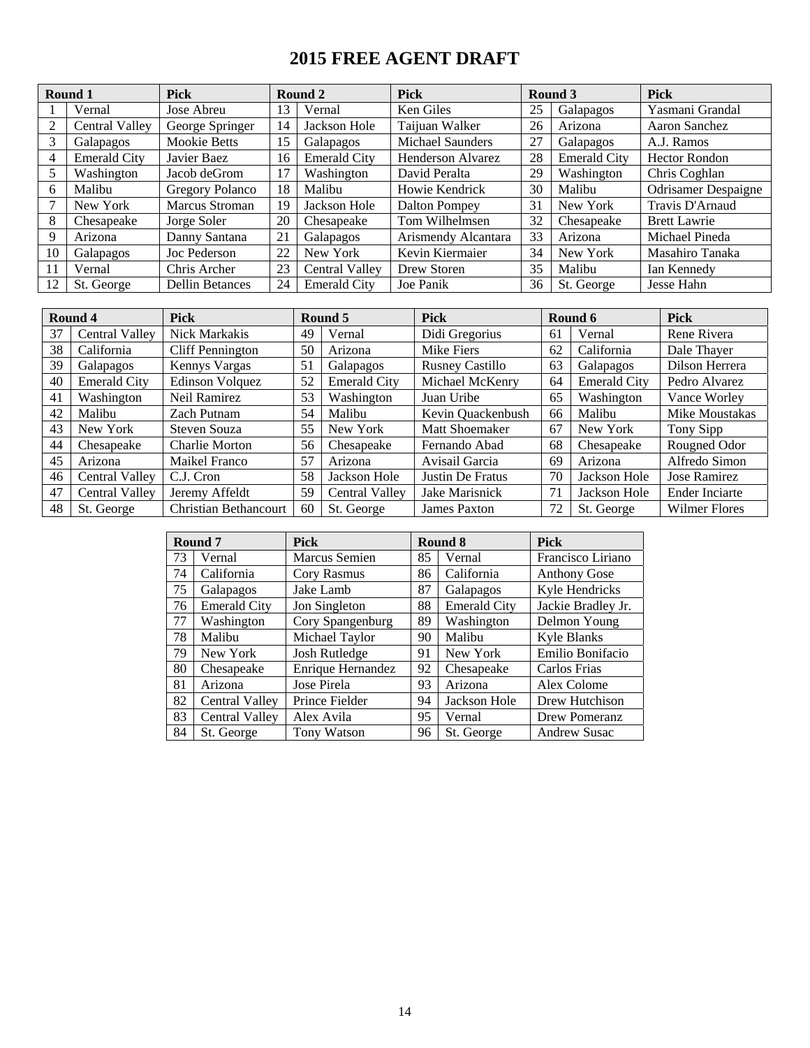# 2015 FREE AGENT DRAFT

| Round 1 | | Pick | Round 2 | | Pick | Round 3 | | Pick |
|---|---|---|---|---|---|---|---|---|
| 1 | Vernal | Jose Abreu | 13 | Vernal | Ken Giles | 25 | Galapagos | Yasmani Grandal |
| 2 | Central Valley | George Springer | 14 | Jackson Hole | Taijuan Walker | 26 | Arizona | Aaron Sanchez |
| 3 | Galapagos | Mookie Betts | 15 | Galapagos | Michael Saunders | 27 | Galapagos | A.J. Ramos |
| 4 | Emerald City | Javier Baez | 16 | Emerald City | Henderson Alvarez | 28 | Emerald City | Hector Rondon |
| 5 | Washington | Jacob deGrom | 17 | Washington | David Peralta | 29 | Washington | Chris Coghlan |
| 6 | Malibu | Gregory Polanco | 18 | Malibu | Howie Kendrick | 30 | Malibu | Odrisamer Despaigne |
| 7 | New York | Marcus Stroman | 19 | Jackson Hole | Dalton Pompey | 31 | New York | Travis D'Arnaud |
| 8 | Chesapeake | Jorge Soler | 20 | Chesapeake | Tom Wilhelmsen | 32 | Chesapeake | Brett Lawrie |
| 9 | Arizona | Danny Santana | 21 | Galapagos | Arismendy Alcantara | 33 | Arizona | Michael Pineda |
| 10 | Galapagos | Joc Pederson | 22 | New York | Kevin Kiermaier | 34 | New York | Masahiro Tanaka |
| 11 | Vernal | Chris Archer | 23 | Central Valley | Drew Storen | 35 | Malibu | Ian Kennedy |
| 12 | St. George | Dellin Betances | 24 | Emerald City | Joe Panik | 36 | St. George | Jesse Hahn |

| Round 4 | | Pick | Round 5 | | Pick | Round 6 | | Pick |
|---|---|---|---|---|---|---|---|---|
| 37 | Central Valley | Nick Markakis | 49 | Vernal | Didi Gregorius | 61 | Vernal | Rene Rivera |
| 38 | California | Cliff Pennington | 50 | Arizona | Mike Fiers | 62 | California | Dale Thayer |
| 39 | Galapagos | Kennys Vargas | 51 | Galapagos | Rusney Castillo | 63 | Galapagos | Dilson Herrera |
| 40 | Emerald City | Edinson Volquez | 52 | Emerald City | Michael McKenry | 64 | Emerald City | Pedro Alvarez |
| 41 | Washington | Neil Ramirez | 53 | Washington | Juan Uribe | 65 | Washington | Vance Worley |
| 42 | Malibu | Zach Putnam | 54 | Malibu | Kevin Quackenbush | 66 | Malibu | Mike Moustakas |
| 43 | New York | Steven Souza | 55 | New York | Matt Shoemaker | 67 | New York | Tony Sipp |
| 44 | Chesapeake | Charlie Morton | 56 | Chesapeake | Fernando Abad | 68 | Chesapeake | Rougned Odor |
| 45 | Arizona | Maikel Franco | 57 | Arizona | Avisail Garcia | 69 | Arizona | Alfredo Simon |
| 46 | Central Valley | C.J. Cron | 58 | Jackson Hole | Justin De Fratus | 70 | Jackson Hole | Jose Ramirez |
| 47 | Central Valley | Jeremy Affeldt | 59 | Central Valley | Jake Marisnick | 71 | Jackson Hole | Ender Inciarte |
| 48 | St. George | Christian Bethancourt | 60 | St. George | James Paxton | 72 | St. George | Wilmer Flores |

| Round 7 | | Pick | Round 8 | | Pick |
|---|---|---|---|---|---|
| 73 | Vernal | Marcus Semien | 85 | Vernal | Francisco Liriano |
| 74 | California | Cory Rasmus | 86 | California | Anthony Gose |
| 75 | Galapagos | Jake Lamb | 87 | Galapagos | Kyle Hendricks |
| 76 | Emerald City | Jon Singleton | 88 | Emerald City | Jackie Bradley Jr. |
| 77 | Washington | Cory Spangenburg | 89 | Washington | Delmon Young |
| 78 | Malibu | Michael Taylor | 90 | Malibu | Kyle Blanks |
| 79 | New York | Josh Rutledge | 91 | New York | Emilio Bonifacio |
| 80 | Chesapeake | Enrique Hernandez | 92 | Chesapeake | Carlos Frias |
| 81 | Arizona | Jose Pirela | 93 | Arizona | Alex Colome |
| 82 | Central Valley | Prince Fielder | 94 | Jackson Hole | Drew Hutchison |
| 83 | Central Valley | Alex Avila | 95 | Vernal | Drew Pomeranz |
| 84 | St. George | Tony Watson | 96 | St. George | Andrew Susac |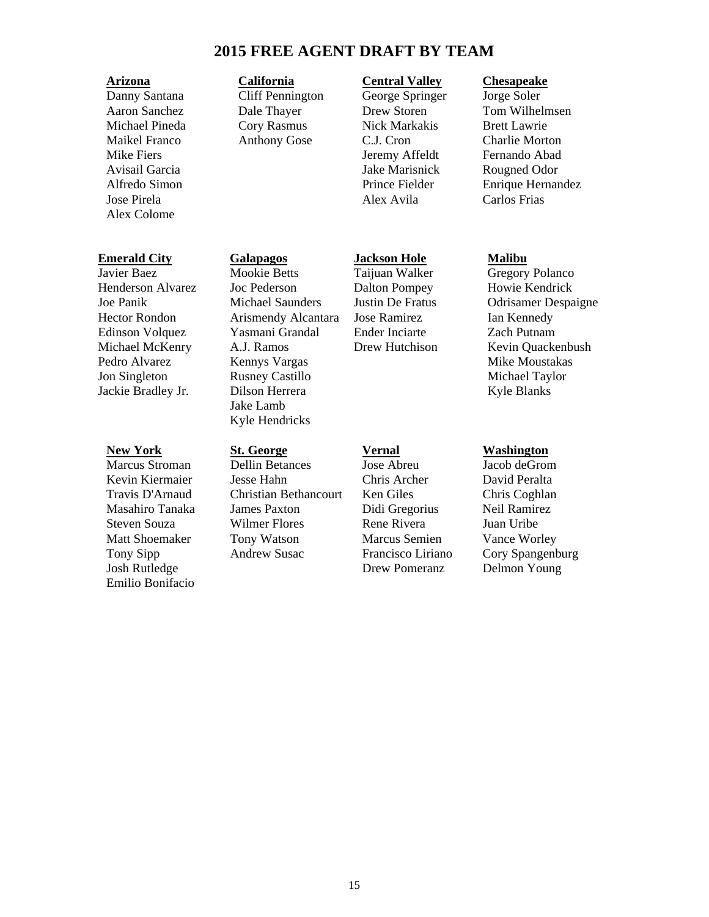# 2015 FREE AGENT DRAFT BY TEAM

**Arizona**

Danny Santana
Aaron Sanchez
Michael Pineda
Maikel Franco
Mike Fiers
Avisail Garcia
Alfredo Simon
Jose Pirela
Alex Colome

**California**

Cliff Pennington
Dale Thayer
Cory Rasmus
Anthony Gose

**Central Valley**

George Springer
Drew Storen
Nick Markakis
C.J. Cron
Jeremy Affeldt
Jake Marisnick
Prince Fielder
Alex Avila

**Chesapeake**

Jorge Soler
Tom Wilhelmsen
Brett Lawrie
Charlie Morton
Fernando Abad
Rougned Odor
Enrique Hernandez
Carlos Frias

**Emerald City**

Javier Baez
Henderson Alvarez
Joe Panik
Hector Rondon
Edinson Volquez
Michael McKenry
Pedro Alvarez
Jon Singleton
Jackie Bradley Jr.

**Galapagos**

Mookie Betts
Joc Pederson
Michael Saunders
Arismendy Alcantara
Yasmani Grandal
A.J. Ramos
Kennys Vargas
Rusney Castillo
Dilson Herrera
Jake Lamb
Kyle Hendricks

**Jackson Hole**

Taijuan Walker
Dalton Pompey
Justin De Fratus
Jose Ramirez
Ender Inciarte
Drew Hutchison

**Malibu**

Gregory Polanco
Howie Kendrick
Odrisamer Despaigne
Ian Kennedy
Zach Putnam
Kevin Quackenbush
Mike Moustakas
Michael Taylor
Kyle Blanks

**New York**

Marcus Stroman
Kevin Kiermaier
Travis D'Arnaud
Masahiro Tanaka
Steven Souza
Matt Shoemaker
Tony Sipp
Josh Rutledge
Emilio Bonifacio

**St. George**

Dellin Betances
Jesse Hahn
Christian Bethancourt
James Paxton
Wilmer Flores
Tony Watson
Andrew Susac

**Vernal**

Jose Abreu
Chris Archer
Ken Giles
Didi Gregorius
Rene Rivera
Marcus Semien
Francisco Liriano
Drew Pomeranz

**Washington**

Jacob deGrom
David Peralta
Chris Coghlan
Neil Ramirez
Juan Uribe
Vance Worley
Cory Spangenburg
Delmon Young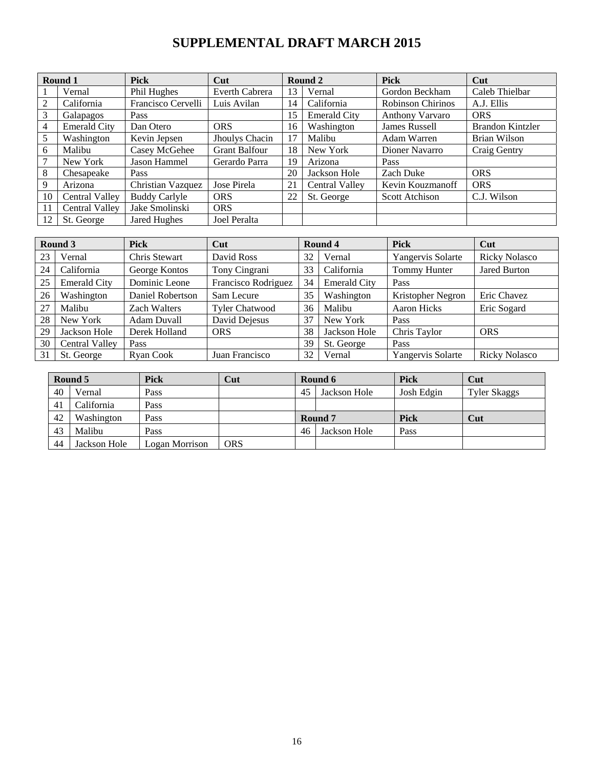# SUPPLEMENTAL DRAFT MARCH 2015

| Round 1 | | Pick | Cut | Round 2 | | Pick | Cut |
|---|---|---|---|---|---|---|---|
| 1 | Vernal | Phil Hughes | Everth Cabrera | 13 | Vernal | Gordon Beckham | Caleb Thielbar |
| 2 | California | Francisco Cervelli | Luis Avilan | 14 | California | Robinson Chirinos | A.J. Ellis |
| 3 | Galapagos | Pass | | 15 | Emerald City | Anthony Varvaro | ORS |
| 4 | Emerald City | Dan Otero | ORS | 16 | Washington | James Russell | Brandon Kintzler |
| 5 | Washington | Kevin Jepsen | Jhoulys Chacin | 17 | Malibu | Adam Warren | Brian Wilson |
| 6 | Malibu | Casey McGehee | Grant Balfour | 18 | New York | Dioner Navarro | Craig Gentry |
| 7 | New York | Jason Hammel | Gerardo Parra | 19 | Arizona | Pass | |
| 8 | Chesapeake | Pass | | 20 | Jackson Hole | Zach Duke | ORS |
| 9 | Arizona | Christian Vazquez | Jose Pirela | 21 | Central Valley | Kevin Kouzmanoff | ORS |
| 10 | Central Valley | Buddy Carlyle | ORS | 22 | St. George | Scott Atchison | C.J. Wilson |
| 11 | Central Valley | Jake Smolinski | ORS | | | | |
| 12 | St. George | Jared Hughes | Joel Peralta | | | | |

| Round 3 | | Pick | Cut | Round 4 | | Pick | Cut |
|---|---|---|---|---|---|---|---|
| 23 | Vernal | Chris Stewart | David Ross | 32 | Vernal | Yangervis Solarte | Ricky Nolasco |
| 24 | California | George Kontos | Tony Cingrani | 33 | California | Tommy Hunter | Jared Burton |
| 25 | Emerald City | Dominic Leone | Francisco Rodriguez | 34 | Emerald City | Pass | |
| 26 | Washington | Daniel Robertson | Sam Lecure | 35 | Washington | Kristopher Negron | Eric Chavez |
| 27 | Malibu | Zach Walters | Tyler Chatwood | 36 | Malibu | Aaron Hicks | Eric Sogard |
| 28 | New York | Adam Duvall | David Dejesus | 37 | New York | Pass | |
| 29 | Jackson Hole | Derek Holland | ORS | 38 | Jackson Hole | Chris Taylor | ORS |
| 30 | Central Valley | Pass | | 39 | St. George | Pass | |
| 31 | St. George | Ryan Cook | Juan Francisco | 32 | Vernal | Yangervis Solarte | Ricky Nolasco |

| Round 5 | | Pick | Cut | Round 6 | | Pick | Cut |
|---|---|---|---|---|---|---|---|
| 40 | Vernal | Pass | | 45 | Jackson Hole | Josh Edgin | Tyler Skaggs |
| 41 | California | Pass | | | | | |
| 42 | Washington | Pass | | Round 7 | | Pick | Cut |
| 43 | Malibu | Pass | | 46 | Jackson Hole | Pass | |
| 44 | Jackson Hole | Logan Morrison | ORS | | | | |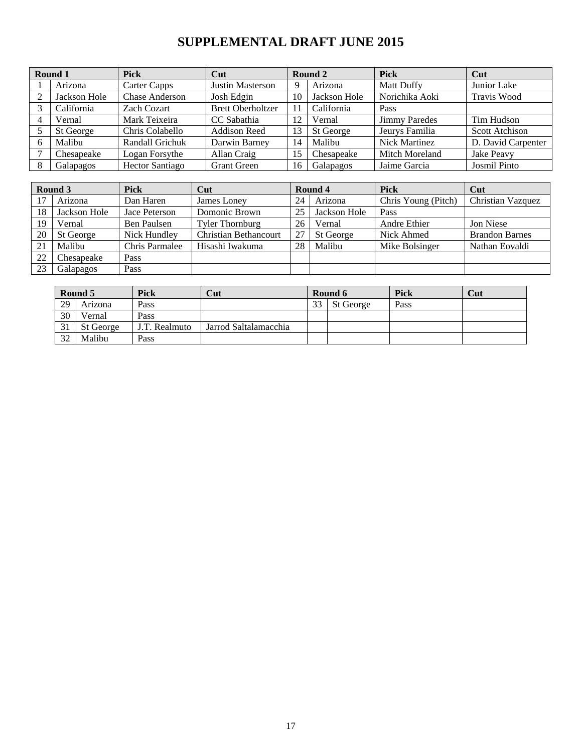# SUPPLEMENTAL DRAFT JUNE 2015

| Round 1 | | Pick | Cut | Round 2 | | Pick | Cut |
|---|---|---|---|---|---|---|---|
| 1 | Arizona | Carter Capps | Justin Masterson | 9 | Arizona | Matt Duffy | Junior Lake |
| 2 | Jackson Hole | Chase Anderson | Josh Edgin | 10 | Jackson Hole | Norichika Aoki | Travis Wood |
| 3 | California | Zach Cozart | Brett Oberholtzer | 11 | California | Pass | |
| 4 | Vernal | Mark Teixeira | CC Sabathia | 12 | Vernal | Jimmy Paredes | Tim Hudson |
| 5 | St George | Chris Colabello | Addison Reed | 13 | St George | Jeurys Familia | Scott Atchison |
| 6 | Malibu | Randall Grichuk | Darwin Barney | 14 | Malibu | Nick Martinez | D. David Carpenter |
| 7 | Chesapeake | Logan Forsythe | Allan Craig | 15 | Chesapeake | Mitch Moreland | Jake Peavy |
| 8 | Galapagos | Hector Santiago | Grant Green | 16 | Galapagos | Jaime Garcia | Josmil Pinto |

| Round 3 | | Pick | Cut | Round 4 | | Pick | Cut |
|---|---|---|---|---|---|---|---|
| 17 | Arizona | Dan Haren | James Loney | 24 | Arizona | Chris Young (Pitch) | Christian Vazquez |
| 18 | Jackson Hole | Jace Peterson | Domonic Brown | 25 | Jackson Hole | Pass | |
| 19 | Vernal | Ben Paulsen | Tyler Thornburg | 26 | Vernal | Andre Ethier | Jon Niese |
| 20 | St George | Nick Hundley | Christian Bethancourt | 27 | St George | Nick Ahmed | Brandon Barnes |
| 21 | Malibu | Chris Parmalee | Hisashi Iwakuma | 28 | Malibu | Mike Bolsinger | Nathan Eovaldi |
| 22 | Chesapeake | Pass | | | | | |
| 23 | Galapagos | Pass | | | | | |

| Round 5 | | Pick | Cut | Round 6 | | Pick | Cut |
|---|---|---|---|---|---|---|---|
| 29 | Arizona | Pass | | 33 | St George | Pass | |
| 30 | Vernal | Pass | | | | | |
| 31 | St George | J.T. Realmuto | Jarrod Saltalamacchia | | | | |
| 32 | Malibu | Pass | | | | | |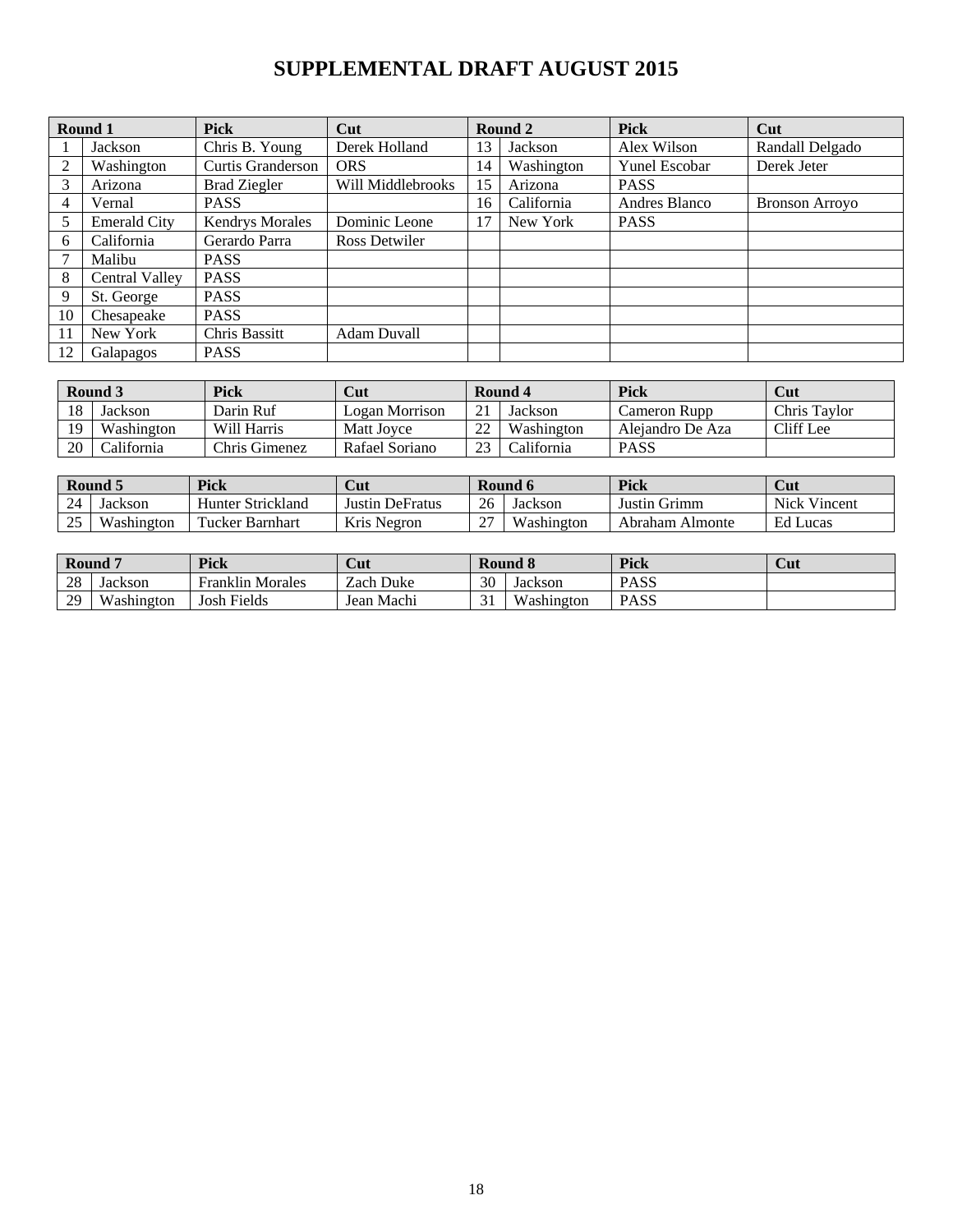# SUPPLEMENTAL DRAFT AUGUST 2015

| Round 1 | | Pick | Cut | Round 2 | | Pick | Cut |
|---|---|---|---|---|---|---|---|
| 1 | Jackson | Chris B. Young | Derek Holland | 13 | Jackson | Alex Wilson | Randall Delgado |
| 2 | Washington | Curtis Granderson | ORS | 14 | Washington | Yunel Escobar | Derek Jeter |
| 3 | Arizona | Brad Ziegler | Will Middlebrooks | 15 | Arizona | PASS | |
| 4 | Vernal | PASS | | 16 | California | Andres Blanco | Bronson Arroyo |
| 5 | Emerald City | Kendrys Morales | Dominic Leone | 17 | New York | PASS | |
| 6 | California | Gerardo Parra | Ross Detwiler | | | | |
| 7 | Malibu | PASS | | | | | |
| 8 | Central Valley | PASS | | | | | |
| 9 | St. George | PASS | | | | | |
| 10 | Chesapeake | PASS | | | | | |
| 11 | New York | Chris Bassitt | Adam Duvall | | | | |
| 12 | Galapagos | PASS | | | | | |

| Round 3 | | Pick | Cut | Round 4 | | Pick | Cut |
|---|---|---|---|---|---|---|---|
| 18 | Jackson | Darin Ruf | Logan Morrison | 21 | Jackson | Cameron Rupp | Chris Taylor |
| 19 | Washington | Will Harris | Matt Joyce | 22 | Washington | Alejandro De Aza | Cliff Lee |
| 20 | California | Chris Gimenez | Rafael Soriano | 23 | California | PASS | |

| Round 5 | | Pick | Cut | Round 6 | | Pick | Cut |
|---|---|---|---|---|---|---|---|
| 24 | Jackson | Hunter Strickland | Justin DeFratus | 26 | Jackson | Justin Grimm | Nick Vincent |
| 25 | Washington | Tucker Barnhart | Kris Negron | 27 | Washington | Abraham Almonte | Ed Lucas |

| Round 7 | | Pick | Cut | Round 8 | | Pick | Cut |
|---|---|---|---|---|---|---|---|
| 28 | Jackson | Franklin Morales | Zach Duke | 30 | Jackson | PASS | |
| 29 | Washington | Josh Fields | Jean Machi | 31 | Washington | PASS | |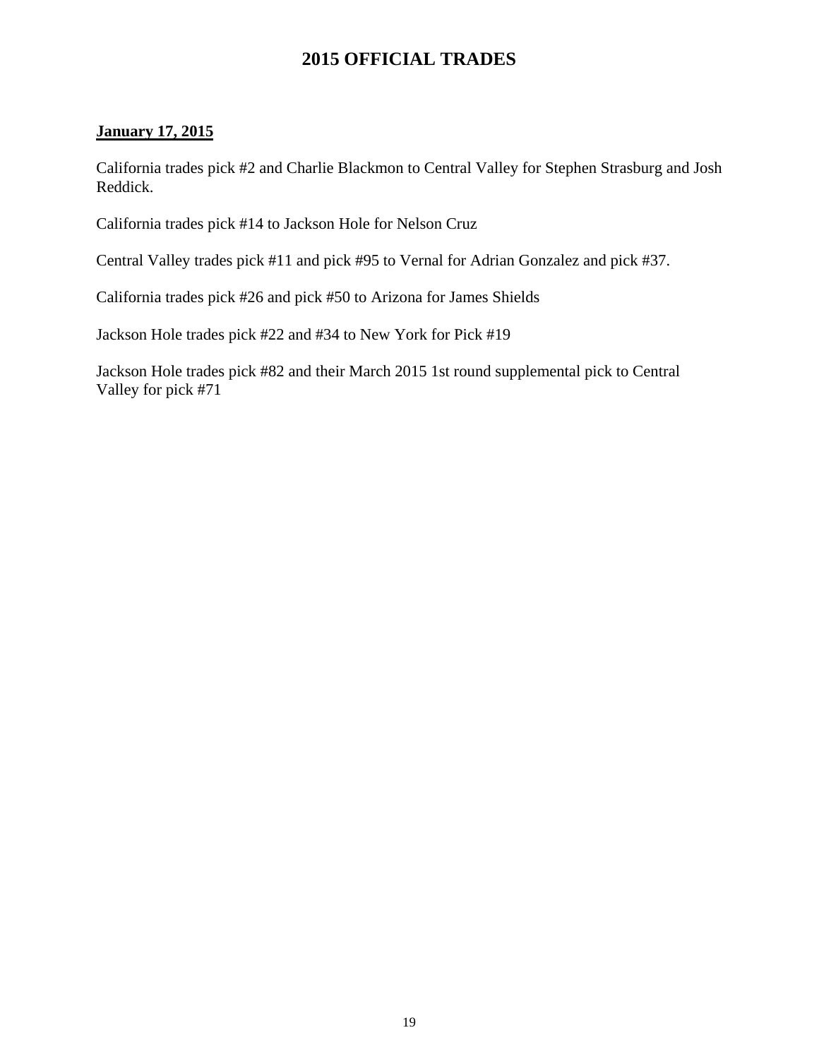# 2015 OFFICIAL TRADES

**<u>January 17, 2015</u>**

California trades pick #2 and Charlie Blackmon to Central Valley for Stephen Strasburg and Josh Reddick.

California trades pick #14 to Jackson Hole for Nelson Cruz

Central Valley trades pick #11 and pick #95 to Vernal for Adrian Gonzalez and pick #37.

California trades pick #26 and pick #50 to Arizona for James Shields

Jackson Hole trades pick #22 and #34 to New York for Pick #19

Jackson Hole trades pick #82 and their March 2015 1st round supplemental pick to Central Valley for pick #71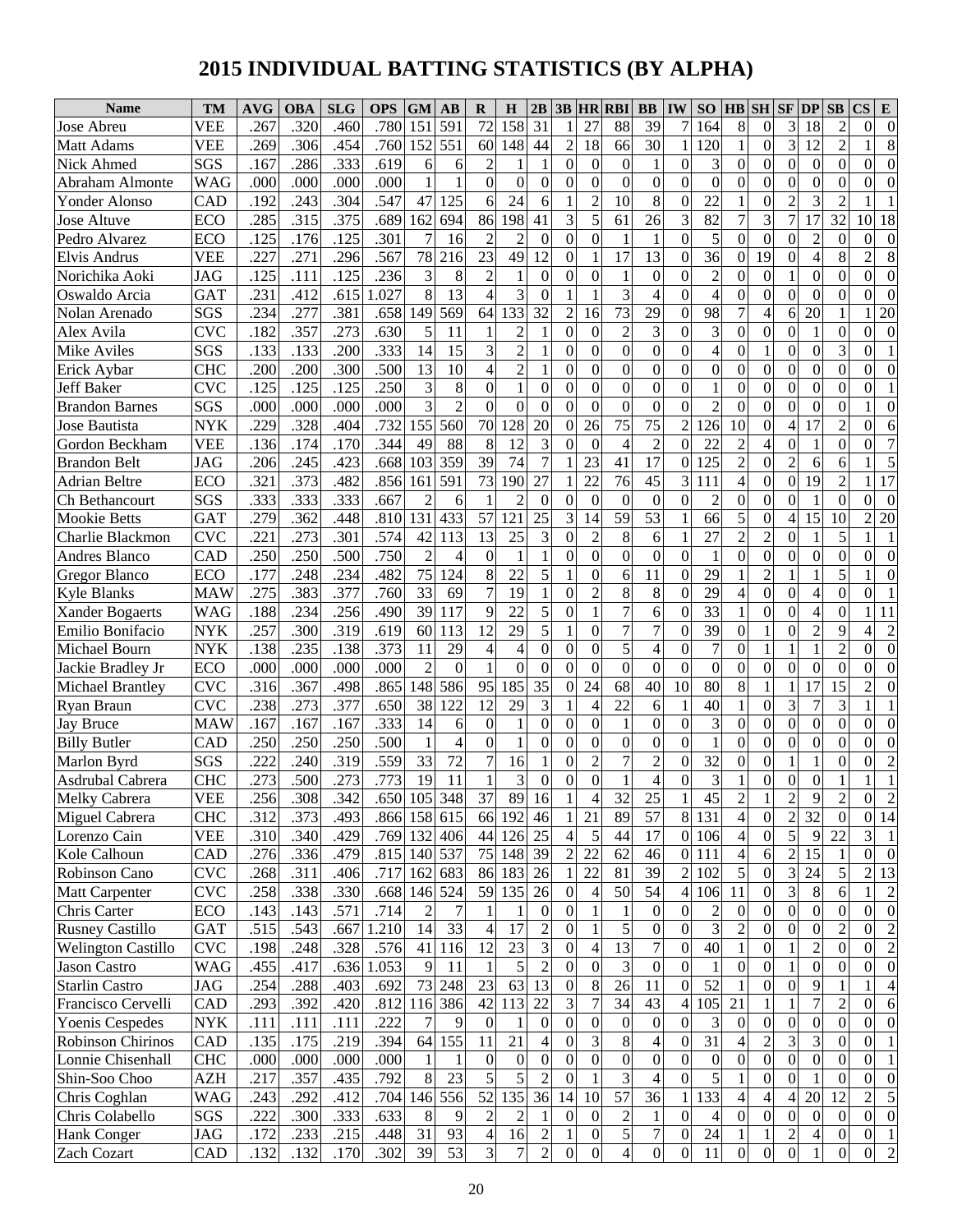# 2015 INDIVIDUAL BATTING STATISTICS (BY ALPHA)

| Name | TM | AVG | OBA | SLG | OPS | GM | AB | R | H | 2B | 3B | HR | RBI | BB | IW | SO | HB | SH | SF | DP | SB | CS | E |
|---|---|---|---|---|---|---|---|---|---|---|---|---|---|---|---|---|---|---|---|---|---|---|---|
| Jose Abreu | VEE | .267 | .320 | .460 | .780 | 151 | 591 | 72 | 158 | 31 | 1 | 27 | 88 | 39 | 7 | 164 | 8 | 0 | 3 | 18 | 2 | 0 | 0 |
| Matt Adams | VEE | .269 | .306 | .454 | .760 | 152 | 551 | 60 | 148 | 44 | 2 | 18 | 66 | 30 | 1 | 120 | 1 | 0 | 3 | 12 | 2 | 1 | 8 |
| Nick Ahmed | SGS | .167 | .286 | .333 | .619 | 6 | 6 | 2 | 1 | 1 | 0 | 0 | 0 | 1 | 0 | 3 | 0 | 0 | 0 | 0 | 0 | 0 | 0 |
| Abraham Almonte | WAG | .000 | .000 | .000 | .000 | 1 | 1 | 0 | 0 | 0 | 0 | 0 | 0 | 0 | 0 | 0 | 0 | 0 | 0 | 0 | 0 | 0 | 0 |
| Yonder Alonso | CAD | .192 | .243 | .304 | .547 | 47 | 125 | 6 | 24 | 6 | 1 | 2 | 10 | 8 | 0 | 22 | 1 | 0 | 2 | 3 | 2 | 1 | 1 |
| Jose Altuve | ECO | .285 | .315 | .375 | .689 | 162 | 694 | 86 | 198 | 41 | 3 | 5 | 61 | 26 | 3 | 82 | 7 | 3 | 7 | 17 | 32 | 10 | 18 |
| Pedro Alvarez | ECO | .125 | .176 | .125 | .301 | 7 | 16 | 2 | 2 | 0 | 0 | 0 | 1 | 1 | 0 | 5 | 0 | 0 | 0 | 2 | 0 | 0 | 0 |
| Elvis Andrus | VEE | .227 | .271 | .296 | .567 | 78 | 216 | 23 | 49 | 12 | 0 | 1 | 17 | 13 | 0 | 36 | 0 | 19 | 0 | 4 | 8 | 2 | 8 |
| Norichika Aoki | JAG | .125 | .111 | .125 | .236 | 3 | 8 | 2 | 1 | 0 | 0 | 0 | 1 | 0 | 0 | 2 | 0 | 0 | 1 | 0 | 0 | 0 | 0 |
| Oswaldo Arcia | GAT | .231 | .412 | .615 | 1.027 | 8 | 13 | 4 | 3 | 0 | 1 | 1 | 3 | 4 | 0 | 4 | 0 | 0 | 0 | 0 | 0 | 0 | 0 |
| Nolan Arenado | SGS | .234 | .277 | .381 | .658 | 149 | 569 | 64 | 133 | 32 | 2 | 16 | 73 | 29 | 0 | 98 | 7 | 4 | 6 | 20 | 1 | 1 | 20 |
| Alex Avila | CVC | .182 | .357 | .273 | .630 | 5 | 11 | 1 | 2 | 1 | 0 | 0 | 2 | 3 | 0 | 3 | 0 | 0 | 0 | 1 | 0 | 0 | 0 |
| Mike Aviles | SGS | .133 | .133 | .200 | .333 | 14 | 15 | 3 | 2 | 1 | 0 | 0 | 0 | 0 | 0 | 4 | 0 | 1 | 0 | 0 | 3 | 0 | 1 |
| Erick Aybar | CHC | .200 | .200 | .300 | .500 | 13 | 10 | 4 | 2 | 1 | 0 | 0 | 0 | 0 | 0 | 0 | 0 | 0 | 0 | 0 | 0 | 0 | 0 |
| Jeff Baker | CVC | .125 | .125 | .125 | .250 | 3 | 8 | 0 | 1 | 0 | 0 | 0 | 0 | 0 | 0 | 1 | 0 | 0 | 0 | 0 | 0 | 0 | 1 |
| Brandon Barnes | SGS | .000 | .000 | .000 | .000 | 3 | 2 | 0 | 0 | 0 | 0 | 0 | 0 | 0 | 0 | 2 | 0 | 0 | 0 | 0 | 0 | 1 | 0 |
| Jose Bautista | NYK | .229 | .328 | .404 | .732 | 155 | 560 | 70 | 128 | 20 | 0 | 26 | 75 | 75 | 2 | 126 | 10 | 0 | 4 | 17 | 2 | 0 | 6 |
| Gordon Beckham | VEE | .136 | .174 | .170 | .344 | 49 | 88 | 8 | 12 | 3 | 0 | 0 | 4 | 2 | 0 | 22 | 2 | 4 | 0 | 1 | 0 | 0 | 7 |
| Brandon Belt | JAG | .206 | .245 | .423 | .668 | 103 | 359 | 39 | 74 | 7 | 1 | 23 | 41 | 17 | 0 | 125 | 2 | 0 | 2 | 6 | 6 | 1 | 5 |
| Adrian Beltre | ECO | .321 | .373 | .482 | .856 | 161 | 591 | 73 | 190 | 27 | 1 | 22 | 76 | 45 | 3 | 111 | 4 | 0 | 0 | 19 | 2 | 1 | 17 |
| Ch Bethancourt | SGS | .333 | .333 | .333 | .667 | 2 | 6 | 1 | 2 | 0 | 0 | 0 | 0 | 0 | 0 | 2 | 0 | 0 | 0 | 1 | 0 | 0 | 0 |
| Mookie Betts | GAT | .279 | .362 | .448 | .810 | 131 | 433 | 57 | 121 | 25 | 3 | 14 | 59 | 53 | 1 | 66 | 5 | 0 | 4 | 15 | 10 | 2 | 20 |
| Charlie Blackmon | CVC | .221 | .273 | .301 | .574 | 42 | 113 | 13 | 25 | 3 | 0 | 2 | 8 | 6 | 1 | 27 | 2 | 2 | 0 | 1 | 5 | 1 | 1 |
| Andres Blanco | CAD | .250 | .250 | .500 | .750 | 2 | 4 | 0 | 1 | 1 | 0 | 0 | 0 | 0 | 0 | 1 | 0 | 0 | 0 | 0 | 0 | 0 | 0 |
| Gregor Blanco | ECO | .177 | .248 | .234 | .482 | 75 | 124 | 8 | 22 | 5 | 1 | 0 | 6 | 11 | 0 | 29 | 1 | 2 | 1 | 1 | 5 | 1 | 0 |
| Kyle Blanks | MAW | .275 | .383 | .377 | .760 | 33 | 69 | 7 | 19 | 1 | 0 | 2 | 8 | 8 | 0 | 29 | 4 | 0 | 0 | 4 | 0 | 0 | 1 |
| Xander Bogaerts | WAG | .188 | .234 | .256 | .490 | 39 | 117 | 9 | 22 | 5 | 0 | 1 | 7 | 6 | 0 | 33 | 1 | 0 | 0 | 4 | 0 | 1 | 11 |
| Emilio Bonifacio | NYK | .257 | .300 | .319 | .619 | 60 | 113 | 12 | 29 | 5 | 1 | 0 | 7 | 7 | 0 | 39 | 0 | 1 | 0 | 2 | 9 | 4 | 2 |
| Michael Bourn | NYK | .138 | .235 | .138 | .373 | 11 | 29 | 4 | 4 | 0 | 0 | 0 | 5 | 4 | 0 | 7 | 0 | 1 | 1 | 1 | 2 | 0 | 0 |
| Jackie Bradley Jr | ECO | .000 | .000 | .000 | .000 | 2 | 0 | 1 | 0 | 0 | 0 | 0 | 0 | 0 | 0 | 0 | 0 | 0 | 0 | 0 | 0 | 0 | 0 |
| Michael Brantley | CVC | .316 | .367 | .498 | .865 | 148 | 586 | 95 | 185 | 35 | 0 | 24 | 68 | 40 | 10 | 80 | 8 | 1 | 1 | 17 | 15 | 2 | 0 |
| Ryan Braun | CVC | .238 | .273 | .377 | .650 | 38 | 122 | 12 | 29 | 3 | 1 | 4 | 22 | 6 | 1 | 40 | 1 | 0 | 3 | 7 | 3 | 1 | 1 |
| Jay Bruce | MAW | .167 | .167 | .167 | .333 | 14 | 6 | 0 | 1 | 0 | 0 | 0 | 1 | 0 | 0 | 3 | 0 | 0 | 0 | 0 | 0 | 0 | 0 |
| Billy Butler | CAD | .250 | .250 | .250 | .500 | 1 | 4 | 0 | 1 | 0 | 0 | 0 | 0 | 0 | 0 | 1 | 0 | 0 | 0 | 0 | 0 | 0 | 0 |
| Marlon Byrd | SGS | .222 | .240 | .319 | .559 | 33 | 72 | 7 | 16 | 1 | 0 | 2 | 7 | 2 | 0 | 32 | 0 | 0 | 1 | 1 | 0 | 0 | 2 |
| Asdrubal Cabrera | CHC | .273 | .500 | .273 | .773 | 19 | 11 | 1 | 3 | 0 | 0 | 0 | 1 | 4 | 0 | 3 | 1 | 0 | 0 | 0 | 1 | 1 | 1 |
| Melky Cabrera | VEE | .256 | .308 | .342 | .650 | 105 | 348 | 37 | 89 | 16 | 1 | 4 | 32 | 25 | 1 | 45 | 2 | 1 | 2 | 9 | 2 | 0 | 2 |
| Miguel Cabrera | CHC | .312 | .373 | .493 | .866 | 158 | 615 | 66 | 192 | 46 | 1 | 21 | 89 | 57 | 8 | 131 | 4 | 0 | 2 | 32 | 0 | 0 | 14 |
| Lorenzo Cain | VEE | .310 | .340 | .429 | .769 | 132 | 406 | 44 | 126 | 25 | 4 | 5 | 44 | 17 | 0 | 106 | 4 | 0 | 5 | 9 | 22 | 3 | 1 |
| Kole Calhoun | CAD | .276 | .336 | .479 | .815 | 140 | 537 | 75 | 148 | 39 | 2 | 22 | 62 | 46 | 0 | 111 | 4 | 6 | 2 | 15 | 1 | 0 | 0 |
| Robinson Cano | CVC | .268 | .311 | .406 | .717 | 162 | 683 | 86 | 183 | 26 | 1 | 22 | 81 | 39 | 2 | 102 | 5 | 0 | 3 | 24 | 5 | 2 | 13 |
| Matt Carpenter | CVC | .258 | .338 | .330 | .668 | 146 | 524 | 59 | 135 | 26 | 0 | 4 | 50 | 54 | 4 | 106 | 11 | 0 | 3 | 8 | 6 | 1 | 2 |
| Chris Carter | ECO | .143 | .143 | .571 | .714 | 2 | 7 | 1 | 1 | 0 | 0 | 1 | 1 | 0 | 0 | 2 | 0 | 0 | 0 | 0 | 0 | 0 | 0 |
| Rusney Castillo | GAT | .515 | .543 | .667 | 1.210 | 14 | 33 | 4 | 17 | 2 | 0 | 1 | 5 | 0 | 0 | 3 | 2 | 0 | 0 | 0 | 2 | 0 | 2 |
| Welington Castillo | CVC | .198 | .248 | .328 | .576 | 41 | 116 | 12 | 23 | 3 | 0 | 4 | 13 | 7 | 0 | 40 | 1 | 0 | 1 | 2 | 0 | 0 | 2 |
| Jason Castro | WAG | .455 | .417 | .636 | 1.053 | 9 | 11 | 1 | 5 | 2 | 0 | 0 | 3 | 0 | 0 | 1 | 0 | 0 | 1 | 0 | 0 | 0 | 0 |
| Starlin Castro | JAG | .254 | .288 | .403 | .692 | 73 | 248 | 23 | 63 | 13 | 0 | 8 | 26 | 11 | 0 | 52 | 1 | 0 | 0 | 9 | 1 | 1 | 4 |
| Francisco Cervelli | CAD | .293 | .392 | .420 | .812 | 116 | 386 | 42 | 113 | 22 | 3 | 7 | 34 | 43 | 4 | 105 | 21 | 1 | 1 | 7 | 2 | 0 | 6 |
| Yoenis Cespedes | NYK | .111 | .111 | .111 | .222 | 7 | 9 | 0 | 1 | 0 | 0 | 0 | 0 | 0 | 0 | 3 | 0 | 0 | 0 | 0 | 0 | 0 | 0 |
| Robinson Chirinos | CAD | .135 | .175 | .219 | .394 | 64 | 155 | 11 | 21 | 4 | 0 | 3 | 8 | 4 | 0 | 31 | 4 | 2 | 3 | 3 | 0 | 0 | 1 |
| Lonnie Chisenhall | CHC | .000 | .000 | .000 | .000 | 1 | 1 | 0 | 0 | 0 | 0 | 0 | 0 | 0 | 0 | 0 | 0 | 0 | 0 | 0 | 0 | 0 | 1 |
| Shin-Soo Choo | AZH | .217 | .357 | .435 | .792 | 8 | 23 | 5 | 5 | 2 | 0 | 1 | 3 | 4 | 0 | 5 | 1 | 0 | 0 | 1 | 0 | 0 | 0 |
| Chris Coghlan | WAG | .243 | .292 | .412 | .704 | 146 | 556 | 52 | 135 | 36 | 14 | 10 | 57 | 36 | 1 | 133 | 4 | 4 | 4 | 20 | 12 | 2 | 5 |
| Chris Colabello | SGS | .222 | .300 | .333 | .633 | 8 | 9 | 2 | 2 | 1 | 0 | 0 | 2 | 1 | 0 | 4 | 0 | 0 | 0 | 0 | 0 | 0 | 0 |
| Hank Conger | JAG | .172 | .233 | .215 | .448 | 31 | 93 | 4 | 16 | 2 | 1 | 0 | 5 | 7 | 0 | 24 | 1 | 1 | 2 | 4 | 0 | 0 | 1 |
| Zach Cozart | CAD | .132 | .132 | .170 | .302 | 39 | 53 | 3 | 7 | 2 | 0 | 0 | 4 | 0 | 0 | 11 | 0 | 0 | 0 | 1 | 0 | 0 | 2 |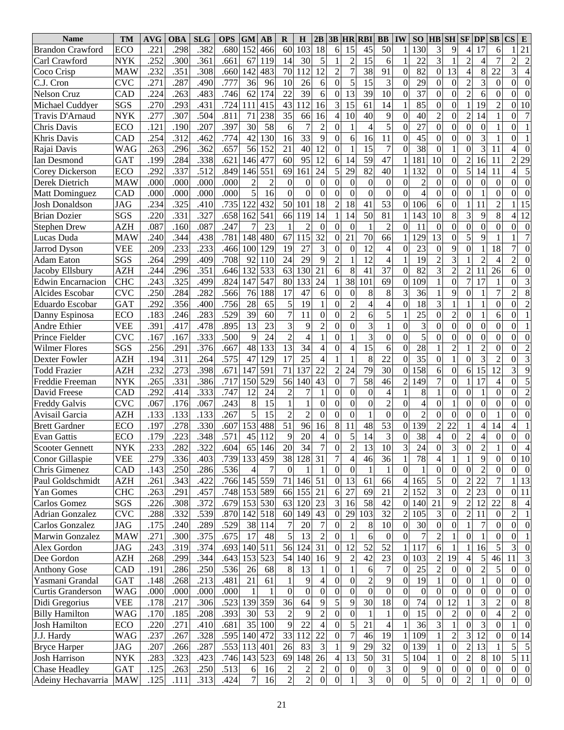| Name | TM | AVG | OBA | SLG | OPS | GM | AB | R | H | 2B | 3B | HR | RBI | BB | IW | SO | HB | SH | SF | DP | SB | CS | E |
|---|---|---|---|---|---|---|---|---|---|---|---|---|---|---|---|---|---|---|---|---|---|---|---|
| Brandon Crawford | ECO | .221 | .298 | .382 | .680 | 152 | 466 | 60 | 103 | 18 | 6 | 15 | 45 | 50 | 1 | 130 | 3 | 9 | 4 | 17 | 6 | 1 | 21 |
| Carl Crawford | NYK | .252 | .300 | .361 | .661 | 67 | 119 | 14 | 30 | 5 | 1 | 2 | 15 | 6 | 1 | 22 | 3 | 1 | 2 | 4 | 7 | 2 | 2 |
| Coco Crisp | MAW | .232 | .351 | .308 | .660 | 142 | 483 | 70 | 112 | 12 | 2 | 7 | 38 | 91 | 0 | 82 | 0 | 13 | 4 | 8 | 22 | 3 | 4 |
| C.J. Cron | CVC | .271 | .287 | .490 | .777 | 36 | 96 | 10 | 26 | 6 | 0 | 5 | 15 | 3 | 0 | 29 | 0 | 0 | 2 | 3 | 0 | 0 | 0 |
| Nelson Cruz | CAD | .224 | .263 | .483 | .746 | 62 | 174 | 22 | 39 | 6 | 0 | 13 | 39 | 10 | 0 | 37 | 0 | 0 | 2 | 6 | 0 | 0 | 0 |
| Michael Cuddyer | SGS | .270 | .293 | .431 | .724 | 111 | 415 | 43 | 112 | 16 | 3 | 15 | 61 | 14 | 1 | 85 | 0 | 0 | 1 | 19 | 2 | 0 | 10 |
| Travis D'Arnaud | NYK | .277 | .307 | .504 | .811 | 71 | 238 | 35 | 66 | 16 | 4 | 10 | 40 | 9 | 0 | 40 | 2 | 0 | 2 | 14 | 1 | 0 | 7 |
| Chris Davis | ECO | .121 | .190 | .207 | .397 | 30 | 58 | 6 | 7 | 2 | 0 | 1 | 4 | 5 | 0 | 27 | 0 | 0 | 0 | 0 | 1 | 0 | 1 |
| Khris Davis | CAD | .254 | .312 | .462 | .774 | 42 | 130 | 16 | 33 | 9 | 0 | 6 | 16 | 11 | 0 | 45 | 0 | 0 | 0 | 3 | 1 | 0 | 1 |
| Rajai Davis | WAG | .263 | .296 | .362 | .657 | 56 | 152 | 21 | 40 | 12 | 0 | 1 | 15 | 7 | 0 | 38 | 0 | 1 | 0 | 3 | 11 | 4 | 0 |
| Ian Desmond | GAT | .199 | .284 | .338 | .621 | 146 | 477 | 60 | 95 | 12 | 6 | 14 | 59 | 47 | 1 | 181 | 10 | 0 | 2 | 16 | 11 | 2 | 29 |
| Corey Dickerson | ECO | .292 | .337 | .512 | .849 | 146 | 551 | 69 | 161 | 24 | 5 | 29 | 82 | 40 | 1 | 132 | 0 | 0 | 5 | 14 | 11 | 4 | 5 |
| Derek Dietrich | MAW | .000 | .000 | .000 | .000 | 2 | 2 | 0 | 0 | 0 | 0 | 0 | 0 | 0 | 0 | 2 | 0 | 0 | 0 | 0 | 0 | 0 | 0 |
| Matt Dominguez | CAD | .000 | .000 | .000 | .000 | 5 | 16 | 0 | 0 | 0 | 0 | 0 | 0 | 0 | 0 | 4 | 0 | 0 | 0 | 1 | 0 | 0 | 0 |
| Josh Donaldson | JAG | .234 | .325 | .410 | .735 | 122 | 432 | 50 | 101 | 18 | 2 | 18 | 41 | 53 | 0 | 106 | 6 | 0 | 1 | 11 | 2 | 1 | 15 |
| Brian Dozier | SGS | .220 | .331 | .327 | .658 | 162 | 541 | 66 | 119 | 14 | 1 | 14 | 50 | 81 | 1 | 143 | 10 | 8 | 3 | 9 | 8 | 4 | 12 |
| Stephen Drew | AZH | .087 | .160 | .087 | .247 | 7 | 23 | 1 | 2 | 0 | 0 | 0 | 1 | 2 | 0 | 11 | 0 | 0 | 0 | 0 | 0 | 0 | 0 |
| Lucas Duda | MAW | .240 | .344 | .438 | .781 | 148 | 480 | 67 | 115 | 32 | 0 | 21 | 70 | 66 | 1 | 129 | 13 | 0 | 5 | 9 | 1 | 1 | 7 |
| Jarrod Dyson | VEE | .209 | .233 | .233 | .466 | 100 | 129 | 19 | 27 | 3 | 0 | 0 | 12 | 4 | 0 | 23 | 0 | 9 | 0 | 1 | 18 | 7 | 0 |
| Adam Eaton | SGS | .264 | .299 | .409 | .708 | 92 | 110 | 24 | 29 | 9 | 2 | 1 | 12 | 4 | 1 | 19 | 2 | 3 | 1 | 2 | 4 | 2 | 0 |
| Jacoby Ellsbury | AZH | .244 | .296 | .351 | .646 | 132 | 533 | 63 | 130 | 21 | 6 | 8 | 41 | 37 | 0 | 82 | 3 | 2 | 2 | 11 | 26 | 6 | 0 |
| Edwin Encarnacion | CHC | .243 | .325 | .499 | .824 | 147 | 547 | 80 | 133 | 24 | 1 | 38 | 101 | 69 | 0 | 109 | 1 | 0 | 7 | 17 | 1 | 0 | 3 |
| Alcides Escobar | CVC | .250 | .284 | .282 | .566 | 76 | 188 | 17 | 47 | 6 | 0 | 0 | 8 | 8 | 3 | 36 | 1 | 9 | 0 | 1 | 7 | 2 | 8 |
| Eduardo Escobar | GAT | .292 | .356 | .400 | .756 | 28 | 65 | 5 | 19 | 1 | 0 | 2 | 4 | 4 | 0 | 18 | 3 | 1 | 1 | 1 | 0 | 0 | 2 |
| Danny Espinosa | ECO | .183 | .246 | .283 | .529 | 39 | 60 | 7 | 11 | 0 | 0 | 2 | 6 | 5 | 1 | 25 | 0 | 2 | 0 | 1 | 6 | 0 | 1 |
| Andre Ethier | VEE | .391 | .417 | .478 | .895 | 13 | 23 | 3 | 9 | 2 | 0 | 0 | 3 | 1 | 0 | 3 | 0 | 0 | 0 | 0 | 0 | 0 | 1 |
| Prince Fielder | CVC | .167 | .167 | .333 | .500 | 9 | 24 | 2 | 4 | 1 | 0 | 1 | 3 | 0 | 0 | 5 | 0 | 0 | 0 | 0 | 0 | 0 | 0 |
| Wilmer Flores | SGS | .256 | .291 | .376 | .667 | 48 | 133 | 13 | 34 | 4 | 0 | 4 | 15 | 6 | 0 | 28 | 1 | 2 | 1 | 2 | 0 | 0 | 2 |
| Dexter Fowler | AZH | .194 | .311 | .264 | .575 | 47 | 129 | 17 | 25 | 4 | 1 | 1 | 8 | 22 | 0 | 35 | 0 | 1 | 0 | 3 | 2 | 0 | 3 |
| Todd Frazier | AZH | .232 | .273 | .398 | .671 | 147 | 591 | 71 | 137 | 22 | 2 | 24 | 79 | 30 | 0 | 158 | 6 | 0 | 6 | 15 | 12 | 3 | 9 |
| Freddie Freeman | NYK | .265 | .331 | .386 | .717 | 150 | 529 | 56 | 140 | 43 | 0 | 7 | 58 | 46 | 2 | 149 | 7 | 0 | 1 | 17 | 4 | 0 | 5 |
| David Freese | CAD | .292 | .414 | .333 | .747 | 12 | 24 | 2 | 7 | 1 | 0 | 0 | 0 | 4 | 1 | 8 | 1 | 0 | 0 | 1 | 0 | 0 | 2 |
| Freddy Galvis | CVC | .067 | .176 | .067 | .243 | 8 | 15 | 1 | 1 | 0 | 0 | 0 | 0 | 2 | 0 | 4 | 0 | 1 | 0 | 0 | 0 | 0 | 0 |
| Avisail Garcia | AZH | .133 | .133 | .133 | .267 | 5 | 15 | 2 | 2 | 0 | 0 | 0 | 1 | 0 | 0 | 2 | 0 | 0 | 0 | 0 | 1 | 0 | 0 |
| Brett Gardner | ECO | .197 | .278 | .330 | .607 | 153 | 488 | 51 | 96 | 16 | 8 | 11 | 48 | 53 | 0 | 139 | 2 | 22 | 1 | 4 | 14 | 4 | 1 |
| Evan Gattis | ECO | .179 | .223 | .348 | .571 | 45 | 112 | 9 | 20 | 4 | 0 | 5 | 14 | 3 | 0 | 38 | 4 | 0 | 2 | 4 | 0 | 0 | 0 |
| Scooter Gennett | NYK | .233 | .282 | .322 | .604 | 65 | 146 | 20 | 34 | 7 | 0 | 2 | 13 | 10 | 3 | 24 | 0 | 3 | 0 | 2 | 1 | 0 | 4 |
| Conor Gillaspie | VEE | .279 | .336 | .403 | .739 | 133 | 459 | 38 | 128 | 31 | 7 | 4 | 46 | 36 | 1 | 78 | 4 | 1 | 1 | 9 | 0 | 0 | 10 |
| Chris Gimenez | CAD | .143 | .250 | .286 | .536 | 4 | 7 | 0 | 1 | 1 | 0 | 0 | 1 | 1 | 0 | 1 | 0 | 0 | 0 | 2 | 0 | 0 | 0 |
| Paul Goldschmidt | AZH | .261 | .343 | .422 | .766 | 145 | 559 | 71 | 146 | 51 | 0 | 13 | 61 | 66 | 4 | 165 | 5 | 0 | 2 | 22 | 7 | 1 | 13 |
| Yan Gomes | CHC | .263 | .291 | .457 | .748 | 153 | 589 | 66 | 155 | 21 | 6 | 27 | 69 | 21 | 2 | 152 | 3 | 0 | 2 | 23 | 0 | 0 | 11 |
| Carlos Gomez | SGS | .226 | .308 | .372 | .679 | 153 | 530 | 63 | 120 | 23 | 3 | 16 | 58 | 42 | 0 | 140 | 21 | 9 | 2 | 12 | 22 | 8 | 4 |
| Adrian Gonzalez | CVC | .288 | .332 | .539 | .870 | 142 | 518 | 60 | 149 | 43 | 0 | 29 | 103 | 32 | 2 | 105 | 3 | 0 | 2 | 11 | 0 | 2 | 1 |
| Carlos Gonzalez | JAG | .175 | .240 | .289 | .529 | 38 | 114 | 7 | 20 | 7 | 0 | 2 | 8 | 10 | 0 | 30 | 0 | 0 | 1 | 7 | 0 | 0 | 0 |
| Marwin Gonzalez | MAW | .271 | .300 | .375 | .675 | 17 | 48 | 5 | 13 | 2 | 0 | 1 | 6 | 0 | 0 | 7 | 2 | 1 | 0 | 1 | 0 | 0 | 1 |
| Alex Gordon | JAG | .243 | .319 | .374 | .693 | 140 | 511 | 56 | 124 | 31 | 0 | 12 | 52 | 52 | 1 | 117 | 6 | 1 | 1 | 16 | 5 | 3 | 0 |
| Dee Gordon | AZH | .268 | .299 | .344 | .643 | 153 | 523 | 54 | 140 | 16 | 9 | 2 | 42 | 23 | 0 | 103 | 2 | 19 | 4 | 5 | 46 | 11 | 3 |
| Anthony Gose | CAD | .191 | .286 | .250 | .536 | 26 | 68 | 8 | 13 | 1 | 0 | 1 | 6 | 7 | 0 | 25 | 2 | 0 | 0 | 2 | 5 | 0 | 0 |
| Yasmani Grandal | GAT | .148 | .268 | .213 | .481 | 21 | 61 | 1 | 9 | 4 | 0 | 0 | 2 | 9 | 0 | 19 | 1 | 0 | 0 | 1 | 0 | 0 | 0 |
| Curtis Granderson | WAG | .000 | .000 | .000 | .000 | 1 | 1 | 0 | 0 | 0 | 0 | 0 | 0 | 0 | 0 | 0 | 0 | 0 | 0 | 0 | 0 | 0 | 0 |
| Didi Gregorius | VEE | .178 | .217 | .306 | .523 | 139 | 359 | 36 | 64 | 9 | 5 | 9 | 30 | 18 | 0 | 74 | 0 | 12 | 1 | 3 | 2 | 0 | 8 |
| Billy Hamilton | WAG | .170 | .185 | .208 | .393 | 30 | 53 | 2 | 9 | 2 | 0 | 0 | 1 | 1 | 0 | 15 | 0 | 2 | 0 | 0 | 4 | 2 | 0 |
| Josh Hamilton | ECO | .220 | .271 | .410 | .681 | 35 | 100 | 9 | 22 | 4 | 0 | 5 | 21 | 4 | 1 | 36 | 3 | 1 | 0 | 3 | 0 | 1 | 0 |
| J.J. Hardy | WAG | .237 | .267 | .328 | .595 | 140 | 472 | 33 | 112 | 22 | 0 | 7 | 46 | 19 | 1 | 109 | 1 | 2 | 3 | 12 | 0 | 0 | 14 |
| Bryce Harper | JAG | .207 | .266 | .287 | .553 | 113 | 401 | 26 | 83 | 3 | 1 | 9 | 29 | 32 | 0 | 139 | 1 | 0 | 2 | 13 | 1 | 5 | 5 |
| Josh Harrison | NYK | .283 | .323 | .423 | .746 | 143 | 523 | 69 | 148 | 26 | 4 | 13 | 50 | 31 | 5 | 104 | 1 | 0 | 2 | 8 | 10 | 5 | 11 |
| Chase Headley | GAT | .125 | .263 | .250 | .513 | 6 | 16 | 2 | 2 | 2 | 0 | 0 | 0 | 3 | 0 | 9 | 0 | 0 | 0 | 0 | 0 | 0 | 0 |
| Adeiny Hechavarria | MAW | .125 | .111 | .313 | .424 | 7 | 16 | 2 | 2 | 0 | 0 | 1 | 3 | 0 | 0 | 5 | 0 | 0 | 2 | 1 | 0 | 0 | 0 |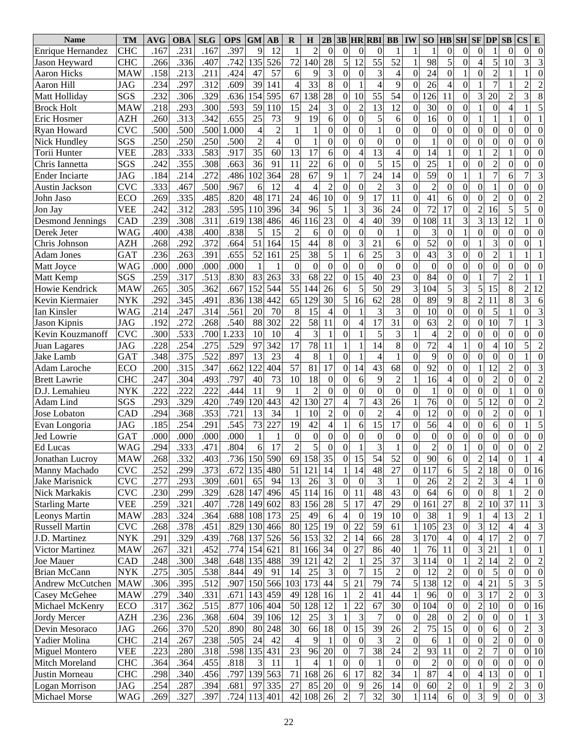| Name | TM | AVG | OBA | SLG | OPS | GM | AB | R | H | 2B | 3B | HR | RBI | BB | IW | SO | HB | SH | SF | DP | SB | CS | E |
|---|---|---|---|---|---|---|---|---|---|---|---|---|---|---|---|---|---|---|---|---|---|---|---|
| Enrique Hernandez | CHC | .167 | .231 | .167 | .397 | 9 | 12 | 1 | 2 | 0 | 0 | 0 | 0 | 1 | 1 | 1 | 0 | 0 | 0 | 1 | 0 | 0 | 0 |
| Jason Heyward | CHC | .266 | .336 | .407 | .742 | 135 | 526 | 72 | 140 | 28 | 5 | 12 | 55 | 52 | 1 | 98 | 5 | 0 | 4 | 5 | 10 | 3 | 3 |
| Aaron Hicks | MAW | .158 | .213 | .211 | .424 | 47 | 57 | 6 | 9 | 3 | 0 | 0 | 3 | 4 | 0 | 24 | 0 | 1 | 0 | 2 | 1 | 1 | 0 |
| Aaron Hill | JAG | .234 | .297 | .312 | .609 | 39 | 141 | 4 | 33 | 8 | 0 | 1 | 4 | 9 | 0 | 26 | 4 | 0 | 1 | 7 | 1 | 2 | 2 |
| Matt Holliday | SGS | .232 | .306 | .329 | .636 | 154 | 595 | 67 | 138 | 28 | 0 | 10 | 55 | 54 | 0 | 126 | 11 | 0 | 3 | 20 | 2 | 3 | 8 |
| Brock Holt | MAW | .218 | .293 | .300 | .593 | 59 | 110 | 15 | 24 | 3 | 0 | 2 | 13 | 12 | 0 | 30 | 0 | 0 | 1 | 0 | 4 | 1 | 5 |
| Eric Hosmer | AZH | .260 | .313 | .342 | .655 | 25 | 73 | 9 | 19 | 6 | 0 | 0 | 5 | 6 | 0 | 16 | 0 | 0 | 1 | 1 | 1 | 0 | 1 |
| Ryan Howard | CVC | .500 | .500 | .500 | 1.000 | 4 | 2 | 1 | 1 | 0 | 0 | 0 | 1 | 0 | 0 | 0 | 0 | 0 | 0 | 0 | 0 | 0 | 0 |
| Nick Hundley | SGS | .250 | .250 | .250 | .500 | 2 | 4 | 0 | 1 | 0 | 0 | 0 | 0 | 0 | 0 | 1 | 0 | 0 | 0 | 0 | 0 | 0 | 0 |
| Torii Hunter | VEE | .283 | .333 | .583 | .917 | 35 | 60 | 13 | 17 | 6 | 0 | 4 | 13 | 4 | 0 | 14 | 1 | 0 | 1 | 2 | 1 | 0 | 0 |
| Chris Iannetta | SGS | .242 | .355 | .308 | .663 | 36 | 91 | 11 | 22 | 6 | 0 | 0 | 5 | 15 | 0 | 25 | 1 | 0 | 0 | 2 | 0 | 0 | 0 |
| Ender Inciarte | JAG | .184 | .214 | .272 | .486 | 102 | 364 | 28 | 67 | 9 | 1 | 7 | 24 | 14 | 0 | 59 | 0 | 1 | 1 | 7 | 6 | 7 | 3 |
| Austin Jackson | CVC | .333 | .467 | .500 | .967 | 6 | 12 | 4 | 4 | 2 | 0 | 0 | 2 | 3 | 0 | 2 | 0 | 0 | 0 | 1 | 0 | 0 | 0 |
| John Jaso | ECO | .269 | .335 | .485 | .820 | 48 | 171 | 24 | 46 | 10 | 0 | 9 | 17 | 11 | 0 | 41 | 6 | 0 | 0 | 2 | 0 | 0 | 2 |
| Jon Jay | VEE | .242 | .312 | .283 | .595 | 110 | 396 | 34 | 96 | 5 | 1 | 3 | 36 | 24 | 0 | 72 | 17 | 0 | 2 | 16 | 5 | 5 | 0 |
| Desmond Jennings | CAD | .239 | .308 | .311 | .619 | 138 | 486 | 46 | 116 | 23 | 0 | 4 | 40 | 39 | 0 | 108 | 11 | 3 | 3 | 13 | 12 | 1 | 0 |
| Derek Jeter | WAG | .400 | .438 | .400 | .838 | 5 | 15 | 2 | 6 | 0 | 0 | 0 | 0 | 1 | 0 | 3 | 0 | 1 | 0 | 0 | 0 | 0 | 0 |
| Chris Johnson | AZH | .268 | .292 | .372 | .664 | 51 | 164 | 15 | 44 | 8 | 0 | 3 | 21 | 6 | 0 | 52 | 0 | 0 | 1 | 3 | 0 | 0 | 1 |
| Adam Jones | GAT | .236 | .263 | .391 | .655 | 52 | 161 | 25 | 38 | 5 | 1 | 6 | 25 | 3 | 0 | 43 | 3 | 0 | 0 | 2 | 1 | 1 | 1 |
| Matt Joyce | WAG | .000 | .000 | .000 | .000 | 1 | 1 | 0 | 0 | 0 | 0 | 0 | 0 | 0 | 0 | 0 | 0 | 0 | 0 | 0 | 0 | 0 | 0 |
| Matt Kemp | SGS | .259 | .317 | .513 | .830 | 83 | 263 | 33 | 68 | 22 | 0 | 15 | 40 | 23 | 0 | 84 | 0 | 0 | 1 | 7 | 2 | 1 | 1 |
| Howie Kendrick | MAW | .265 | .305 | .362 | .667 | 152 | 544 | 55 | 144 | 26 | 6 | 5 | 50 | 29 | 3 | 104 | 5 | 3 | 5 | 15 | 8 | 2 | 12 |
| Kevin Kiermaier | NYK | .292 | .345 | .491 | .836 | 138 | 442 | 65 | 129 | 30 | 5 | 16 | 62 | 28 | 0 | 89 | 9 | 8 | 2 | 11 | 8 | 3 | 6 |
| Ian Kinsler | WAG | .214 | .247 | .314 | .561 | 20 | 70 | 8 | 15 | 4 | 0 | 1 | 3 | 3 | 0 | 10 | 0 | 0 | 0 | 5 | 1 | 0 | 3 |
| Jason Kipnis | JAG | .192 | .272 | .268 | .540 | 88 | 302 | 22 | 58 | 11 | 0 | 4 | 17 | 31 | 0 | 63 | 2 | 0 | 0 | 10 | 7 | 1 | 3 |
| Kevin Kouzmanoff | CVC | .300 | .533 | .700 | 1.233 | 10 | 10 | 4 | 3 | 1 | 0 | 1 | 5 | 3 | 1 | 4 | 2 | 0 | 0 | 0 | 0 | 0 | 0 |
| Juan Lagares | JAG | .228 | .254 | .275 | .529 | 97 | 342 | 17 | 78 | 11 | 1 | 1 | 14 | 8 | 0 | 72 | 4 | 1 | 0 | 4 | 10 | 5 | 2 |
| Jake Lamb | GAT | .348 | .375 | .522 | .897 | 13 | 23 | 4 | 8 | 1 | 0 | 1 | 4 | 1 | 0 | 9 | 0 | 0 | 0 | 0 | 0 | 1 | 0 |
| Adam Laroche | ECO | .200 | .315 | .347 | .662 | 122 | 404 | 57 | 81 | 17 | 0 | 14 | 43 | 68 | 0 | 92 | 0 | 0 | 1 | 12 | 2 | 0 | 3 |
| Brett Lawrie | CHC | .247 | .304 | .493 | .797 | 40 | 73 | 10 | 18 | 0 | 0 | 6 | 9 | 2 | 1 | 16 | 4 | 0 | 0 | 2 | 0 | 0 | 2 |
| D.J. Lemahieu | NYK | .222 | .222 | .222 | .444 | 11 | 9 | 1 | 2 | 0 | 0 | 0 | 0 | 0 | 0 | 1 | 0 | 0 | 0 | 0 | 1 | 0 | 0 |
| Adam Lind | SGS | .293 | .329 | .420 | .749 | 120 | 443 | 42 | 130 | 27 | 4 | 7 | 43 | 26 | 1 | 76 | 0 | 0 | 5 | 12 | 0 | 0 | 2 |
| Jose Lobaton | CAD | .294 | .368 | .353 | .721 | 13 | 34 | 1 | 10 | 2 | 0 | 0 | 2 | 4 | 0 | 12 | 0 | 0 | 0 | 2 | 0 | 0 | 1 |
| Evan Longoria | JAG | .185 | .254 | .291 | .545 | 73 | 227 | 19 | 42 | 4 | 1 | 6 | 15 | 17 | 0 | 56 | 4 | 0 | 0 | 6 | 0 | 1 | 5 |
| Jed Lowrie | GAT | .000 | .000 | .000 | .000 | 1 | 1 | 0 | 0 | 0 | 0 | 0 | 0 | 0 | 0 | 0 | 0 | 0 | 0 | 0 | 0 | 0 | 0 |
| Ed Lucas | WAG | .294 | .333 | .471 | .804 | 6 | 17 | 2 | 5 | 0 | 0 | 1 | 3 | 1 | 0 | 2 | 0 | 1 | 0 | 0 | 0 | 0 | 2 |
| Jonathan Lucroy | MAW | .268 | .332 | .403 | .736 | 150 | 590 | 69 | 158 | 35 | 0 | 15 | 54 | 52 | 0 | 90 | 6 | 0 | 2 | 14 | 0 | 1 | 4 |
| Manny Machado | CVC | .252 | .299 | .373 | .672 | 135 | 480 | 51 | 121 | 14 | 1 | 14 | 48 | 27 | 0 | 117 | 6 | 5 | 2 | 18 | 0 | 0 | 16 |
| Jake Marisnick | CVC | .277 | .293 | .309 | .601 | 65 | 94 | 13 | 26 | 3 | 0 | 0 | 3 | 1 | 0 | 26 | 2 | 2 | 2 | 3 | 4 | 1 | 0 |
| Nick Markakis | CVC | .230 | .299 | .329 | .628 | 147 | 496 | 45 | 114 | 16 | 0 | 11 | 48 | 43 | 0 | 64 | 6 | 0 | 0 | 8 | 1 | 2 | 0 |
| Starling Marte | VEE | .259 | .321 | .407 | .728 | 149 | 602 | 83 | 156 | 28 | 5 | 17 | 47 | 29 | 0 | 161 | 27 | 8 | 2 | 10 | 37 | 11 | 3 |
| Leonys Martin | MAW | .283 | .324 | .364 | .688 | 108 | 173 | 25 | 49 | 6 | 4 | 0 | 19 | 10 | 0 | 38 | 1 | 9 | 1 | 4 | 13 | 2 | 1 |
| Russell Martin | CVC | .268 | .378 | .451 | .829 | 130 | 466 | 80 | 125 | 19 | 0 | 22 | 59 | 61 | 1 | 105 | 23 | 0 | 3 | 12 | 4 | 4 | 3 |
| J.D. Martinez | NYK | .291 | .329 | .439 | .768 | 137 | 526 | 56 | 153 | 32 | 2 | 14 | 66 | 28 | 3 | 170 | 4 | 0 | 4 | 17 | 2 | 0 | 7 |
| Victor Martinez | MAW | .267 | .321 | .452 | .774 | 154 | 621 | 81 | 166 | 34 | 0 | 27 | 86 | 40 | 1 | 76 | 11 | 0 | 3 | 21 | 1 | 0 | 1 |
| Joe Mauer | CAD | .248 | .300 | .348 | .648 | 135 | 488 | 39 | 121 | 42 | 2 | 1 | 25 | 37 | 3 | 114 | 0 | 1 | 2 | 14 | 2 | 0 | 2 |
| Brian McCann | NYK | .275 | .305 | .538 | .844 | 49 | 91 | 14 | 25 | 3 | 0 | 7 | 15 | 2 | 0 | 12 | 2 | 0 | 0 | 5 | 0 | 0 | 0 |
| Andrew McCutchen | MAW | .306 | .395 | .512 | .907 | 150 | 566 | 103 | 173 | 44 | 5 | 21 | 79 | 74 | 5 | 138 | 12 | 0 | 4 | 21 | 5 | 3 | 5 |
| Casey McGehee | MAW | .279 | .340 | .331 | .671 | 143 | 459 | 49 | 128 | 16 | 1 | 2 | 41 | 44 | 1 | 96 | 0 | 0 | 3 | 17 | 2 | 0 | 3 |
| Michael McKenry | ECO | .317 | .362 | .515 | .877 | 106 | 404 | 50 | 128 | 12 | 1 | 22 | 67 | 30 | 0 | 104 | 0 | 0 | 2 | 10 | 0 | 0 | 16 |
| Jordy Mercer | AZH | .236 | .236 | .368 | .604 | 39 | 106 | 12 | 25 | 3 | 1 | 3 | 7 | 0 | 0 | 28 | 0 | 2 | 0 | 0 | 0 | 1 | 3 |
| Devin Mesoraco | JAG | .266 | .370 | .520 | .890 | 80 | 248 | 30 | 66 | 18 | 0 | 15 | 39 | 26 | 2 | 75 | 15 | 0 | 0 | 6 | 0 | 2 | 3 |
| Yadier Molina | CHC | .214 | .267 | .238 | .505 | 24 | 42 | 4 | 9 | 1 | 0 | 0 | 3 | 2 | 0 | 6 | 1 | 0 | 0 | 2 | 0 | 0 | 0 |
| Miguel Montero | VEE | .223 | .280 | .318 | .598 | 135 | 431 | 23 | 96 | 20 | 0 | 7 | 38 | 24 | 2 | 93 | 11 | 0 | 2 | 7 | 0 | 0 | 10 |
| Mitch Moreland | CHC | .364 | .364 | .455 | .818 | 3 | 11 | 1 | 4 | 1 | 0 | 0 | 1 | 0 | 0 | 2 | 0 | 0 | 0 | 0 | 0 | 0 | 0 |
| Justin Morneau | CHC | .298 | .340 | .456 | .797 | 139 | 563 | 71 | 168 | 26 | 6 | 17 | 82 | 34 | 1 | 87 | 4 | 0 | 4 | 13 | 0 | 0 | 1 |
| Logan Morrison | JAG | .254 | .287 | .394 | .681 | 97 | 335 | 27 | 85 | 20 | 0 | 9 | 26 | 14 | 0 | 60 | 2 | 0 | 1 | 9 | 2 | 3 | 0 |
| Michael Morse | WAG | .269 | .327 | .397 | .724 | 113 | 401 | 42 | 108 | 26 | 2 | 7 | 32 | 30 | 1 | 114 | 6 | 0 | 3 | 9 | 0 | 0 | 3 |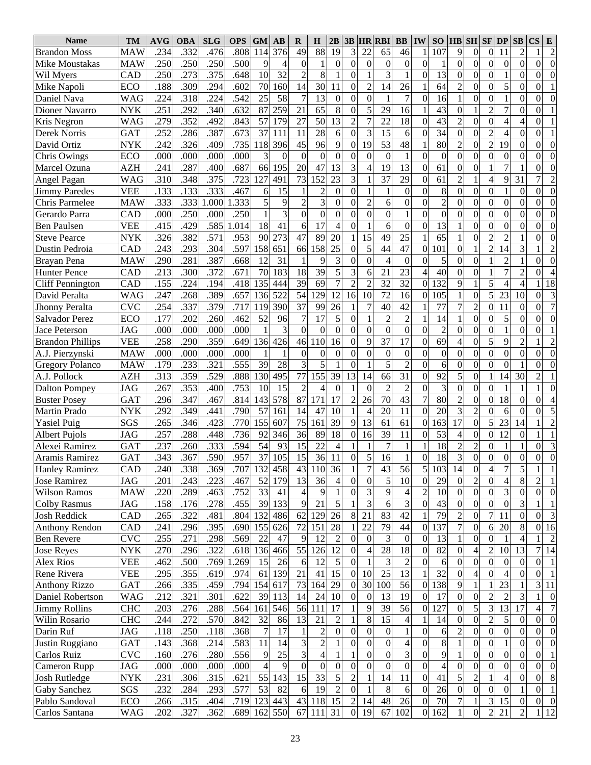| Name | TM | AVG | OBA | SLG | OPS | GM | AB | R | H | 2B | 3B | HR | RBI | BB | IW | SO | HB | SH | SF | DP | SB | CS | E |
|---|---|---|---|---|---|---|---|---|---|---|---|---|---|---|---|---|---|---|---|---|---|---|---|
| Brandon Moss | MAW | .234 | .332 | .476 | .808 | 114 | 376 | 49 | 88 | 19 | 3 | 22 | 65 | 46 | 1 | 107 | 9 | 0 | 0 | 11 | 2 | 1 | 2 |
| Mike Moustakas | MAW | .250 | .250 | .250 | .500 | 9 | 4 | 0 | 1 | 0 | 0 | 0 | 0 | 0 | 0 | 1 | 0 | 0 | 0 | 0 | 0 | 0 | 0 |
| Wil Myers | CAD | .250 | .273 | .375 | .648 | 10 | 32 | 2 | 8 | 1 | 0 | 1 | 3 | 1 | 0 | 13 | 0 | 0 | 0 | 1 | 0 | 0 | 0 |
| Mike Napoli | ECO | .188 | .309 | .294 | .602 | 70 | 160 | 14 | 30 | 11 | 0 | 2 | 14 | 26 | 1 | 64 | 2 | 0 | 0 | 5 | 0 | 0 | 1 |
| Daniel Nava | WAG | .224 | .318 | .224 | .542 | 25 | 58 | 7 | 13 | 0 | 0 | 0 | 1 | 7 | 0 | 16 | 1 | 0 | 0 | 1 | 0 | 0 | 0 |
| Dioner Navarro | NYK | .251 | .292 | .340 | .632 | 87 | 259 | 21 | 65 | 8 | 0 | 5 | 29 | 16 | 1 | 43 | 0 | 1 | 2 | 7 | 0 | 0 | 1 |
| Kris Negron | WAG | .279 | .352 | .492 | .843 | 57 | 179 | 27 | 50 | 13 | 2 | 7 | 22 | 18 | 0 | 43 | 2 | 0 | 0 | 4 | 4 | 0 | 1 |
| Derek Norris | GAT | .252 | .286 | .387 | .673 | 37 | 111 | 11 | 28 | 6 | 0 | 3 | 15 | 6 | 0 | 34 | 0 | 0 | 2 | 4 | 0 | 0 | 1 |
| David Ortiz | NYK | .242 | .326 | .409 | .735 | 118 | 396 | 45 | 96 | 9 | 0 | 19 | 53 | 48 | 1 | 80 | 2 | 0 | 2 | 19 | 0 | 0 | 0 |
| Chris Owings | ECO | .000 | .000 | .000 | .000 | 3 | 0 | 0 | 0 | 0 | 0 | 0 | 0 | 1 | 0 | 0 | 0 | 0 | 0 | 0 | 0 | 0 | 0 |
| Marcel Ozuna | AZH | .241 | .287 | .400 | .687 | 66 | 195 | 20 | 47 | 13 | 3 | 4 | 19 | 13 | 0 | 61 | 0 | 0 | 1 | 7 | 1 | 0 | 0 |
| Angel Pagan | WAG | .310 | .348 | .375 | .723 | 127 | 491 | 73 | 152 | 23 | 3 | 1 | 37 | 29 | 0 | 61 | 2 | 1 | 4 | 9 | 31 | 7 | 2 |
| Jimmy Paredes | VEE | .133 | .133 | .333 | .467 | 6 | 15 | 1 | 2 | 0 | 0 | 1 | 1 | 0 | 0 | 8 | 0 | 0 | 0 | 1 | 0 | 0 | 0 |
| Chris Parmelee | MAW | .333 | .333 | 1.000 | 1.333 | 5 | 9 | 2 | 3 | 0 | 0 | 2 | 6 | 0 | 0 | 2 | 0 | 0 | 0 | 0 | 0 | 0 | 0 |
| Gerardo Parra | CAD | .000 | .250 | .000 | .250 | 1 | 3 | 0 | 0 | 0 | 0 | 0 | 0 | 1 | 0 | 0 | 0 | 0 | 0 | 0 | 0 | 0 | 0 |
| Ben Paulsen | VEE | .415 | .429 | .585 | 1.014 | 18 | 41 | 6 | 17 | 4 | 0 | 1 | 6 | 0 | 0 | 13 | 1 | 0 | 0 | 0 | 0 | 0 | 0 |
| Steve Pearce | NYK | .326 | .382 | .571 | .953 | 90 | 273 | 47 | 89 | 20 | 1 | 15 | 49 | 25 | 1 | 65 | 1 | 0 | 2 | 2 | 1 | 0 | 0 |
| Dustin Pedroia | CAD | .243 | .293 | .304 | .597 | 158 | 651 | 66 | 158 | 25 | 0 | 5 | 44 | 47 | 0 | 101 | 0 | 1 | 2 | 14 | 3 | 1 | 2 |
| Brayan Pena | MAW | .290 | .281 | .387 | .668 | 12 | 31 | 1 | 9 | 3 | 0 | 0 | 4 | 0 | 0 | 5 | 0 | 0 | 1 | 2 | 1 | 0 | 0 |
| Hunter Pence | CAD | .213 | .300 | .372 | .671 | 70 | 183 | 18 | 39 | 5 | 3 | 6 | 21 | 23 | 4 | 40 | 0 | 0 | 1 | 7 | 2 | 0 | 4 |
| Cliff Pennington | CAD | .155 | .224 | .194 | .418 | 135 | 444 | 39 | 69 | 7 | 2 | 2 | 32 | 32 | 0 | 132 | 9 | 1 | 5 | 4 | 4 | 1 | 18 |
| David Peralta | WAG | .247 | .268 | .389 | .657 | 136 | 522 | 54 | 129 | 12 | 16 | 10 | 72 | 16 | 0 | 105 | 1 | 0 | 5 | 23 | 10 | 0 | 3 |
| Jhonny Peralta | CVC | .254 | .337 | .379 | .717 | 119 | 390 | 37 | 99 | 26 | 1 | 7 | 40 | 42 | 1 | 77 | 7 | 2 | 0 | 11 | 0 | 0 | 7 |
| Salvador Perez | ECO | .177 | .202 | .260 | .462 | 52 | 96 | 7 | 17 | 5 | 0 | 1 | 2 | 2 | 1 | 14 | 1 | 0 | 0 | 5 | 0 | 0 | 0 |
| Jace Peterson | JAG | .000 | .000 | .000 | .000 | 1 | 3 | 0 | 0 | 0 | 0 | 0 | 0 | 0 | 0 | 2 | 0 | 0 | 0 | 1 | 0 | 0 | 1 |
| Brandon Phillips | VEE | .258 | .290 | .359 | .649 | 136 | 426 | 46 | 110 | 16 | 0 | 9 | 37 | 17 | 0 | 69 | 4 | 0 | 5 | 9 | 2 | 1 | 2 |
| A.J. Pierzynski | MAW | .000 | .000 | .000 | .000 | 1 | 1 | 0 | 0 | 0 | 0 | 0 | 0 | 0 | 0 | 0 | 0 | 0 | 0 | 0 | 0 | 0 | 0 |
| Gregory Polanco | MAW | .179 | .233 | .321 | .555 | 39 | 28 | 3 | 5 | 1 | 0 | 1 | 5 | 2 | 0 | 6 | 0 | 0 | 0 | 0 | 1 | 0 | 0 |
| A.J. Pollock | AZH | .313 | .359 | .529 | .888 | 130 | 495 | 77 | 155 | 39 | 13 | 14 | 66 | 31 | 0 | 92 | 5 | 0 | 1 | 14 | 30 | 2 | 1 |
| Dalton Pompey | JAG | .267 | .353 | .400 | .753 | 10 | 15 | 2 | 4 | 0 | 1 | 0 | 2 | 2 | 0 | 3 | 0 | 0 | 0 | 1 | 1 | 1 | 0 |
| Buster Posey | GAT | .296 | .347 | .467 | .814 | 143 | 578 | 87 | 171 | 17 | 2 | 26 | 70 | 43 | 7 | 80 | 2 | 0 | 0 | 18 | 0 | 0 | 4 |
| Martin Prado | NYK | .292 | .349 | .441 | .790 | 57 | 161 | 14 | 47 | 10 | 1 | 4 | 20 | 11 | 0 | 20 | 3 | 2 | 0 | 6 | 0 | 0 | 5 |
| Yasiel Puig | SGS | .265 | .346 | .423 | .770 | 155 | 607 | 75 | 161 | 39 | 9 | 13 | 61 | 61 | 0 | 163 | 17 | 0 | 5 | 23 | 14 | 1 | 2 |
| Albert Pujols | JAG | .257 | .288 | .448 | .736 | 92 | 346 | 36 | 89 | 18 | 0 | 16 | 39 | 11 | 0 | 53 | 4 | 0 | 0 | 12 | 0 | 1 | 1 |
| Alexei Ramirez | GAT | .237 | .260 | .333 | .594 | 54 | 93 | 15 | 22 | 4 | 1 | 1 | 7 | 1 | 1 | 18 | 2 | 2 | 0 | 1 | 1 | 0 | 3 |
| Aramis Ramirez | GAT | .343 | .367 | .590 | .957 | 37 | 105 | 15 | 36 | 11 | 0 | 5 | 16 | 1 | 0 | 18 | 3 | 0 | 0 | 0 | 0 | 0 | 0 |
| Hanley Ramirez | CAD | .240 | .338 | .369 | .707 | 132 | 458 | 43 | 110 | 36 | 1 | 7 | 43 | 56 | 5 | 103 | 14 | 0 | 4 | 7 | 5 | 1 | 1 |
| Jose Ramirez | JAG | .201 | .243 | .223 | .467 | 52 | 179 | 13 | 36 | 4 | 0 | 0 | 5 | 10 | 0 | 29 | 0 | 2 | 0 | 4 | 8 | 2 | 1 |
| Wilson Ramos | MAW | .220 | .289 | .463 | .752 | 33 | 41 | 4 | 9 | 1 | 0 | 3 | 9 | 4 | 2 | 10 | 0 | 0 | 0 | 3 | 0 | 0 | 0 |
| Colby Rasmus | JAG | .158 | .176 | .278 | .455 | 39 | 133 | 9 | 21 | 5 | 1 | 3 | 6 | 3 | 0 | 43 | 0 | 0 | 0 | 0 | 3 | 1 | 1 |
| Josh Reddick | CAD | .265 | .322 | .481 | .804 | 132 | 486 | 62 | 129 | 26 | 8 | 21 | 83 | 42 | 1 | 79 | 2 | 0 | 7 | 11 | 0 | 0 | 3 |
| Anthony Rendon | CAD | .241 | .296 | .395 | .690 | 155 | 626 | 72 | 151 | 28 | 1 | 22 | 79 | 44 | 0 | 137 | 7 | 0 | 6 | 20 | 8 | 0 | 16 |
| Ben Revere | CVC | .255 | .271 | .298 | .569 | 22 | 47 | 9 | 12 | 2 | 0 | 0 | 3 | 0 | 0 | 13 | 1 | 0 | 0 | 1 | 4 | 1 | 2 |
| Jose Reyes | NYK | .270 | .296 | .322 | .618 | 136 | 466 | 55 | 126 | 12 | 0 | 4 | 28 | 18 | 0 | 82 | 0 | 4 | 2 | 10 | 13 | 7 | 14 |
| Alex Rios | VEE | .462 | .500 | .769 | 1.269 | 15 | 26 | 6 | 12 | 5 | 0 | 1 | 3 | 2 | 0 | 6 | 0 | 0 | 0 | 0 | 0 | 0 | 1 |
| Rene Rivera | VEE | .295 | .355 | .619 | .974 | 61 | 139 | 21 | 41 | 15 | 0 | 10 | 25 | 13 | 1 | 32 | 0 | 4 | 0 | 4 | 0 | 0 | 1 |
| Anthony Rizzo | GAT | .266 | .335 | .459 | .794 | 154 | 617 | 73 | 164 | 29 | 0 | 30 | 100 | 56 | 0 | 138 | 9 | 1 | 1 | 23 | 1 | 3 | 11 |
| Daniel Robertson | WAG | .212 | .321 | .301 | .622 | 39 | 113 | 14 | 24 | 10 | 0 | 0 | 13 | 19 | 0 | 17 | 0 | 0 | 2 | 2 | 3 | 1 | 0 |
| Jimmy Rollins | CHC | .203 | .276 | .288 | .564 | 161 | 546 | 56 | 111 | 17 | 1 | 9 | 39 | 56 | 0 | 127 | 0 | 5 | 3 | 13 | 17 | 4 | 7 |
| Wilin Rosario | CHC | .244 | .272 | .570 | .842 | 32 | 86 | 13 | 21 | 2 | 1 | 8 | 15 | 4 | 1 | 14 | 0 | 0 | 2 | 5 | 0 | 0 | 0 |
| Darin Ruf | JAG | .118 | .250 | .118 | .368 | 7 | 17 | 1 | 2 | 0 | 0 | 0 | 0 | 1 | 0 | 6 | 2 | 0 | 0 | 0 | 0 | 0 | 0 |
| Justin Ruggiano | GAT | .143 | .368 | .214 | .583 | 11 | 14 | 3 | 2 | 1 | 0 | 0 | 0 | 4 | 0 | 8 | 1 | 0 | 0 | 1 | 0 | 0 | 0 |
| Carlos Ruiz | CVC | .160 | .276 | .280 | .556 | 9 | 25 | 3 | 4 | 1 | 1 | 0 | 0 | 3 | 0 | 9 | 1 | 0 | 0 | 0 | 0 | 0 | 1 |
| Cameron Rupp | JAG | .000 | .000 | .000 | .000 | 4 | 9 | 0 | 0 | 0 | 0 | 0 | 0 | 0 | 0 | 4 | 0 | 0 | 0 | 0 | 0 | 0 | 0 |
| Josh Rutledge | NYK | .231 | .306 | .315 | .621 | 55 | 143 | 15 | 33 | 5 | 2 | 1 | 14 | 11 | 0 | 41 | 5 | 2 | 1 | 4 | 0 | 0 | 8 |
| Gaby Sanchez | SGS | .232 | .284 | .293 | .577 | 53 | 82 | 6 | 19 | 2 | 0 | 1 | 8 | 6 | 0 | 26 | 0 | 0 | 0 | 0 | 1 | 0 | 1 |
| Pablo Sandoval | ECO | .266 | .315 | .404 | .719 | 123 | 443 | 43 | 118 | 15 | 2 | 14 | 48 | 26 | 0 | 70 | 7 | 1 | 3 | 15 | 0 | 0 | 0 |
| Carlos Santana | WAG | .202 | .327 | .362 | .689 | 162 | 550 | 67 | 111 | 31 | 0 | 19 | 67 | 102 | 0 | 162 | 1 | 0 | 2 | 21 | 2 | 1 | 12 |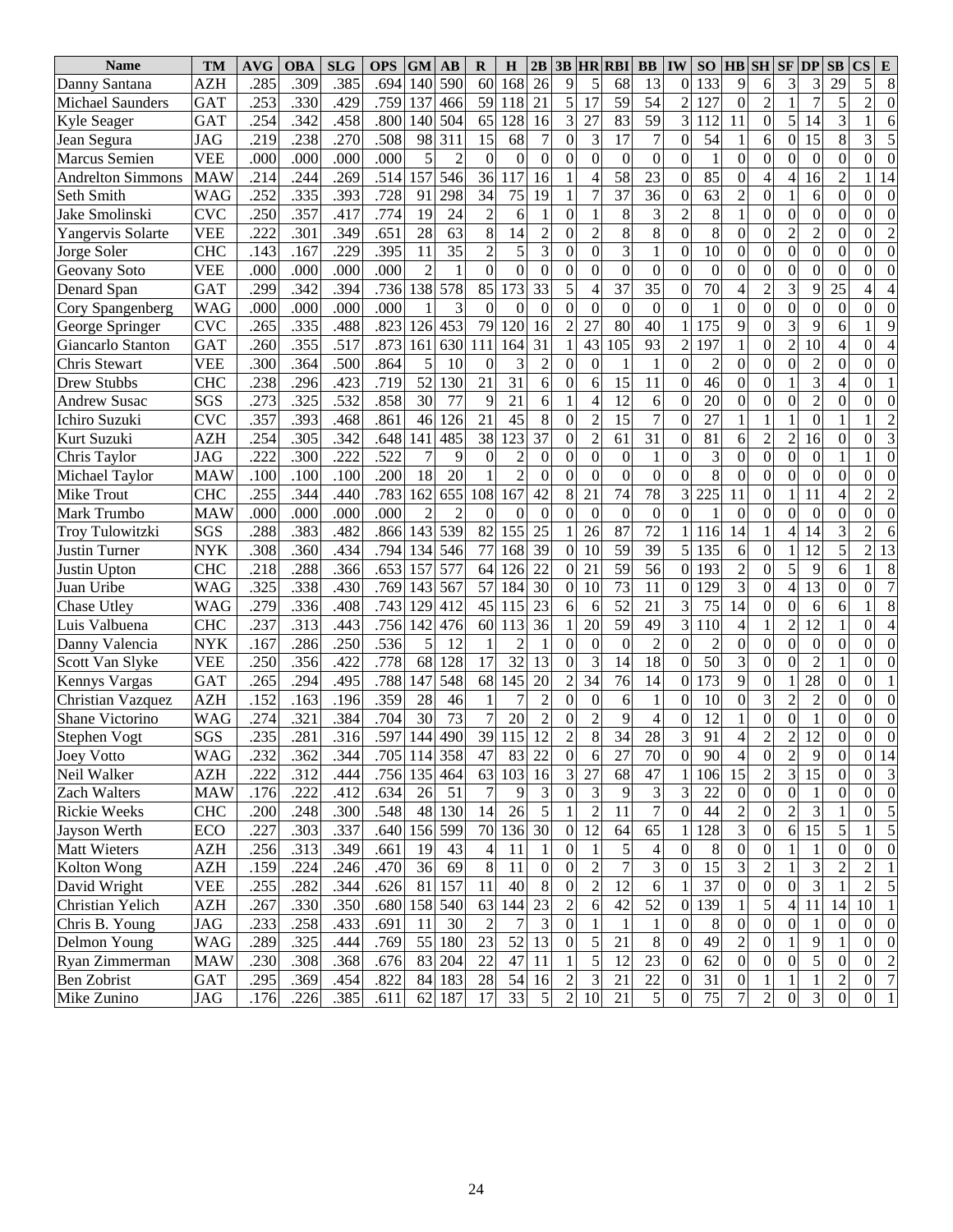| Name | TM | AVG | OBA | SLG | OPS | GM | AB | R | H | 2B | 3B | HR | RBI | BB | IW | SO | HB | SH | SF | DP | SB | CS | E |
|---|---|---|---|---|---|---|---|---|---|---|---|---|---|---|---|---|---|---|---|---|---|---|---|
| Danny Santana | AZH | .285 | .309 | .385 | .694 | 140 | 590 | 60 | 168 | 26 | 9 | 5 | 68 | 13 | 0 | 133 | 9 | 6 | 3 | 3 | 29 | 5 | 8 |
| Michael Saunders | GAT | .253 | .330 | .429 | .759 | 137 | 466 | 59 | 118 | 21 | 5 | 17 | 59 | 54 | 2 | 127 | 0 | 2 | 1 | 7 | 5 | 2 | 0 |
| Kyle Seager | GAT | .254 | .342 | .458 | .800 | 140 | 504 | 65 | 128 | 16 | 3 | 27 | 83 | 59 | 3 | 112 | 11 | 0 | 5 | 14 | 3 | 1 | 6 |
| Jean Segura | JAG | .219 | .238 | .270 | .508 | 98 | 311 | 15 | 68 | 7 | 0 | 3 | 17 | 7 | 0 | 54 | 1 | 6 | 0 | 15 | 8 | 3 | 5 |
| Marcus Semien | VEE | .000 | .000 | .000 | .000 | 5 | 2 | 0 | 0 | 0 | 0 | 0 | 0 | 0 | 0 | 1 | 0 | 0 | 0 | 0 | 0 | 0 | 0 |
| Andrelton Simmons | MAW | .214 | .244 | .269 | .514 | 157 | 546 | 36 | 117 | 16 | 1 | 4 | 58 | 23 | 0 | 85 | 0 | 4 | 4 | 16 | 2 | 1 | 14 |
| Seth Smith | WAG | .252 | .335 | .393 | .728 | 91 | 298 | 34 | 75 | 19 | 1 | 7 | 37 | 36 | 0 | 63 | 2 | 0 | 1 | 6 | 0 | 0 | 0 |
| Jake Smolinski | CVC | .250 | .357 | .417 | .774 | 19 | 24 | 2 | 6 | 1 | 0 | 1 | 8 | 3 | 2 | 8 | 1 | 0 | 0 | 0 | 0 | 0 | 0 |
| Yangervis Solarte | VEE | .222 | .301 | .349 | .651 | 28 | 63 | 8 | 14 | 2 | 0 | 2 | 8 | 8 | 0 | 8 | 0 | 0 | 2 | 2 | 0 | 0 | 2 |
| Jorge Soler | CHC | .143 | .167 | .229 | .395 | 11 | 35 | 2 | 5 | 3 | 0 | 0 | 3 | 1 | 0 | 10 | 0 | 0 | 0 | 0 | 0 | 0 | 0 |
| Geovany Soto | VEE | .000 | .000 | .000 | .000 | 2 | 1 | 0 | 0 | 0 | 0 | 0 | 0 | 0 | 0 | 0 | 0 | 0 | 0 | 0 | 0 | 0 | 0 |
| Denard Span | GAT | .299 | .342 | .394 | .736 | 138 | 578 | 85 | 173 | 33 | 5 | 4 | 37 | 35 | 0 | 70 | 4 | 2 | 3 | 9 | 25 | 4 | 4 |
| Cory Spangenberg | WAG | .000 | .000 | .000 | .000 | 1 | 3 | 0 | 0 | 0 | 0 | 0 | 0 | 0 | 0 | 1 | 0 | 0 | 0 | 0 | 0 | 0 | 0 |
| George Springer | CVC | .265 | .335 | .488 | .823 | 126 | 453 | 79 | 120 | 16 | 2 | 27 | 80 | 40 | 1 | 175 | 9 | 0 | 3 | 9 | 6 | 1 | 9 |
| Giancarlo Stanton | GAT | .260 | .355 | .517 | .873 | 161 | 630 | 111 | 164 | 31 | 1 | 43 | 105 | 93 | 2 | 197 | 1 | 0 | 2 | 10 | 4 | 0 | 4 |
| Chris Stewart | VEE | .300 | .364 | .500 | .864 | 5 | 10 | 0 | 3 | 2 | 0 | 0 | 1 | 1 | 0 | 2 | 0 | 0 | 0 | 2 | 0 | 0 | 0 |
| Drew Stubbs | CHC | .238 | .296 | .423 | .719 | 52 | 130 | 21 | 31 | 6 | 0 | 6 | 15 | 11 | 0 | 46 | 0 | 0 | 1 | 3 | 4 | 0 | 1 |
| Andrew Susac | SGS | .273 | .325 | .532 | .858 | 30 | 77 | 9 | 21 | 6 | 1 | 4 | 12 | 6 | 0 | 20 | 0 | 0 | 0 | 2 | 0 | 0 | 0 |
| Ichiro Suzuki | CVC | .357 | .393 | .468 | .861 | 46 | 126 | 21 | 45 | 8 | 0 | 2 | 15 | 7 | 0 | 27 | 1 | 1 | 1 | 0 | 1 | 1 | 2 |
| Kurt Suzuki | AZH | .254 | .305 | .342 | .648 | 141 | 485 | 38 | 123 | 37 | 0 | 2 | 61 | 31 | 0 | 81 | 6 | 2 | 2 | 16 | 0 | 0 | 3 |
| Chris Taylor | JAG | .222 | .300 | .222 | .522 | 7 | 9 | 0 | 2 | 0 | 0 | 0 | 0 | 1 | 0 | 3 | 0 | 0 | 0 | 0 | 1 | 1 | 0 |
| Michael Taylor | MAW | .100 | .100 | .100 | .200 | 18 | 20 | 1 | 2 | 0 | 0 | 0 | 0 | 0 | 0 | 8 | 0 | 0 | 0 | 0 | 0 | 0 | 0 |
| Mike Trout | CHC | .255 | .344 | .440 | .783 | 162 | 655 | 108 | 167 | 42 | 8 | 21 | 74 | 78 | 3 | 225 | 11 | 0 | 1 | 11 | 4 | 2 | 2 |
| Mark Trumbo | MAW | .000 | .000 | .000 | .000 | 2 | 2 | 0 | 0 | 0 | 0 | 0 | 0 | 0 | 0 | 1 | 0 | 0 | 0 | 0 | 0 | 0 | 0 |
| Troy Tulowitzki | SGS | .288 | .383 | .482 | .866 | 143 | 539 | 82 | 155 | 25 | 1 | 26 | 87 | 72 | 1 | 116 | 14 | 1 | 4 | 14 | 3 | 2 | 6 |
| Justin Turner | NYK | .308 | .360 | .434 | .794 | 134 | 546 | 77 | 168 | 39 | 0 | 10 | 59 | 39 | 5 | 135 | 6 | 0 | 1 | 12 | 5 | 2 | 13 |
| Justin Upton | CHC | .218 | .288 | .366 | .653 | 157 | 577 | 64 | 126 | 22 | 0 | 21 | 59 | 56 | 0 | 193 | 2 | 0 | 5 | 9 | 6 | 1 | 8 |
| Juan Uribe | WAG | .325 | .338 | .430 | .769 | 143 | 567 | 57 | 184 | 30 | 0 | 10 | 73 | 11 | 0 | 129 | 3 | 0 | 4 | 13 | 0 | 0 | 7 |
| Chase Utley | WAG | .279 | .336 | .408 | .743 | 129 | 412 | 45 | 115 | 23 | 6 | 6 | 52 | 21 | 3 | 75 | 14 | 0 | 0 | 6 | 6 | 1 | 8 |
| Luis Valbuena | CHC | .237 | .313 | .443 | .756 | 142 | 476 | 60 | 113 | 36 | 1 | 20 | 59 | 49 | 3 | 110 | 4 | 1 | 2 | 12 | 1 | 0 | 4 |
| Danny Valencia | NYK | .167 | .286 | .250 | .536 | 5 | 12 | 1 | 2 | 1 | 0 | 0 | 0 | 2 | 0 | 2 | 0 | 0 | 0 | 0 | 0 | 0 | 0 |
| Scott Van Slyke | VEE | .250 | .356 | .422 | .778 | 68 | 128 | 17 | 32 | 13 | 0 | 3 | 14 | 18 | 0 | 50 | 3 | 0 | 0 | 2 | 1 | 0 | 0 |
| Kennys Vargas | GAT | .265 | .294 | .495 | .788 | 147 | 548 | 68 | 145 | 20 | 2 | 34 | 76 | 14 | 0 | 173 | 9 | 0 | 1 | 28 | 0 | 0 | 1 |
| Christian Vazquez | AZH | .152 | .163 | .196 | .359 | 28 | 46 | 1 | 7 | 2 | 0 | 0 | 6 | 1 | 0 | 10 | 0 | 3 | 2 | 2 | 0 | 0 | 0 |
| Shane Victorino | WAG | .274 | .321 | .384 | .704 | 30 | 73 | 7 | 20 | 2 | 0 | 2 | 9 | 4 | 0 | 12 | 1 | 0 | 0 | 1 | 0 | 0 | 0 |
| Stephen Vogt | SGS | .235 | .281 | .316 | .597 | 144 | 490 | 39 | 115 | 12 | 2 | 8 | 34 | 28 | 3 | 91 | 4 | 2 | 2 | 12 | 0 | 0 | 0 |
| Joey Votto | WAG | .232 | .362 | .344 | .705 | 114 | 358 | 47 | 83 | 22 | 0 | 6 | 27 | 70 | 0 | 90 | 4 | 0 | 2 | 9 | 0 | 0 | 14 |
| Neil Walker | AZH | .222 | .312 | .444 | .756 | 135 | 464 | 63 | 103 | 16 | 3 | 27 | 68 | 47 | 1 | 106 | 15 | 2 | 3 | 15 | 0 | 0 | 3 |
| Zach Walters | MAW | .176 | .222 | .412 | .634 | 26 | 51 | 7 | 9 | 3 | 0 | 3 | 9 | 3 | 3 | 22 | 0 | 0 | 0 | 1 | 0 | 0 | 0 |
| Rickie Weeks | CHC | .200 | .248 | .300 | .548 | 48 | 130 | 14 | 26 | 5 | 1 | 2 | 11 | 7 | 0 | 44 | 2 | 0 | 2 | 3 | 1 | 0 | 5 |
| Jayson Werth | ECO | .227 | .303 | .337 | .640 | 156 | 599 | 70 | 136 | 30 | 0 | 12 | 64 | 65 | 1 | 128 | 3 | 0 | 6 | 15 | 5 | 1 | 5 |
| Matt Wieters | AZH | .256 | .313 | .349 | .661 | 19 | 43 | 4 | 11 | 1 | 0 | 1 | 5 | 4 | 0 | 8 | 0 | 0 | 1 | 1 | 0 | 0 | 0 |
| Kolton Wong | AZH | .159 | .224 | .246 | .470 | 36 | 69 | 8 | 11 | 0 | 0 | 2 | 7 | 3 | 0 | 15 | 3 | 2 | 1 | 3 | 2 | 2 | 1 |
| David Wright | VEE | .255 | .282 | .344 | .626 | 81 | 157 | 11 | 40 | 8 | 0 | 2 | 12 | 6 | 1 | 37 | 0 | 0 | 0 | 3 | 1 | 2 | 5 |
| Christian Yelich | AZH | .267 | .330 | .350 | .680 | 158 | 540 | 63 | 144 | 23 | 2 | 6 | 42 | 52 | 0 | 139 | 1 | 5 | 4 | 11 | 14 | 10 | 1 |
| Chris B. Young | JAG | .233 | .258 | .433 | .691 | 11 | 30 | 2 | 7 | 3 | 0 | 1 | 1 | 1 | 0 | 8 | 0 | 0 | 0 | 1 | 0 | 0 | 0 |
| Delmon Young | WAG | .289 | .325 | .444 | .769 | 55 | 180 | 23 | 52 | 13 | 0 | 5 | 21 | 8 | 0 | 49 | 2 | 0 | 1 | 9 | 1 | 0 | 0 |
| Ryan Zimmerman | MAW | .230 | .308 | .368 | .676 | 83 | 204 | 22 | 47 | 11 | 1 | 5 | 12 | 23 | 0 | 62 | 0 | 0 | 0 | 5 | 0 | 0 | 2 |
| Ben Zobrist | GAT | .295 | .369 | .454 | .822 | 84 | 183 | 28 | 54 | 16 | 2 | 3 | 21 | 22 | 0 | 31 | 0 | 1 | 1 | 1 | 2 | 0 | 7 |
| Mike Zunino | JAG | .176 | .226 | .385 | .611 | 62 | 187 | 17 | 33 | 5 | 2 | 10 | 21 | 5 | 0 | 75 | 7 | 2 | 0 | 3 | 0 | 0 | 1 |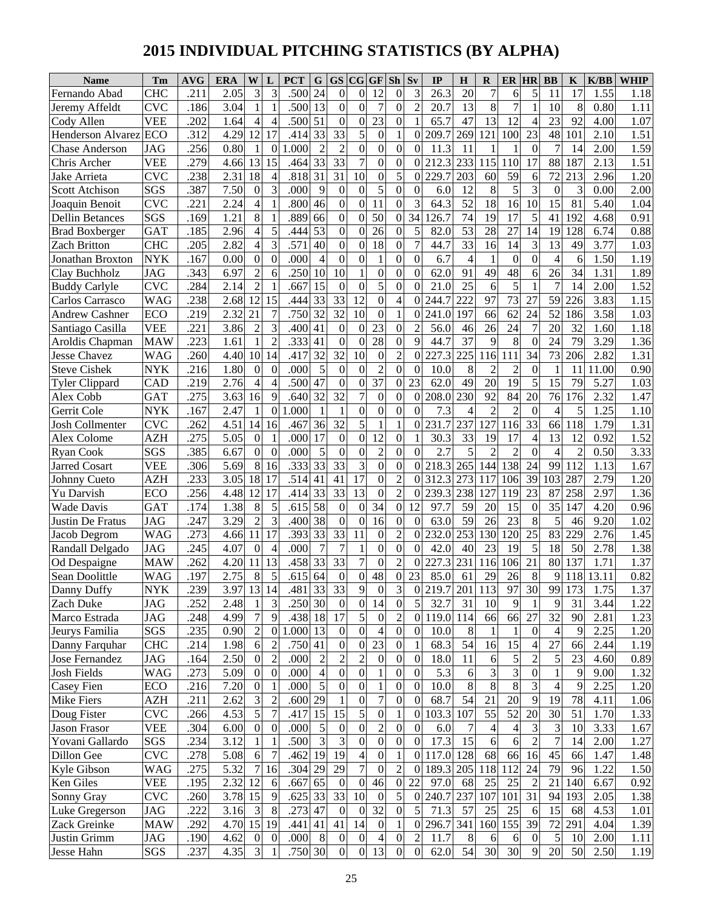# 2015 INDIVIDUAL PITCHING STATISTICS (BY ALPHA)

| Name | Tm | AVG | ERA | W | L | PCT | G | GS | CG | GF | Sh | Sv | IP | H | R | ER | HR | BB | K | K/BB | WHIP |
|---|---|---|---|---|---|---|---|---|---|---|---|---|---|---|---|---|---|---|---|---|---|
| Fernando Abad | CHC | .211 | 2.05 | 3 | 3 | .500 | 24 | 0 | 0 | 12 | 0 | 3 | 26.3 | 20 | 7 | 6 | 5 | 11 | 17 | 1.55 | 1.18 |
| Jeremy Affeldt | CVC | .186 | 3.04 | 1 | 1 | .500 | 13 | 0 | 0 | 7 | 0 | 2 | 20.7 | 13 | 8 | 7 | 1 | 10 | 8 | 0.80 | 1.11 |
| Cody Allen | VEE | .202 | 1.64 | 4 | 4 | .500 | 51 | 0 | 0 | 23 | 0 | 1 | 65.7 | 47 | 13 | 12 | 4 | 23 | 92 | 4.00 | 1.07 |
| Henderson Alvarez | ECO | .312 | 4.29 | 12 | 17 | .414 | 33 | 33 | 5 | 0 | 1 | 0 | 209.7 | 269 | 121 | 100 | 23 | 48 | 101 | 2.10 | 1.51 |
| Chase Anderson | JAG | .256 | 0.80 | 1 | 0 | 1.000 | 2 | 2 | 0 | 0 | 0 | 0 | 11.3 | 11 | 1 | 1 | 0 | 7 | 14 | 2.00 | 1.59 |
| Chris Archer | VEE | .279 | 4.66 | 13 | 15 | .464 | 33 | 33 | 7 | 0 | 0 | 0 | 212.3 | 233 | 115 | 110 | 17 | 88 | 187 | 2.13 | 1.51 |
| Jake Arrieta | CVC | .238 | 2.31 | 18 | 4 | .818 | 31 | 31 | 10 | 0 | 5 | 0 | 229.7 | 203 | 60 | 59 | 6 | 72 | 213 | 2.96 | 1.20 |
| Scott Atchison | SGS | .387 | 7.50 | 0 | 3 | .000 | 9 | 0 | 0 | 5 | 0 | 0 | 6.0 | 12 | 8 | 5 | 3 | 0 | 3 | 0.00 | 2.00 |
| Joaquin Benoit | CVC | .221 | 2.24 | 4 | 1 | .800 | 46 | 0 | 0 | 11 | 0 | 3 | 64.3 | 52 | 18 | 16 | 10 | 15 | 81 | 5.40 | 1.04 |
| Dellin Betances | SGS | .169 | 1.21 | 8 | 1 | .889 | 66 | 0 | 0 | 50 | 0 | 34 | 126.7 | 74 | 19 | 17 | 5 | 41 | 192 | 4.68 | 0.91 |
| Brad Boxberger | GAT | .185 | 2.96 | 4 | 5 | .444 | 53 | 0 | 0 | 26 | 0 | 5 | 82.0 | 53 | 28 | 27 | 14 | 19 | 128 | 6.74 | 0.88 |
| Zach Britton | CHC | .205 | 2.82 | 4 | 3 | .571 | 40 | 0 | 0 | 18 | 0 | 7 | 44.7 | 33 | 16 | 14 | 3 | 13 | 49 | 3.77 | 1.03 |
| Jonathan Broxton | NYK | .167 | 0.00 | 0 | 0 | .000 | 4 | 0 | 0 | 1 | 0 | 0 | 6.7 | 4 | 1 | 0 | 0 | 4 | 6 | 1.50 | 1.19 |
| Clay Buchholz | JAG | .343 | 6.97 | 2 | 6 | .250 | 10 | 10 | 1 | 0 | 0 | 0 | 62.0 | 91 | 49 | 48 | 6 | 26 | 34 | 1.31 | 1.89 |
| Buddy Carlyle | CVC | .284 | 2.14 | 2 | 1 | .667 | 15 | 0 | 0 | 5 | 0 | 0 | 21.0 | 25 | 6 | 5 | 1 | 7 | 14 | 2.00 | 1.52 |
| Carlos Carrasco | WAG | .238 | 2.68 | 12 | 15 | .444 | 33 | 33 | 12 | 0 | 4 | 0 | 244.7 | 222 | 97 | 73 | 27 | 59 | 226 | 3.83 | 1.15 |
| Andrew Cashner | ECO | .219 | 2.32 | 21 | 7 | .750 | 32 | 32 | 10 | 0 | 1 | 0 | 241.0 | 197 | 66 | 62 | 24 | 52 | 186 | 3.58 | 1.03 |
| Santiago Casilla | VEE | .221 | 3.86 | 2 | 3 | .400 | 41 | 0 | 0 | 23 | 0 | 2 | 56.0 | 46 | 26 | 24 | 7 | 20 | 32 | 1.60 | 1.18 |
| Aroldis Chapman | MAW | .223 | 1.61 | 1 | 2 | .333 | 41 | 0 | 0 | 28 | 0 | 9 | 44.7 | 37 | 9 | 8 | 0 | 24 | 79 | 3.29 | 1.36 |
| Jesse Chavez | WAG | .260 | 4.40 | 10 | 14 | .417 | 32 | 32 | 10 | 0 | 2 | 0 | 227.3 | 225 | 116 | 111 | 34 | 73 | 206 | 2.82 | 1.31 |
| Steve Cishek | NYK | .216 | 1.80 | 0 | 0 | .000 | 5 | 0 | 0 | 2 | 0 | 0 | 10.0 | 8 | 2 | 2 | 0 | 1 | 11 | 11.00 | 0.90 |
| Tyler Clippard | CAD | .219 | 2.76 | 4 | 4 | .500 | 47 | 0 | 0 | 37 | 0 | 23 | 62.0 | 49 | 20 | 19 | 5 | 15 | 79 | 5.27 | 1.03 |
| Alex Cobb | GAT | .275 | 3.63 | 16 | 9 | .640 | 32 | 32 | 7 | 0 | 0 | 0 | 208.0 | 230 | 92 | 84 | 20 | 76 | 176 | 2.32 | 1.47 |
| Gerrit Cole | NYK | .167 | 2.47 | 1 | 0 | 1.000 | 1 | 1 | 0 | 0 | 0 | 0 | 7.3 | 4 | 2 | 2 | 0 | 4 | 5 | 1.25 | 1.10 |
| Josh Collmenter | CVC | .262 | 4.51 | 14 | 16 | .467 | 36 | 32 | 5 | 1 | 1 | 0 | 231.7 | 237 | 127 | 116 | 33 | 66 | 118 | 1.79 | 1.31 |
| Alex Colome | AZH | .275 | 5.05 | 0 | 1 | .000 | 17 | 0 | 0 | 12 | 0 | 1 | 30.3 | 33 | 19 | 17 | 4 | 13 | 12 | 0.92 | 1.52 |
| Ryan Cook | SGS | .385 | 6.67 | 0 | 0 | .000 | 5 | 0 | 0 | 2 | 0 | 0 | 2.7 | 5 | 2 | 2 | 0 | 4 | 2 | 0.50 | 3.33 |
| Jarred Cosart | VEE | .306 | 5.69 | 8 | 16 | .333 | 33 | 33 | 3 | 0 | 0 | 0 | 218.3 | 265 | 144 | 138 | 24 | 99 | 112 | 1.13 | 1.67 |
| Johnny Cueto | AZH | .233 | 3.05 | 18 | 17 | .514 | 41 | 41 | 17 | 0 | 2 | 0 | 312.3 | 273 | 117 | 106 | 39 | 103 | 287 | 2.79 | 1.20 |
| Yu Darvish | ECO | .256 | 4.48 | 12 | 17 | .414 | 33 | 33 | 13 | 0 | 2 | 0 | 239.3 | 238 | 127 | 119 | 23 | 87 | 258 | 2.97 | 1.36 |
| Wade Davis | GAT | .174 | 1.38 | 8 | 5 | .615 | 58 | 0 | 0 | 34 | 0 | 12 | 97.7 | 59 | 20 | 15 | 0 | 35 | 147 | 4.20 | 0.96 |
| Justin De Fratus | JAG | .247 | 3.29 | 2 | 3 | .400 | 38 | 0 | 0 | 16 | 0 | 0 | 63.0 | 59 | 26 | 23 | 8 | 5 | 46 | 9.20 | 1.02 |
| Jacob Degrom | WAG | .273 | 4.66 | 11 | 17 | .393 | 33 | 33 | 11 | 0 | 2 | 0 | 232.0 | 253 | 130 | 120 | 25 | 83 | 229 | 2.76 | 1.45 |
| Randall Delgado | JAG | .245 | 4.07 | 0 | 4 | .000 | 7 | 7 | 1 | 0 | 0 | 0 | 42.0 | 40 | 23 | 19 | 5 | 18 | 50 | 2.78 | 1.38 |
| Od Despaigne | MAW | .262 | 4.20 | 11 | 13 | .458 | 33 | 33 | 7 | 0 | 2 | 0 | 227.3 | 231 | 116 | 106 | 21 | 80 | 137 | 1.71 | 1.37 |
| Sean Doolittle | WAG | .197 | 2.75 | 8 | 5 | .615 | 64 | 0 | 0 | 48 | 0 | 23 | 85.0 | 61 | 29 | 26 | 8 | 9 | 118 | 13.11 | 0.82 |
| Danny Duffy | NYK | .239 | 3.97 | 13 | 14 | .481 | 33 | 33 | 9 | 0 | 3 | 0 | 219.7 | 201 | 113 | 97 | 30 | 99 | 173 | 1.75 | 1.37 |
| Zach Duke | JAG | .252 | 2.48 | 1 | 3 | .250 | 30 | 0 | 0 | 14 | 0 | 5 | 32.7 | 31 | 10 | 9 | 1 | 9 | 31 | 3.44 | 1.22 |
| Marco Estrada | JAG | .248 | 4.99 | 7 | 9 | .438 | 18 | 17 | 5 | 0 | 2 | 0 | 119.0 | 114 | 66 | 66 | 27 | 32 | 90 | 2.81 | 1.23 |
| Jeurys Familia | SGS | .235 | 0.90 | 2 | 0 | 1.000 | 13 | 0 | 0 | 4 | 0 | 0 | 10.0 | 8 | 1 | 1 | 0 | 4 | 9 | 2.25 | 1.20 |
| Danny Farquhar | CHC | .214 | 1.98 | 6 | 2 | .750 | 41 | 0 | 0 | 23 | 0 | 1 | 68.3 | 54 | 16 | 15 | 4 | 27 | 66 | 2.44 | 1.19 |
| Jose Fernandez | JAG | .164 | 2.50 | 0 | 2 | .000 | 2 | 2 | 2 | 0 | 0 | 0 | 18.0 | 11 | 6 | 5 | 2 | 5 | 23 | 4.60 | 0.89 |
| Josh Fields | WAG | .273 | 5.09 | 0 | 0 | .000 | 4 | 0 | 0 | 1 | 0 | 0 | 5.3 | 6 | 3 | 3 | 0 | 1 | 9 | 9.00 | 1.32 |
| Casey Fien | ECO | .216 | 7.20 | 0 | 1 | .000 | 5 | 0 | 0 | 1 | 0 | 0 | 10.0 | 8 | 8 | 8 | 3 | 4 | 9 | 2.25 | 1.20 |
| Mike Fiers | AZH | .211 | 2.62 | 3 | 2 | .600 | 29 | 1 | 0 | 7 | 0 | 0 | 68.7 | 54 | 21 | 20 | 9 | 19 | 78 | 4.11 | 1.06 |
| Doug Fister | CVC | .266 | 4.53 | 5 | 7 | .417 | 15 | 15 | 5 | 0 | 1 | 0 | 103.3 | 107 | 55 | 52 | 20 | 30 | 51 | 1.70 | 1.33 |
| Jason Frasor | VEE | .304 | 6.00 | 0 | 0 | .000 | 5 | 0 | 0 | 2 | 0 | 0 | 6.0 | 7 | 4 | 4 | 3 | 3 | 10 | 3.33 | 1.67 |
| Yovani Gallardo | SGS | .234 | 3.12 | 1 | 1 | .500 | 3 | 3 | 0 | 0 | 0 | 0 | 17.3 | 15 | 6 | 6 | 2 | 7 | 14 | 2.00 | 1.27 |
| Dillon Gee | CVC | .278 | 5.08 | 6 | 7 | .462 | 19 | 19 | 4 | 0 | 1 | 0 | 117.0 | 128 | 68 | 66 | 16 | 45 | 66 | 1.47 | 1.48 |
| Kyle Gibson | WAG | .275 | 5.32 | 7 | 16 | .304 | 29 | 29 | 7 | 0 | 2 | 0 | 189.3 | 205 | 118 | 112 | 24 | 79 | 96 | 1.22 | 1.50 |
| Ken Giles | VEE | .195 | 2.32 | 12 | 6 | .667 | 65 | 0 | 0 | 46 | 0 | 22 | 97.0 | 68 | 25 | 25 | 2 | 21 | 140 | 6.67 | 0.92 |
| Sonny Gray | CVC | .260 | 3.78 | 15 | 9 | .625 | 33 | 33 | 10 | 0 | 5 | 0 | 240.7 | 237 | 107 | 101 | 31 | 94 | 193 | 2.05 | 1.38 |
| Luke Gregerson | JAG | .222 | 3.16 | 3 | 8 | .273 | 47 | 0 | 0 | 32 | 0 | 5 | 71.3 | 57 | 25 | 25 | 6 | 15 | 68 | 4.53 | 1.01 |
| Zack Greinke | MAW | .292 | 4.70 | 15 | 19 | .441 | 41 | 41 | 14 | 0 | 1 | 0 | 296.7 | 341 | 160 | 155 | 39 | 72 | 291 | 4.04 | 1.39 |
| Justin Grimm | JAG | .190 | 4.62 | 0 | 0 | .000 | 8 | 0 | 0 | 4 | 0 | 2 | 11.7 | 8 | 6 | 6 | 0 | 5 | 10 | 2.00 | 1.11 |
| Jesse Hahn | SGS | .237 | 4.35 | 3 | 1 | .750 | 30 | 0 | 0 | 13 | 0 | 0 | 62.0 | 54 | 30 | 30 | 9 | 20 | 50 | 2.50 | 1.19 |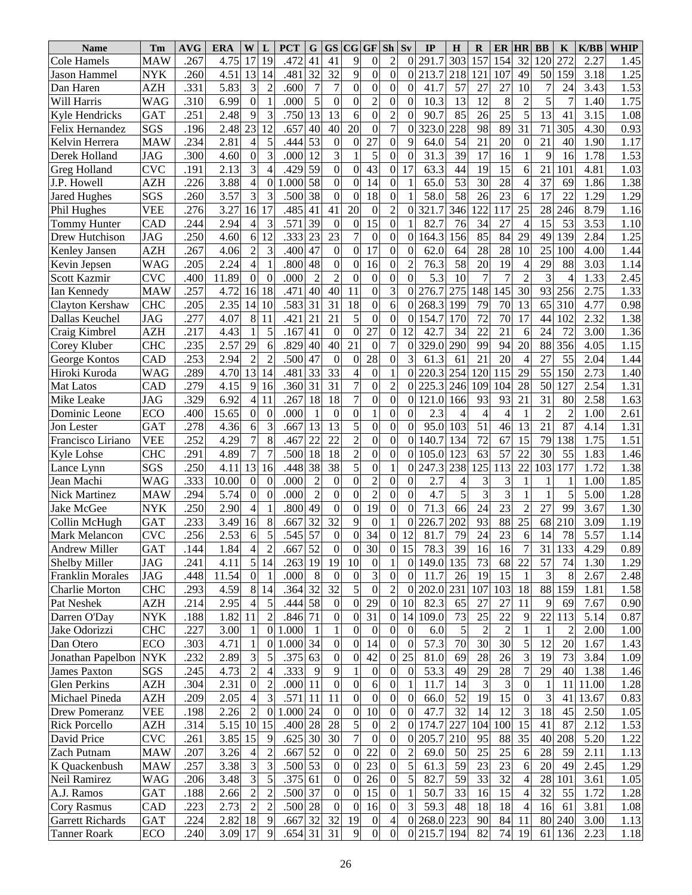| Name | Tm | AVG | ERA | W | L | PCT | G | GS | CG | GF | Sh | Sv | IP | H | R | ER | HR | BB | K | K/BB | WHIP |
|---|---|---|---|---|---|---|---|---|---|---|---|---|---|---|---|---|---|---|---|---|---|
| Cole Hamels | MAW | .267 | 4.75 | 17 | 19 | .472 | 41 | 41 | 9 | 0 | 2 | 0 | 291.7 | 303 | 157 | 154 | 32 | 120 | 272 | 2.27 | 1.45 |
| Jason Hammel | NYK | .260 | 4.51 | 13 | 14 | .481 | 32 | 32 | 9 | 0 | 0 | 0 | 213.7 | 218 | 121 | 107 | 49 | 50 | 159 | 3.18 | 1.25 |
| Dan Haren | AZH | .331 | 5.83 | 3 | 2 | .600 | 7 | 7 | 0 | 0 | 0 | 0 | 41.7 | 57 | 27 | 27 | 10 | 7 | 24 | 3.43 | 1.53 |
| Will Harris | WAG | .310 | 6.99 | 0 | 1 | .000 | 5 | 0 | 0 | 2 | 0 | 0 | 10.3 | 13 | 12 | 8 | 2 | 5 | 7 | 1.40 | 1.75 |
| Kyle Hendricks | GAT | .251 | 2.48 | 9 | 3 | .750 | 13 | 13 | 6 | 0 | 2 | 0 | 90.7 | 85 | 26 | 25 | 5 | 13 | 41 | 3.15 | 1.08 |
| Felix Hernandez | SGS | .196 | 2.48 | 23 | 12 | .657 | 40 | 40 | 20 | 0 | 7 | 0 | 323.0 | 228 | 98 | 89 | 31 | 71 | 305 | 4.30 | 0.93 |
| Kelvin Herrera | MAW | .234 | 2.81 | 4 | 5 | .444 | 53 | 0 | 0 | 27 | 0 | 9 | 64.0 | 54 | 21 | 20 | 0 | 21 | 40 | 1.90 | 1.17 |
| Derek Holland | JAG | .300 | 4.60 | 0 | 3 | .000 | 12 | 3 | 1 | 5 | 0 | 0 | 31.3 | 39 | 17 | 16 | 1 | 9 | 16 | 1.78 | 1.53 |
| Greg Holland | CVC | .191 | 2.13 | 3 | 4 | .429 | 59 | 0 | 0 | 43 | 0 | 17 | 63.3 | 44 | 19 | 15 | 6 | 21 | 101 | 4.81 | 1.03 |
| J.P. Howell | AZH | .226 | 3.88 | 4 | 0 | 1.000 | 58 | 0 | 0 | 14 | 0 | 1 | 65.0 | 53 | 30 | 28 | 4 | 37 | 69 | 1.86 | 1.38 |
| Jared Hughes | SGS | .260 | 3.57 | 3 | 3 | .500 | 38 | 0 | 0 | 18 | 0 | 1 | 58.0 | 58 | 26 | 23 | 6 | 17 | 22 | 1.29 | 1.29 |
| Phil Hughes | VEE | .276 | 3.27 | 16 | 17 | .485 | 41 | 41 | 20 | 0 | 2 | 0 | 321.7 | 346 | 122 | 117 | 25 | 28 | 246 | 8.79 | 1.16 |
| Tommy Hunter | CAD | .244 | 2.94 | 4 | 3 | .571 | 39 | 0 | 0 | 15 | 0 | 1 | 82.7 | 76 | 34 | 27 | 4 | 15 | 53 | 3.53 | 1.10 |
| Drew Hutchison | JAG | .250 | 4.60 | 6 | 12 | .333 | 23 | 23 | 7 | 0 | 0 | 0 | 164.3 | 156 | 85 | 84 | 29 | 49 | 139 | 2.84 | 1.25 |
| Kenley Jansen | AZH | .267 | 4.06 | 2 | 3 | .400 | 47 | 0 | 0 | 17 | 0 | 0 | 62.0 | 64 | 28 | 28 | 10 | 25 | 100 | 4.00 | 1.44 |
| Kevin Jepsen | WAG | .205 | 2.24 | 4 | 1 | .800 | 48 | 0 | 0 | 16 | 0 | 2 | 76.3 | 58 | 20 | 19 | 4 | 29 | 88 | 3.03 | 1.14 |
| Scott Kazmir | CVC | .400 | 11.89 | 0 | 0 | .000 | 2 | 2 | 0 | 0 | 0 | 0 | 5.3 | 10 | 7 | 7 | 2 | 3 | 4 | 1.33 | 2.45 |
| Ian Kennedy | MAW | .257 | 4.72 | 16 | 18 | .471 | 40 | 40 | 11 | 0 | 3 | 0 | 276.7 | 275 | 148 | 145 | 30 | 93 | 256 | 2.75 | 1.33 |
| Clayton Kershaw | CHC | .205 | 2.35 | 14 | 10 | .583 | 31 | 31 | 18 | 0 | 6 | 0 | 268.3 | 199 | 79 | 70 | 13 | 65 | 310 | 4.77 | 0.98 |
| Dallas Keuchel | JAG | .277 | 4.07 | 8 | 11 | .421 | 21 | 21 | 5 | 0 | 0 | 0 | 154.7 | 170 | 72 | 70 | 17 | 44 | 102 | 2.32 | 1.38 |
| Craig Kimbrel | AZH | .217 | 4.43 | 1 | 5 | .167 | 41 | 0 | 0 | 27 | 0 | 12 | 42.7 | 34 | 22 | 21 | 6 | 24 | 72 | 3.00 | 1.36 |
| Corey Kluber | CHC | .235 | 2.57 | 29 | 6 | .829 | 40 | 40 | 21 | 0 | 7 | 0 | 329.0 | 290 | 99 | 94 | 20 | 88 | 356 | 4.05 | 1.15 |
| George Kontos | CAD | .253 | 2.94 | 2 | 2 | .500 | 47 | 0 | 0 | 28 | 0 | 3 | 61.3 | 61 | 21 | 20 | 4 | 27 | 55 | 2.04 | 1.44 |
| Hiroki Kuroda | WAG | .289 | 4.70 | 13 | 14 | .481 | 33 | 33 | 4 | 0 | 1 | 0 | 220.3 | 254 | 120 | 115 | 29 | 55 | 150 | 2.73 | 1.40 |
| Mat Latos | CAD | .279 | 4.15 | 9 | 16 | .360 | 31 | 31 | 7 | 0 | 2 | 0 | 225.3 | 246 | 109 | 104 | 28 | 50 | 127 | 2.54 | 1.31 |
| Mike Leake | JAG | .329 | 6.92 | 4 | 11 | .267 | 18 | 18 | 7 | 0 | 0 | 0 | 121.0 | 166 | 93 | 93 | 21 | 31 | 80 | 2.58 | 1.63 |
| Dominic Leone | ECO | .400 | 15.65 | 0 | 0 | .000 | 1 | 0 | 0 | 1 | 0 | 0 | 2.3 | 4 | 4 | 4 | 1 | 2 | 2 | 1.00 | 2.61 |
| Jon Lester | GAT | .278 | 4.36 | 6 | 3 | .667 | 13 | 13 | 5 | 0 | 0 | 0 | 95.0 | 103 | 51 | 46 | 13 | 21 | 87 | 4.14 | 1.31 |
| Francisco Liriano | VEE | .252 | 4.29 | 7 | 8 | .467 | 22 | 22 | 2 | 0 | 0 | 0 | 140.7 | 134 | 72 | 67 | 15 | 79 | 138 | 1.75 | 1.51 |
| Kyle Lohse | CHC | .291 | 4.89 | 7 | 7 | .500 | 18 | 18 | 2 | 0 | 0 | 0 | 105.0 | 123 | 63 | 57 | 22 | 30 | 55 | 1.83 | 1.46 |
| Lance Lynn | SGS | .250 | 4.11 | 13 | 16 | .448 | 38 | 38 | 5 | 0 | 1 | 0 | 247.3 | 238 | 125 | 113 | 22 | 103 | 177 | 1.72 | 1.38 |
| Jean Machi | WAG | .333 | 10.00 | 0 | 0 | .000 | 2 | 0 | 0 | 2 | 0 | 0 | 2.7 | 4 | 3 | 3 | 1 | 1 | 1 | 1.00 | 1.85 |
| Nick Martinez | MAW | .294 | 5.74 | 0 | 0 | .000 | 2 | 0 | 0 | 2 | 0 | 0 | 4.7 | 5 | 3 | 3 | 1 | 1 | 5 | 5.00 | 1.28 |
| Jake McGee | NYK | .250 | 2.90 | 4 | 1 | .800 | 49 | 0 | 0 | 19 | 0 | 0 | 71.3 | 66 | 24 | 23 | 2 | 27 | 99 | 3.67 | 1.30 |
| Collin McHugh | GAT | .233 | 3.49 | 16 | 8 | .667 | 32 | 32 | 9 | 0 | 1 | 0 | 226.7 | 202 | 93 | 88 | 25 | 68 | 210 | 3.09 | 1.19 |
| Mark Melancon | CVC | .256 | 2.53 | 6 | 5 | .545 | 57 | 0 | 0 | 34 | 0 | 12 | 81.7 | 79 | 24 | 23 | 6 | 14 | 78 | 5.57 | 1.14 |
| Andrew Miller | GAT | .144 | 1.84 | 4 | 2 | .667 | 52 | 0 | 0 | 30 | 0 | 15 | 78.3 | 39 | 16 | 16 | 7 | 31 | 133 | 4.29 | 0.89 |
| Shelby Miller | JAG | .241 | 4.11 | 5 | 14 | .263 | 19 | 19 | 10 | 0 | 1 | 0 | 149.0 | 135 | 73 | 68 | 22 | 57 | 74 | 1.30 | 1.29 |
| Franklin Morales | JAG | .448 | 11.54 | 0 | 1 | .000 | 8 | 0 | 0 | 3 | 0 | 0 | 11.7 | 26 | 19 | 15 | 1 | 3 | 8 | 2.67 | 2.48 |
| Charlie Morton | CHC | .293 | 4.59 | 8 | 14 | .364 | 32 | 32 | 5 | 0 | 2 | 0 | 202.0 | 231 | 107 | 103 | 18 | 88 | 159 | 1.81 | 1.58 |
| Pat Neshek | AZH | .214 | 2.95 | 4 | 5 | .444 | 58 | 0 | 0 | 29 | 0 | 10 | 82.3 | 65 | 27 | 27 | 11 | 9 | 69 | 7.67 | 0.90 |
| Darren O'Day | NYK | .188 | 1.82 | 11 | 2 | .846 | 71 | 0 | 0 | 31 | 0 | 14 | 109.0 | 73 | 25 | 22 | 9 | 22 | 113 | 5.14 | 0.87 |
| Jake Odorizzi | CHC | .227 | 3.00 | 1 | 0 | 1.000 | 1 | 1 | 0 | 0 | 0 | 0 | 6.0 | 5 | 2 | 2 | 1 | 1 | 2 | 2.00 | 1.00 |
| Dan Otero | ECO | .303 | 4.71 | 1 | 0 | 1.000 | 34 | 0 | 0 | 14 | 0 | 0 | 57.3 | 70 | 30 | 30 | 5 | 12 | 20 | 1.67 | 1.43 |
| Jonathan Papelbon | NYK | .232 | 2.89 | 3 | 5 | .375 | 63 | 0 | 0 | 42 | 0 | 25 | 81.0 | 69 | 28 | 26 | 3 | 19 | 73 | 3.84 | 1.09 |
| James Paxton | SGS | .245 | 4.73 | 2 | 4 | .333 | 9 | 9 | 1 | 0 | 0 | 0 | 53.3 | 49 | 29 | 28 | 7 | 29 | 40 | 1.38 | 1.46 |
| Glen Perkins | AZH | .304 | 2.31 | 0 | 2 | .000 | 11 | 0 | 0 | 6 | 0 | 1 | 11.7 | 14 | 3 | 3 | 0 | 1 | 11 | 11.00 | 1.28 |
| Michael Pineda | AZH | .209 | 2.05 | 4 | 3 | .571 | 11 | 11 | 0 | 0 | 0 | 0 | 66.0 | 52 | 19 | 15 | 0 | 3 | 41 | 13.67 | 0.83 |
| Drew Pomeranz | VEE | .198 | 2.26 | 2 | 0 | 1.000 | 24 | 0 | 0 | 10 | 0 | 0 | 47.7 | 32 | 14 | 12 | 3 | 18 | 45 | 2.50 | 1.05 |
| Rick Porcello | AZH | .314 | 5.15 | 10 | 15 | .400 | 28 | 28 | 5 | 0 | 2 | 0 | 174.7 | 227 | 104 | 100 | 15 | 41 | 87 | 2.12 | 1.53 |
| David Price | CVC | .261 | 3.85 | 15 | 9 | .625 | 30 | 30 | 7 | 0 | 0 | 0 | 205.7 | 210 | 95 | 88 | 35 | 40 | 208 | 5.20 | 1.22 |
| Zach Putnam | MAW | .207 | 3.26 | 4 | 2 | .667 | 52 | 0 | 0 | 22 | 0 | 2 | 69.0 | 50 | 25 | 25 | 6 | 28 | 59 | 2.11 | 1.13 |
| K Quackenbush | MAW | .257 | 3.38 | 3 | 3 | .500 | 53 | 0 | 0 | 23 | 0 | 5 | 61.3 | 59 | 23 | 23 | 6 | 20 | 49 | 2.45 | 1.29 |
| Neil Ramirez | WAG | .206 | 3.48 | 3 | 5 | .375 | 61 | 0 | 0 | 26 | 0 | 5 | 82.7 | 59 | 33 | 32 | 4 | 28 | 101 | 3.61 | 1.05 |
| A.J. Ramos | GAT | .188 | 2.66 | 2 | 2 | .500 | 37 | 0 | 0 | 15 | 0 | 1 | 50.7 | 33 | 16 | 15 | 4 | 32 | 55 | 1.72 | 1.28 |
| Cory Rasmus | CAD | .223 | 2.73 | 2 | 2 | .500 | 28 | 0 | 0 | 16 | 0 | 3 | 59.3 | 48 | 18 | 18 | 4 | 16 | 61 | 3.81 | 1.08 |
| Garrett Richards | GAT | .224 | 2.82 | 18 | 9 | .667 | 32 | 32 | 19 | 0 | 4 | 0 | 268.0 | 223 | 90 | 84 | 11 | 80 | 240 | 3.00 | 1.13 |
| Tanner Roark | ECO | .240 | 3.09 | 17 | 9 | .654 | 31 | 31 | 9 | 0 | 0 | 0 | 215.7 | 194 | 82 | 74 | 19 | 61 | 136 | 2.23 | 1.18 |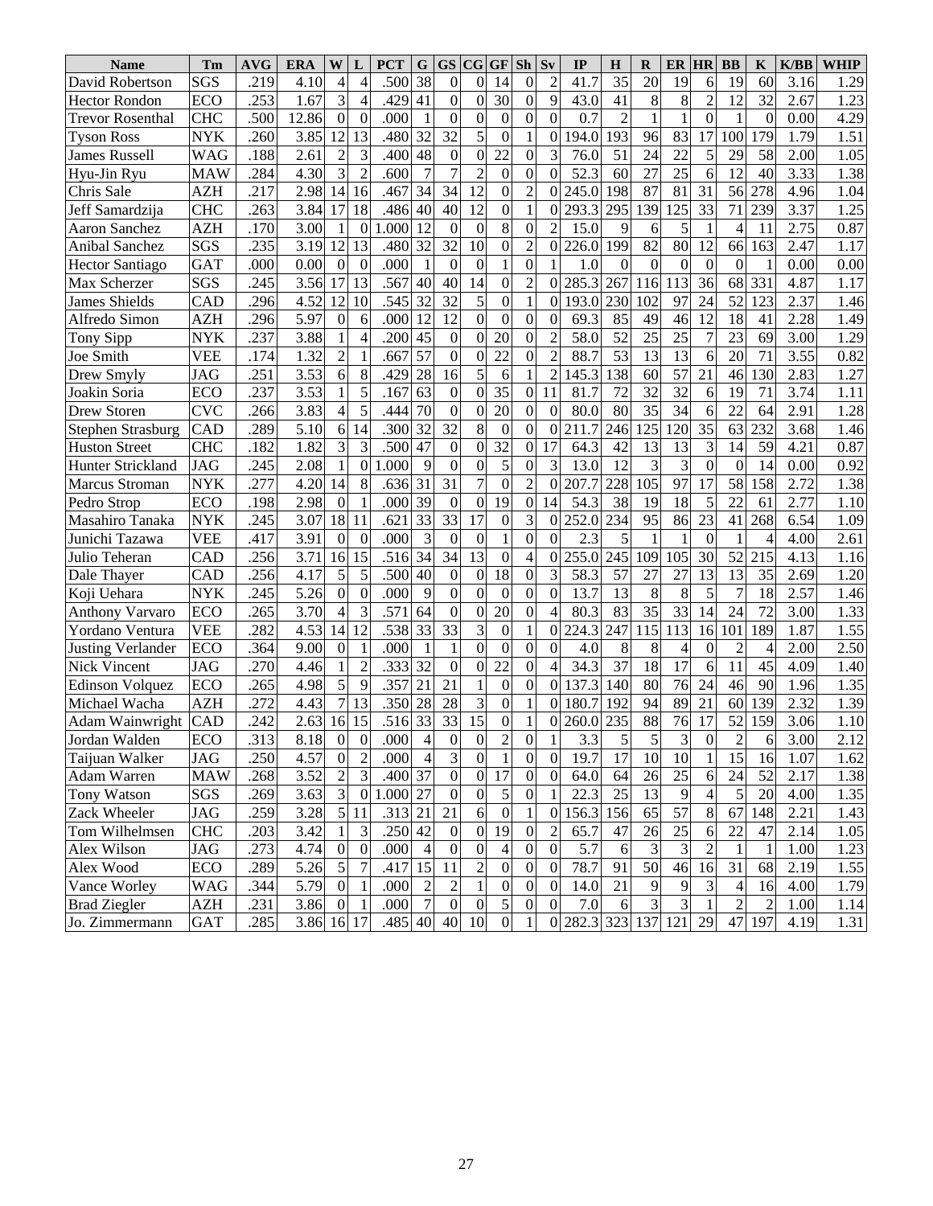| Name | Tm | AVG | ERA | W | L | PCT | G | GS | CG | GF | Sh | Sv | IP | H | R | ER | HR | BB | K | K/BB | WHIP |
|---|---|---|---|---|---|---|---|---|---|---|---|---|---|---|---|---|---|---|---|---|---|
| David Robertson | SGS | .219 | 4.10 | 4 | 4 | .500 | 38 | 0 | 0 | 14 | 0 | 2 | 41.7 | 35 | 20 | 19 | 6 | 19 | 60 | 3.16 | 1.29 |
| Hector Rondon | ECO | .253 | 1.67 | 3 | 4 | .429 | 41 | 0 | 0 | 30 | 0 | 9 | 43.0 | 41 | 8 | 8 | 2 | 12 | 32 | 2.67 | 1.23 |
| Trevor Rosenthal | CHC | .500 | 12.86 | 0 | 0 | .000 | 1 | 0 | 0 | 0 | 0 | 0 | 0.7 | 2 | 1 | 1 | 0 | 1 | 0 | 0.00 | 4.29 |
| Tyson Ross | NYK | .260 | 3.85 | 12 | 13 | .480 | 32 | 32 | 5 | 0 | 1 | 0 | 194.0 | 193 | 96 | 83 | 17 | 100 | 179 | 1.79 | 1.51 |
| James Russell | WAG | .188 | 2.61 | 2 | 3 | .400 | 48 | 0 | 0 | 22 | 0 | 3 | 76.0 | 51 | 24 | 22 | 5 | 29 | 58 | 2.00 | 1.05 |
| Hyu-Jin Ryu | MAW | .284 | 4.30 | 3 | 2 | .600 | 7 | 7 | 2 | 0 | 0 | 0 | 52.3 | 60 | 27 | 25 | 6 | 12 | 40 | 3.33 | 1.38 |
| Chris Sale | AZH | .217 | 2.98 | 14 | 16 | .467 | 34 | 34 | 12 | 0 | 2 | 0 | 245.0 | 198 | 87 | 81 | 31 | 56 | 278 | 4.96 | 1.04 |
| Jeff Samardzija | CHC | .263 | 3.84 | 17 | 18 | .486 | 40 | 40 | 12 | 0 | 1 | 0 | 293.3 | 295 | 139 | 125 | 33 | 71 | 239 | 3.37 | 1.25 |
| Aaron Sanchez | AZH | .170 | 3.00 | 1 | 0 | 1.000 | 12 | 0 | 0 | 8 | 0 | 2 | 15.0 | 9 | 6 | 5 | 1 | 4 | 11 | 2.75 | 0.87 |
| Anibal Sanchez | SGS | .235 | 3.19 | 12 | 13 | .480 | 32 | 32 | 10 | 0 | 2 | 0 | 226.0 | 199 | 82 | 80 | 12 | 66 | 163 | 2.47 | 1.17 |
| Hector Santiago | GAT | .000 | 0.00 | 0 | 0 | .000 | 1 | 0 | 0 | 1 | 0 | 1 | 1.0 | 0 | 0 | 0 | 0 | 0 | 1 | 0.00 | 0.00 |
| Max Scherzer | SGS | .245 | 3.56 | 17 | 13 | .567 | 40 | 40 | 14 | 0 | 2 | 0 | 285.3 | 267 | 116 | 113 | 36 | 68 | 331 | 4.87 | 1.17 |
| James Shields | CAD | .296 | 4.52 | 12 | 10 | .545 | 32 | 32 | 5 | 0 | 1 | 0 | 193.0 | 230 | 102 | 97 | 24 | 52 | 123 | 2.37 | 1.46 |
| Alfredo Simon | AZH | .296 | 5.97 | 0 | 6 | .000 | 12 | 12 | 0 | 0 | 0 | 0 | 69.3 | 85 | 49 | 46 | 12 | 18 | 41 | 2.28 | 1.49 |
| Tony Sipp | NYK | .237 | 3.88 | 1 | 4 | .200 | 45 | 0 | 0 | 20 | 0 | 2 | 58.0 | 52 | 25 | 25 | 7 | 23 | 69 | 3.00 | 1.29 |
| Joe Smith | VEE | .174 | 1.32 | 2 | 1 | .667 | 57 | 0 | 0 | 22 | 0 | 2 | 88.7 | 53 | 13 | 13 | 6 | 20 | 71 | 3.55 | 0.82 |
| Drew Smyly | JAG | .251 | 3.53 | 6 | 8 | .429 | 28 | 16 | 5 | 6 | 1 | 2 | 145.3 | 138 | 60 | 57 | 21 | 46 | 130 | 2.83 | 1.27 |
| Joakin Soria | ECO | .237 | 3.53 | 1 | 5 | .167 | 63 | 0 | 0 | 35 | 0 | 11 | 81.7 | 72 | 32 | 32 | 6 | 19 | 71 | 3.74 | 1.11 |
| Drew Storen | CVC | .266 | 3.83 | 4 | 5 | .444 | 70 | 0 | 0 | 20 | 0 | 0 | 80.0 | 80 | 35 | 34 | 6 | 22 | 64 | 2.91 | 1.28 |
| Stephen Strasburg | CAD | .289 | 5.10 | 6 | 14 | .300 | 32 | 32 | 8 | 0 | 0 | 0 | 211.7 | 246 | 125 | 120 | 35 | 63 | 232 | 3.68 | 1.46 |
| Huston Street | CHC | .182 | 1.82 | 3 | 3 | .500 | 47 | 0 | 0 | 32 | 0 | 17 | 64.3 | 42 | 13 | 13 | 3 | 14 | 59 | 4.21 | 0.87 |
| Hunter Strickland | JAG | .245 | 2.08 | 1 | 0 | 1.000 | 9 | 0 | 0 | 5 | 0 | 3 | 13.0 | 12 | 3 | 3 | 0 | 0 | 14 | 0.00 | 0.92 |
| Marcus Stroman | NYK | .277 | 4.20 | 14 | 8 | .636 | 31 | 31 | 7 | 0 | 2 | 0 | 207.7 | 228 | 105 | 97 | 17 | 58 | 158 | 2.72 | 1.38 |
| Pedro Strop | ECO | .198 | 2.98 | 0 | 1 | .000 | 39 | 0 | 0 | 19 | 0 | 14 | 54.3 | 38 | 19 | 18 | 5 | 22 | 61 | 2.77 | 1.10 |
| Masahiro Tanaka | NYK | .245 | 3.07 | 18 | 11 | .621 | 33 | 33 | 17 | 0 | 3 | 0 | 252.0 | 234 | 95 | 86 | 23 | 41 | 268 | 6.54 | 1.09 |
| Junichi Tazawa | VEE | .417 | 3.91 | 0 | 0 | .000 | 3 | 0 | 0 | 1 | 0 | 0 | 2.3 | 5 | 1 | 1 | 0 | 1 | 4 | 4.00 | 2.61 |
| Julio Teheran | CAD | .256 | 3.71 | 16 | 15 | .516 | 34 | 34 | 13 | 0 | 4 | 0 | 255.0 | 245 | 109 | 105 | 30 | 52 | 215 | 4.13 | 1.16 |
| Dale Thayer | CAD | .256 | 4.17 | 5 | 5 | .500 | 40 | 0 | 0 | 18 | 0 | 3 | 58.3 | 57 | 27 | 27 | 13 | 13 | 35 | 2.69 | 1.20 |
| Koji Uehara | NYK | .245 | 5.26 | 0 | 0 | .000 | 9 | 0 | 0 | 0 | 0 | 0 | 13.7 | 13 | 8 | 8 | 5 | 7 | 18 | 2.57 | 1.46 |
| Anthony Varvaro | ECO | .265 | 3.70 | 4 | 3 | .571 | 64 | 0 | 0 | 20 | 0 | 4 | 80.3 | 83 | 35 | 33 | 14 | 24 | 72 | 3.00 | 1.33 |
| Yordano Ventura | VEE | .282 | 4.53 | 14 | 12 | .538 | 33 | 33 | 3 | 0 | 1 | 0 | 224.3 | 247 | 115 | 113 | 16 | 101 | 189 | 1.87 | 1.55 |
| Justing Verlander | ECO | .364 | 9.00 | 0 | 1 | .000 | 1 | 1 | 0 | 0 | 0 | 0 | 4.0 | 8 | 8 | 4 | 0 | 2 | 4 | 2.00 | 2.50 |
| Nick Vincent | JAG | .270 | 4.46 | 1 | 2 | .333 | 32 | 0 | 0 | 22 | 0 | 4 | 34.3 | 37 | 18 | 17 | 6 | 11 | 45 | 4.09 | 1.40 |
| Edinson Volquez | ECO | .265 | 4.98 | 5 | 9 | .357 | 21 | 21 | 1 | 0 | 0 | 0 | 137.3 | 140 | 80 | 76 | 24 | 46 | 90 | 1.96 | 1.35 |
| Michael Wacha | AZH | .272 | 4.43 | 7 | 13 | .350 | 28 | 28 | 3 | 0 | 1 | 0 | 180.7 | 192 | 94 | 89 | 21 | 60 | 139 | 2.32 | 1.39 |
| Adam Wainwright | CAD | .242 | 2.63 | 16 | 15 | .516 | 33 | 33 | 15 | 0 | 1 | 0 | 260.0 | 235 | 88 | 76 | 17 | 52 | 159 | 3.06 | 1.10 |
| Jordan Walden | ECO | .313 | 8.18 | 0 | 0 | .000 | 4 | 0 | 0 | 2 | 0 | 1 | 3.3 | 5 | 5 | 3 | 0 | 2 | 6 | 3.00 | 2.12 |
| Taijuan Walker | JAG | .250 | 4.57 | 0 | 2 | .000 | 4 | 3 | 0 | 1 | 0 | 0 | 19.7 | 17 | 10 | 10 | 1 | 15 | 16 | 1.07 | 1.62 |
| Adam Warren | MAW | .268 | 3.52 | 2 | 3 | .400 | 37 | 0 | 0 | 17 | 0 | 0 | 64.0 | 64 | 26 | 25 | 6 | 24 | 52 | 2.17 | 1.38 |
| Tony Watson | SGS | .269 | 3.63 | 3 | 0 | 1.000 | 27 | 0 | 0 | 5 | 0 | 1 | 22.3 | 25 | 13 | 9 | 4 | 5 | 20 | 4.00 | 1.35 |
| Zack Wheeler | JAG | .259 | 3.28 | 5 | 11 | .313 | 21 | 21 | 6 | 0 | 1 | 0 | 156.3 | 156 | 65 | 57 | 8 | 67 | 148 | 2.21 | 1.43 |
| Tom Wilhelmsen | CHC | .203 | 3.42 | 1 | 3 | .250 | 42 | 0 | 0 | 19 | 0 | 2 | 65.7 | 47 | 26 | 25 | 6 | 22 | 47 | 2.14 | 1.05 |
| Alex Wilson | JAG | .273 | 4.74 | 0 | 0 | .000 | 4 | 0 | 0 | 4 | 0 | 0 | 5.7 | 6 | 3 | 3 | 2 | 1 | 1 | 1.00 | 1.23 |
| Alex Wood | ECO | .289 | 5.26 | 5 | 7 | .417 | 15 | 11 | 2 | 0 | 0 | 0 | 78.7 | 91 | 50 | 46 | 16 | 31 | 68 | 2.19 | 1.55 |
| Vance Worley | WAG | .344 | 5.79 | 0 | 1 | .000 | 2 | 2 | 1 | 0 | 0 | 0 | 14.0 | 21 | 9 | 9 | 3 | 4 | 16 | 4.00 | 1.79 |
| Brad Ziegler | AZH | .231 | 3.86 | 0 | 1 | .000 | 7 | 0 | 0 | 5 | 0 | 0 | 7.0 | 6 | 3 | 3 | 1 | 2 | 2 | 1.00 | 1.14 |
| Jo. Zimmermann | GAT | .285 | 3.86 | 16 | 17 | .485 | 40 | 40 | 10 | 0 | 1 | 0 | 282.3 | 323 | 137 | 121 | 29 | 47 | 197 | 4.19 | 1.31 |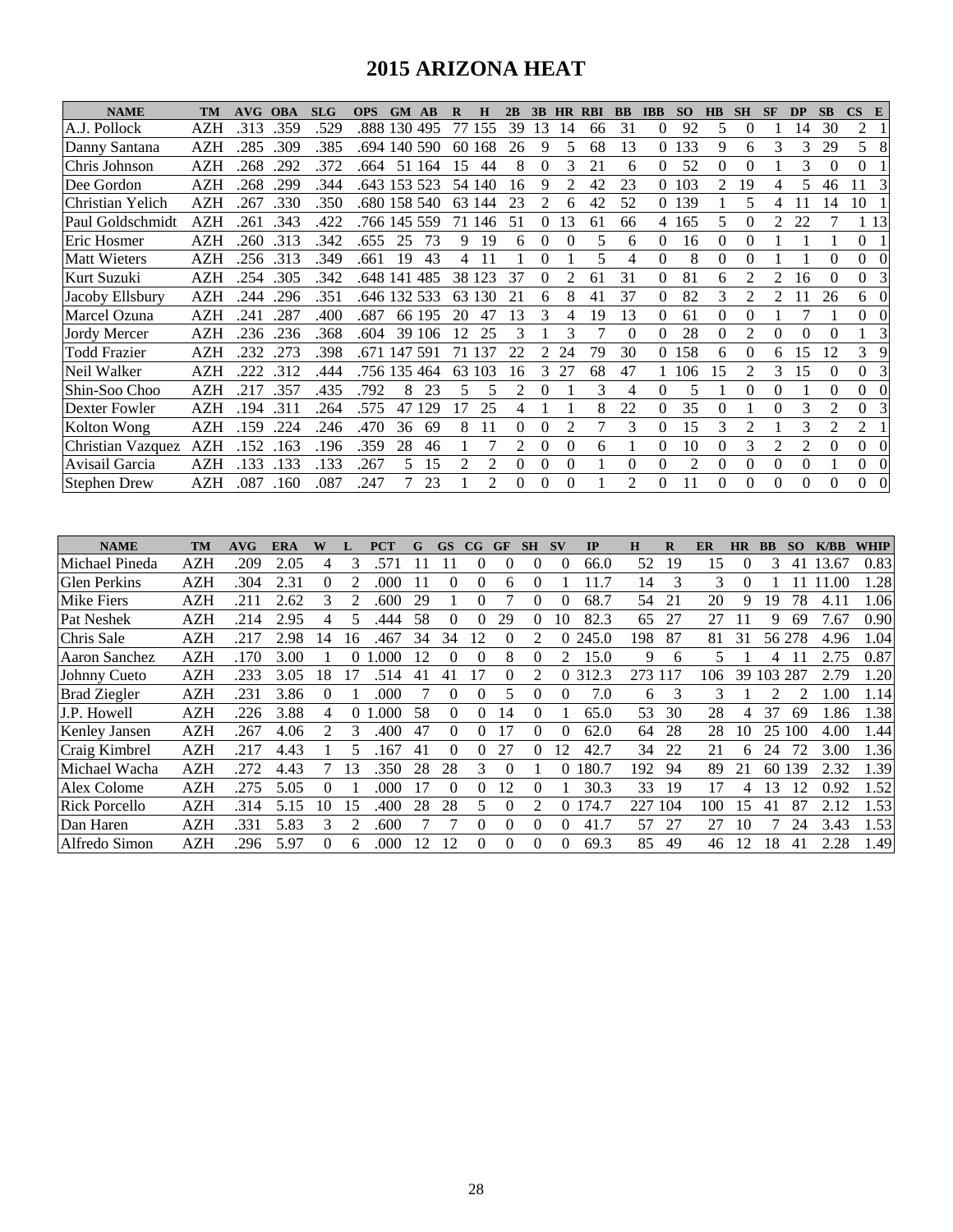# 2015 ARIZONA HEAT

| NAME | TM | AVG | OBA | SLG | OPS | GM | AB | R | H | 2B | 3B | HR | RBI | BB | IBB | SO | HB | SH | SF | DP | SB | CS | E |
|---|---|---|---|---|---|---|---|---|---|---|---|---|---|---|---|---|---|---|---|---|---|---|---|
| A.J. Pollock | AZH | .313 | .359 | .529 | .888 | 130 | 495 | 77 | 155 | 39 | 13 | 14 | 66 | 31 | 0 | 92 | 5 | 0 | 1 | 14 | 30 | 2 | 1 |
| Danny Santana | AZH | .285 | .309 | .385 | .694 | 140 | 590 | 60 | 168 | 26 | 9 | 5 | 68 | 13 | 0 | 133 | 9 | 6 | 3 | 3 | 29 | 5 | 8 |
| Chris Johnson | AZH | .268 | .292 | .372 | .664 | 51 | 164 | 15 | 44 | 8 | 0 | 3 | 21 | 6 | 0 | 52 | 0 | 0 | 1 | 3 | 0 | 0 | 1 |
| Dee Gordon | AZH | .268 | .299 | .344 | .643 | 153 | 523 | 54 | 140 | 16 | 9 | 2 | 42 | 23 | 0 | 103 | 2 | 19 | 4 | 5 | 46 | 11 | 3 |
| Christian Yelich | AZH | .267 | .330 | .350 | .680 | 158 | 540 | 63 | 144 | 23 | 2 | 6 | 42 | 52 | 0 | 139 | 1 | 5 | 4 | 11 | 14 | 10 | 1 |
| Paul Goldschmidt | AZH | .261 | .343 | .422 | .766 | 145 | 559 | 71 | 146 | 51 | 0 | 13 | 61 | 66 | 4 | 165 | 5 | 0 | 2 | 22 | 7 | 1 | 13 |
| Eric Hosmer | AZH | .260 | .313 | .342 | .655 | 25 | 73 | 9 | 19 | 6 | 0 | 0 | 5 | 6 | 0 | 16 | 0 | 0 | 1 | 1 | 1 | 0 | 1 |
| Matt Wieters | AZH | .256 | .313 | .349 | .661 | 19 | 43 | 4 | 11 | 1 | 0 | 1 | 5 | 4 | 0 | 8 | 0 | 0 | 1 | 1 | 0 | 0 | 0 |
| Kurt Suzuki | AZH | .254 | .305 | .342 | .648 | 141 | 485 | 38 | 123 | 37 | 0 | 2 | 61 | 31 | 0 | 81 | 6 | 2 | 2 | 16 | 0 | 0 | 3 |
| Jacoby Ellsbury | AZH | .244 | .296 | .351 | .646 | 132 | 533 | 63 | 130 | 21 | 6 | 8 | 41 | 37 | 0 | 82 | 3 | 2 | 2 | 11 | 26 | 6 | 0 |
| Marcel Ozuna | AZH | .241 | .287 | .400 | .687 | 66 | 195 | 20 | 47 | 13 | 3 | 4 | 19 | 13 | 0 | 61 | 0 | 0 | 1 | 7 | 1 | 0 | 0 |
| Jordy Mercer | AZH | .236 | .236 | .368 | .604 | 39 | 106 | 12 | 25 | 3 | 1 | 3 | 7 | 0 | 0 | 28 | 0 | 2 | 0 | 0 | 0 | 1 | 3 |
| Todd Frazier | AZH | .232 | .273 | .398 | .671 | 147 | 591 | 71 | 137 | 22 | 2 | 24 | 79 | 30 | 0 | 158 | 6 | 0 | 6 | 15 | 12 | 3 | 9 |
| Neil Walker | AZH | .222 | .312 | .444 | .756 | 135 | 464 | 63 | 103 | 16 | 3 | 27 | 68 | 47 | 1 | 106 | 15 | 2 | 3 | 15 | 0 | 0 | 3 |
| Shin-Soo Choo | AZH | .217 | .357 | .435 | .792 | 8 | 23 | 5 | 5 | 2 | 0 | 1 | 3 | 4 | 0 | 5 | 1 | 0 | 0 | 1 | 0 | 0 | 0 |
| Dexter Fowler | AZH | .194 | .311 | .264 | .575 | 47 | 129 | 17 | 25 | 4 | 1 | 1 | 8 | 22 | 0 | 35 | 0 | 1 | 0 | 3 | 2 | 0 | 3 |
| Kolton Wong | AZH | .159 | .224 | .246 | .470 | 36 | 69 | 8 | 11 | 0 | 0 | 2 | 7 | 3 | 0 | 15 | 3 | 2 | 1 | 3 | 2 | 2 | 1 |
| Christian Vazquez | AZH | .152 | .163 | .196 | .359 | 28 | 46 | 1 | 7 | 2 | 0 | 0 | 6 | 1 | 0 | 10 | 0 | 3 | 2 | 2 | 0 | 0 | 0 |
| Avisail Garcia | AZH | .133 | .133 | .133 | .267 | 5 | 15 | 2 | 2 | 0 | 0 | 0 | 1 | 0 | 0 | 2 | 0 | 0 | 0 | 0 | 1 | 0 | 0 |
| Stephen Drew | AZH | .087 | .160 | .087 | .247 | 7 | 23 | 1 | 2 | 0 | 0 | 0 | 1 | 2 | 0 | 11 | 0 | 0 | 0 | 0 | 0 | 0 | 0 |

| NAME | TM | AVG | ERA | W | L | PCT | G | GS | CG | GF | SH | SV | IP | H | R | ER | HR | BB | SO | K/BB | WHIP |
|---|---|---|---|---|---|---|---|---|---|---|---|---|---|---|---|---|---|---|---|---|---|
| Michael Pineda | AZH | .209 | 2.05 | 4 | 3 | .571 | 11 | 11 | 0 | 0 | 0 | 0 | 66.0 | 52 | 19 | 15 | 0 | 3 | 41 | 13.67 | 0.83 |
| Glen Perkins | AZH | .304 | 2.31 | 0 | 2 | .000 | 11 | 0 | 0 | 6 | 0 | 1 | 11.7 | 14 | 3 | 3 | 0 | 1 | 11 | 11.00 | 1.28 |
| Mike Fiers | AZH | .211 | 2.62 | 3 | 2 | .600 | 29 | 1 | 0 | 7 | 0 | 0 | 68.7 | 54 | 21 | 20 | 9 | 19 | 78 | 4.11 | 1.06 |
| Pat Neshek | AZH | .214 | 2.95 | 4 | 5 | .444 | 58 | 0 | 0 | 29 | 0 | 10 | 82.3 | 65 | 27 | 27 | 11 | 9 | 69 | 7.67 | 0.90 |
| Chris Sale | AZH | .217 | 2.98 | 14 | 16 | .467 | 34 | 34 | 12 | 0 | 2 | 0 | 245.0 | 198 | 87 | 81 | 31 | 56 | 278 | 4.96 | 1.04 |
| Aaron Sanchez | AZH | .170 | 3.00 | 1 | 0 | 1.000 | 12 | 0 | 0 | 8 | 0 | 2 | 15.0 | 9 | 6 | 5 | 1 | 4 | 11 | 2.75 | 0.87 |
| Johnny Cueto | AZH | .233 | 3.05 | 18 | 17 | .514 | 41 | 41 | 17 | 0 | 2 | 0 | 312.3 | 273 | 117 | 106 | 39 | 103 | 287 | 2.79 | 1.20 |
| Brad Ziegler | AZH | .231 | 3.86 | 0 | 1 | .000 | 7 | 0 | 0 | 5 | 0 | 0 | 7.0 | 6 | 3 | 3 | 1 | 2 | 2 | 1.00 | 1.14 |
| J.P. Howell | AZH | .226 | 3.88 | 4 | 0 | 1.000 | 58 | 0 | 0 | 14 | 0 | 1 | 65.0 | 53 | 30 | 28 | 4 | 37 | 69 | 1.86 | 1.38 |
| Kenley Jansen | AZH | .267 | 4.06 | 2 | 3 | .400 | 47 | 0 | 0 | 17 | 0 | 0 | 62.0 | 64 | 28 | 28 | 10 | 25 | 100 | 4.00 | 1.44 |
| Craig Kimbrel | AZH | .217 | 4.43 | 1 | 5 | .167 | 41 | 0 | 0 | 27 | 0 | 12 | 42.7 | 34 | 22 | 21 | 6 | 24 | 72 | 3.00 | 1.36 |
| Michael Wacha | AZH | .272 | 4.43 | 7 | 13 | .350 | 28 | 28 | 3 | 0 | 1 | 0 | 180.7 | 192 | 94 | 89 | 21 | 60 | 139 | 2.32 | 1.39 |
| Alex Colome | AZH | .275 | 5.05 | 0 | 1 | .000 | 17 | 0 | 0 | 12 | 0 | 1 | 30.3 | 33 | 19 | 17 | 4 | 13 | 12 | 0.92 | 1.52 |
| Rick Porcello | AZH | .314 | 5.15 | 10 | 15 | .400 | 28 | 28 | 5 | 0 | 2 | 0 | 174.7 | 227 | 104 | 100 | 15 | 41 | 87 | 2.12 | 1.53 |
| Dan Haren | AZH | .331 | 5.83 | 3 | 2 | .600 | 7 | 7 | 0 | 0 | 0 | 0 | 41.7 | 57 | 27 | 27 | 10 | 7 | 24 | 3.43 | 1.53 |
| Alfredo Simon | AZH | .296 | 5.97 | 0 | 6 | .000 | 12 | 12 | 0 | 0 | 0 | 0 | 69.3 | 85 | 49 | 46 | 12 | 18 | 41 | 2.28 | 1.49 |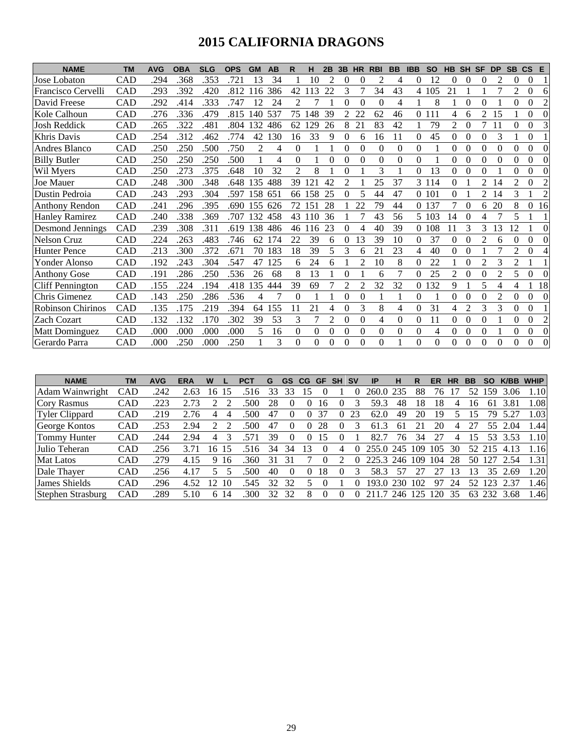# 2015 CALIFORNIA DRAGONS

| NAME | TM | AVG | OBA | SLG | OPS | GM | AB | R | H | 2B | 3B | HR | RBI | BB | IBB | SO | HB | SH | SF | DP | SB | CS | E |
|---|---|---|---|---|---|---|---|---|---|---|---|---|---|---|---|---|---|---|---|---|---|---|---|
| Jose Lobaton | CAD | .294 | .368 | .353 | .721 | 13 | 34 | 1 | 10 | 2 | 0 | 0 | 2 | 4 | 0 | 12 | 0 | 0 | 0 | 2 | 0 | 0 | 1 |
| Francisco Cervelli | CAD | .293 | .392 | .420 | .812 | 116 | 386 | 42 | 113 | 22 | 3 | 7 | 34 | 43 | 4 | 105 | 21 | 1 | 1 | 7 | 2 | 0 | 6 |
| David Freese | CAD | .292 | .414 | .333 | .747 | 12 | 24 | 2 | 7 | 1 | 0 | 0 | 0 | 4 | 1 | 8 | 1 | 0 | 0 | 1 | 0 | 0 | 2 |
| Kole Calhoun | CAD | .276 | .336 | .479 | .815 | 140 | 537 | 75 | 148 | 39 | 2 | 22 | 62 | 46 | 0 | 111 | 4 | 6 | 2 | 15 | 1 | 0 | 0 |
| Josh Reddick | CAD | .265 | .322 | .481 | .804 | 132 | 486 | 62 | 129 | 26 | 8 | 21 | 83 | 42 | 1 | 79 | 2 | 0 | 7 | 11 | 0 | 0 | 3 |
| Khris Davis | CAD | .254 | .312 | .462 | .774 | 42 | 130 | 16 | 33 | 9 | 0 | 6 | 16 | 11 | 0 | 45 | 0 | 0 | 0 | 3 | 1 | 0 | 1 |
| Andres Blanco | CAD | .250 | .250 | .500 | .750 | 2 | 4 | 0 | 1 | 1 | 0 | 0 | 0 | 0 | 0 | 1 | 0 | 0 | 0 | 0 | 0 | 0 | 0 |
| Billy Butler | CAD | .250 | .250 | .250 | .500 | 1 | 4 | 0 | 1 | 0 | 0 | 0 | 0 | 0 | 0 | 1 | 0 | 0 | 0 | 0 | 0 | 0 | 0 |
| Wil Myers | CAD | .250 | .273 | .375 | .648 | 10 | 32 | 2 | 8 | 1 | 0 | 1 | 3 | 1 | 0 | 13 | 0 | 0 | 0 | 1 | 0 | 0 | 0 |
| Joe Mauer | CAD | .248 | .300 | .348 | .648 | 135 | 488 | 39 | 121 | 42 | 2 | 1 | 25 | 37 | 3 | 114 | 0 | 1 | 2 | 14 | 2 | 0 | 2 |
| Dustin Pedroia | CAD | .243 | .293 | .304 | .597 | 158 | 651 | 66 | 158 | 25 | 0 | 5 | 44 | 47 | 0 | 101 | 0 | 1 | 2 | 14 | 3 | 1 | 2 |
| Anthony Rendon | CAD | .241 | .296 | .395 | .690 | 155 | 626 | 72 | 151 | 28 | 1 | 22 | 79 | 44 | 0 | 137 | 7 | 0 | 6 | 20 | 8 | 0 | 16 |
| Hanley Ramirez | CAD | .240 | .338 | .369 | .707 | 132 | 458 | 43 | 110 | 36 | 1 | 7 | 43 | 56 | 5 | 103 | 14 | 0 | 4 | 7 | 5 | 1 | 1 |
| Desmond Jennings | CAD | .239 | .308 | .311 | .619 | 138 | 486 | 46 | 116 | 23 | 0 | 4 | 40 | 39 | 0 | 108 | 11 | 3 | 3 | 13 | 12 | 1 | 0 |
| Nelson Cruz | CAD | .224 | .263 | .483 | .746 | 62 | 174 | 22 | 39 | 6 | 0 | 13 | 39 | 10 | 0 | 37 | 0 | 0 | 2 | 6 | 0 | 0 | 0 |
| Hunter Pence | CAD | .213 | .300 | .372 | .671 | 70 | 183 | 18 | 39 | 5 | 3 | 6 | 21 | 23 | 4 | 40 | 0 | 0 | 1 | 7 | 2 | 0 | 4 |
| Yonder Alonso | CAD | .192 | .243 | .304 | .547 | 47 | 125 | 6 | 24 | 6 | 1 | 2 | 10 | 8 | 0 | 22 | 1 | 0 | 2 | 3 | 2 | 1 | 1 |
| Anthony Gose | CAD | .191 | .286 | .250 | .536 | 26 | 68 | 8 | 13 | 1 | 0 | 1 | 6 | 7 | 0 | 25 | 2 | 0 | 0 | 2 | 5 | 0 | 0 |
| Cliff Pennington | CAD | .155 | .224 | .194 | .418 | 135 | 444 | 39 | 69 | 7 | 2 | 2 | 32 | 32 | 0 | 132 | 9 | 1 | 5 | 4 | 4 | 1 | 18 |
| Chris Gimenez | CAD | .143 | .250 | .286 | .536 | 4 | 7 | 0 | 1 | 1 | 0 | 0 | 1 | 1 | 0 | 1 | 0 | 0 | 0 | 2 | 0 | 0 | 0 |
| Robinson Chirinos | CAD | .135 | .175 | .219 | .394 | 64 | 155 | 11 | 21 | 4 | 0 | 3 | 8 | 4 | 0 | 31 | 4 | 2 | 3 | 3 | 0 | 0 | 1 |
| Zach Cozart | CAD | .132 | .132 | .170 | .302 | 39 | 53 | 3 | 7 | 2 | 0 | 0 | 4 | 0 | 0 | 11 | 0 | 0 | 0 | 1 | 0 | 0 | 2 |
| Matt Dominguez | CAD | .000 | .000 | .000 | .000 | 5 | 16 | 0 | 0 | 0 | 0 | 0 | 0 | 0 | 0 | 4 | 0 | 0 | 0 | 1 | 0 | 0 | 0 |
| Gerardo Parra | CAD | .000 | .250 | .000 | .250 | 1 | 3 | 0 | 0 | 0 | 0 | 0 | 0 | 1 | 0 | 0 | 0 | 0 | 0 | 0 | 0 | 0 | 0 |

| NAME | TM | AVG | ERA | W | L | PCT | G | GS | CG | GF | SH | SV | IP | H | R | ER | HR | BB | SO | K/BB | WHIP |
|---|---|---|---|---|---|---|---|---|---|---|---|---|---|---|---|---|---|---|---|---|---|
| Adam Wainwright | CAD | .242 | 2.63 | 16 | 15 | .516 | 33 | 33 | 15 | 0 | 1 | 0 | 260.0 | 235 | 88 | 76 | 17 | 52 | 159 | 3.06 | 1.10 |
| Cory Rasmus | CAD | .223 | 2.73 | 2 | 2 | .500 | 28 | 0 | 0 | 16 | 0 | 3 | 59.3 | 48 | 18 | 18 | 4 | 16 | 61 | 3.81 | 1.08 |
| Tyler Clippard | CAD | .219 | 2.76 | 4 | 4 | .500 | 47 | 0 | 0 | 37 | 0 | 23 | 62.0 | 49 | 20 | 19 | 5 | 15 | 79 | 5.27 | 1.03 |
| George Kontos | CAD | .253 | 2.94 | 2 | 2 | .500 | 47 | 0 | 0 | 28 | 0 | 3 | 61.3 | 61 | 21 | 20 | 4 | 27 | 55 | 2.04 | 1.44 |
| Tommy Hunter | CAD | .244 | 2.94 | 4 | 3 | .571 | 39 | 0 | 0 | 15 | 0 | 1 | 82.7 | 76 | 34 | 27 | 4 | 15 | 53 | 3.53 | 1.10 |
| Julio Teheran | CAD | .256 | 3.71 | 16 | 15 | .516 | 34 | 34 | 13 | 0 | 4 | 0 | 255.0 | 245 | 109 | 105 | 30 | 52 | 215 | 4.13 | 1.16 |
| Mat Latos | CAD | .279 | 4.15 | 9 | 16 | .360 | 31 | 31 | 7 | 0 | 2 | 0 | 225.3 | 246 | 109 | 104 | 28 | 50 | 127 | 2.54 | 1.31 |
| Dale Thayer | CAD | .256 | 4.17 | 5 | 5 | .500 | 40 | 0 | 0 | 18 | 0 | 3 | 58.3 | 57 | 27 | 27 | 13 | 13 | 35 | 2.69 | 1.20 |
| James Shields | CAD | .296 | 4.52 | 12 | 10 | .545 | 32 | 32 | 5 | 0 | 1 | 0 | 193.0 | 230 | 102 | 97 | 24 | 52 | 123 | 2.37 | 1.46 |
| Stephen Strasburg | CAD | .289 | 5.10 | 6 | 14 | .300 | 32 | 32 | 8 | 0 | 0 | 0 | 211.7 | 246 | 125 | 120 | 35 | 63 | 232 | 3.68 | 1.46 |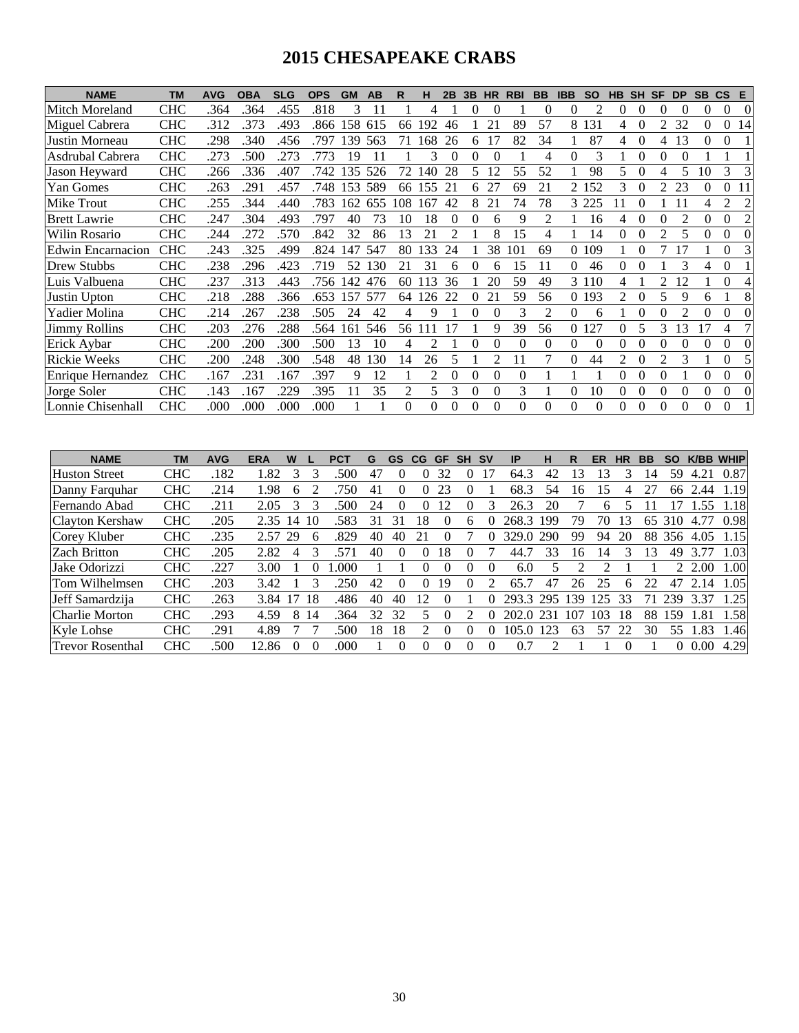# 2015 CHESAPEAKE CRABS

| NAME | TM | AVG | OBA | SLG | OPS | GM | AB | R | H | 2B | 3B | HR | RBI | BB | IBB | SO | HB | SH | SF | DP | SB | CS | E |
|---|---|---|---|---|---|---|---|---|---|---|---|---|---|---|---|---|---|---|---|---|---|---|---|
| Mitch Moreland | CHC | .364 | .364 | .455 | .818 | 3 | 11 | 1 | 4 | 1 | 0 | 0 | 1 | 0 | 0 | 2 | 0 | 0 | 0 | 0 | 0 | 0 | 0 |
| Miguel Cabrera | CHC | .312 | .373 | .493 | .866 | 158 | 615 | 66 | 192 | 46 | 1 | 21 | 89 | 57 | 8 | 131 | 4 | 0 | 2 | 32 | 0 | 0 | 14 |
| Justin Morneau | CHC | .298 | .340 | .456 | .797 | 139 | 563 | 71 | 168 | 26 | 6 | 17 | 82 | 34 | 1 | 87 | 4 | 0 | 4 | 13 | 0 | 0 | 1 |
| Asdrubal Cabrera | CHC | .273 | .500 | .273 | .773 | 19 | 11 | 1 | 3 | 0 | 0 | 0 | 1 | 4 | 0 | 3 | 1 | 0 | 0 | 0 | 1 | 1 | 1 |
| Jason Heyward | CHC | .266 | .336 | .407 | .742 | 135 | 526 | 72 | 140 | 28 | 5 | 12 | 55 | 52 | 1 | 98 | 5 | 0 | 4 | 5 | 10 | 3 | 3 |
| Yan Gomes | CHC | .263 | .291 | .457 | .748 | 153 | 589 | 66 | 155 | 21 | 6 | 27 | 69 | 21 | 2 | 152 | 3 | 0 | 2 | 23 | 0 | 0 | 11 |
| Mike Trout | CHC | .255 | .344 | .440 | .783 | 162 | 655 | 108 | 167 | 42 | 8 | 21 | 74 | 78 | 3 | 225 | 11 | 0 | 1 | 11 | 4 | 2 | 2 |
| Brett Lawrie | CHC | .247 | .304 | .493 | .797 | 40 | 73 | 10 | 18 | 0 | 0 | 6 | 9 | 2 | 1 | 16 | 4 | 0 | 0 | 2 | 0 | 0 | 2 |
| Wilin Rosario | CHC | .244 | .272 | .570 | .842 | 32 | 86 | 13 | 21 | 2 | 1 | 8 | 15 | 4 | 1 | 14 | 0 | 0 | 2 | 5 | 0 | 0 | 0 |
| Edwin Encarnacion | CHC | .243 | .325 | .499 | .824 | 147 | 547 | 80 | 133 | 24 | 1 | 38 | 101 | 69 | 0 | 109 | 1 | 0 | 7 | 17 | 1 | 0 | 3 |
| Drew Stubbs | CHC | .238 | .296 | .423 | .719 | 52 | 130 | 21 | 31 | 6 | 0 | 6 | 15 | 11 | 0 | 46 | 0 | 0 | 1 | 3 | 4 | 0 | 1 |
| Luis Valbuena | CHC | .237 | .313 | .443 | .756 | 142 | 476 | 60 | 113 | 36 | 1 | 20 | 59 | 49 | 3 | 110 | 4 | 1 | 2 | 12 | 1 | 0 | 4 |
| Justin Upton | CHC | .218 | .288 | .366 | .653 | 157 | 577 | 64 | 126 | 22 | 0 | 21 | 59 | 56 | 0 | 193 | 2 | 0 | 5 | 9 | 6 | 1 | 8 |
| Yadier Molina | CHC | .214 | .267 | .238 | .505 | 24 | 42 | 4 | 9 | 1 | 0 | 0 | 3 | 2 | 0 | 6 | 1 | 0 | 0 | 2 | 0 | 0 | 0 |
| Jimmy Rollins | CHC | .203 | .276 | .288 | .564 | 161 | 546 | 56 | 111 | 17 | 1 | 9 | 39 | 56 | 0 | 127 | 0 | 5 | 3 | 13 | 17 | 4 | 7 |
| Erick Aybar | CHC | .200 | .200 | .300 | .500 | 13 | 10 | 4 | 2 | 1 | 0 | 0 | 0 | 0 | 0 | 0 | 0 | 0 | 0 | 0 | 0 | 0 | 0 |
| Rickie Weeks | CHC | .200 | .248 | .300 | .548 | 48 | 130 | 14 | 26 | 5 | 1 | 2 | 11 | 7 | 0 | 44 | 2 | 0 | 2 | 3 | 1 | 0 | 5 |
| Enrique Hernandez | CHC | .167 | .231 | .167 | .397 | 9 | 12 | 1 | 2 | 0 | 0 | 0 | 0 | 1 | 1 | 1 | 0 | 0 | 0 | 1 | 0 | 0 | 0 |
| Jorge Soler | CHC | .143 | .167 | .229 | .395 | 11 | 35 | 2 | 5 | 3 | 0 | 0 | 3 | 1 | 0 | 10 | 0 | 0 | 0 | 0 | 0 | 0 | 0 |
| Lonnie Chisenhall | CHC | .000 | .000 | .000 | .000 | 1 | 1 | 0 | 0 | 0 | 0 | 0 | 0 | 0 | 0 | 0 | 0 | 0 | 0 | 0 | 0 | 0 | 1 |

| NAME | TM | AVG | ERA | W | L | PCT | G | GS | CG | GF | SH | SV | IP | H | R | ER | HR | BB | SO | K/BB | WHIP |
|---|---|---|---|---|---|---|---|---|---|---|---|---|---|---|---|---|---|---|---|---|---|
| Huston Street | CHC | .182 | 1.82 | 3 | 3 | .500 | 47 | 0 | 0 | 32 | 0 | 17 | 64.3 | 42 | 13 | 13 | 3 | 14 | 59 | 4.21 | 0.87 |
| Danny Farquhar | CHC | .214 | 1.98 | 6 | 2 | .750 | 41 | 0 | 0 | 23 | 0 | 1 | 68.3 | 54 | 16 | 15 | 4 | 27 | 66 | 2.44 | 1.19 |
| Fernando Abad | CHC | .211 | 2.05 | 3 | 3 | .500 | 24 | 0 | 0 | 12 | 0 | 3 | 26.3 | 20 | 7 | 6 | 5 | 11 | 17 | 1.55 | 1.18 |
| Clayton Kershaw | CHC | .205 | 2.35 | 14 | 10 | .583 | 31 | 31 | 18 | 0 | 6 | 0 | 268.3 | 199 | 79 | 70 | 13 | 65 | 310 | 4.77 | 0.98 |
| Corey Kluber | CHC | .235 | 2.57 | 29 | 6 | .829 | 40 | 40 | 21 | 0 | 7 | 0 | 329.0 | 290 | 99 | 94 | 20 | 88 | 356 | 4.05 | 1.15 |
| Zach Britton | CHC | .205 | 2.82 | 4 | 3 | .571 | 40 | 0 | 0 | 18 | 0 | 7 | 44.7 | 33 | 16 | 14 | 3 | 13 | 49 | 3.77 | 1.03 |
| Jake Odorizzi | CHC | .227 | 3.00 | 1 | 0 | 1.000 | 1 | 1 | 0 | 0 | 0 | 0 | 6.0 | 5 | 2 | 2 | 1 | 1 | 2 | 2.00 | 1.00 |
| Tom Wilhelmsen | CHC | .203 | 3.42 | 1 | 3 | .250 | 42 | 0 | 0 | 19 | 0 | 2 | 65.7 | 47 | 26 | 25 | 6 | 22 | 47 | 2.14 | 1.05 |
| Jeff Samardzija | CHC | .263 | 3.84 | 17 | 18 | .486 | 40 | 40 | 12 | 0 | 1 | 0 | 293.3 | 295 | 139 | 125 | 33 | 71 | 239 | 3.37 | 1.25 |
| Charlie Morton | CHC | .293 | 4.59 | 8 | 14 | .364 | 32 | 32 | 5 | 0 | 2 | 0 | 202.0 | 231 | 107 | 103 | 18 | 88 | 159 | 1.81 | 1.58 |
| Kyle Lohse | CHC | .291 | 4.89 | 7 | 7 | .500 | 18 | 18 | 2 | 0 | 0 | 0 | 105.0 | 123 | 63 | 57 | 22 | 30 | 55 | 1.83 | 1.46 |
| Trevor Rosenthal | CHC | .500 | 12.86 | 0 | 0 | .000 | 1 | 0 | 0 | 0 | 0 | 0 | 0.7 | 2 | 1 | 1 | 0 | 1 | 0 | 0.00 | 4.29 |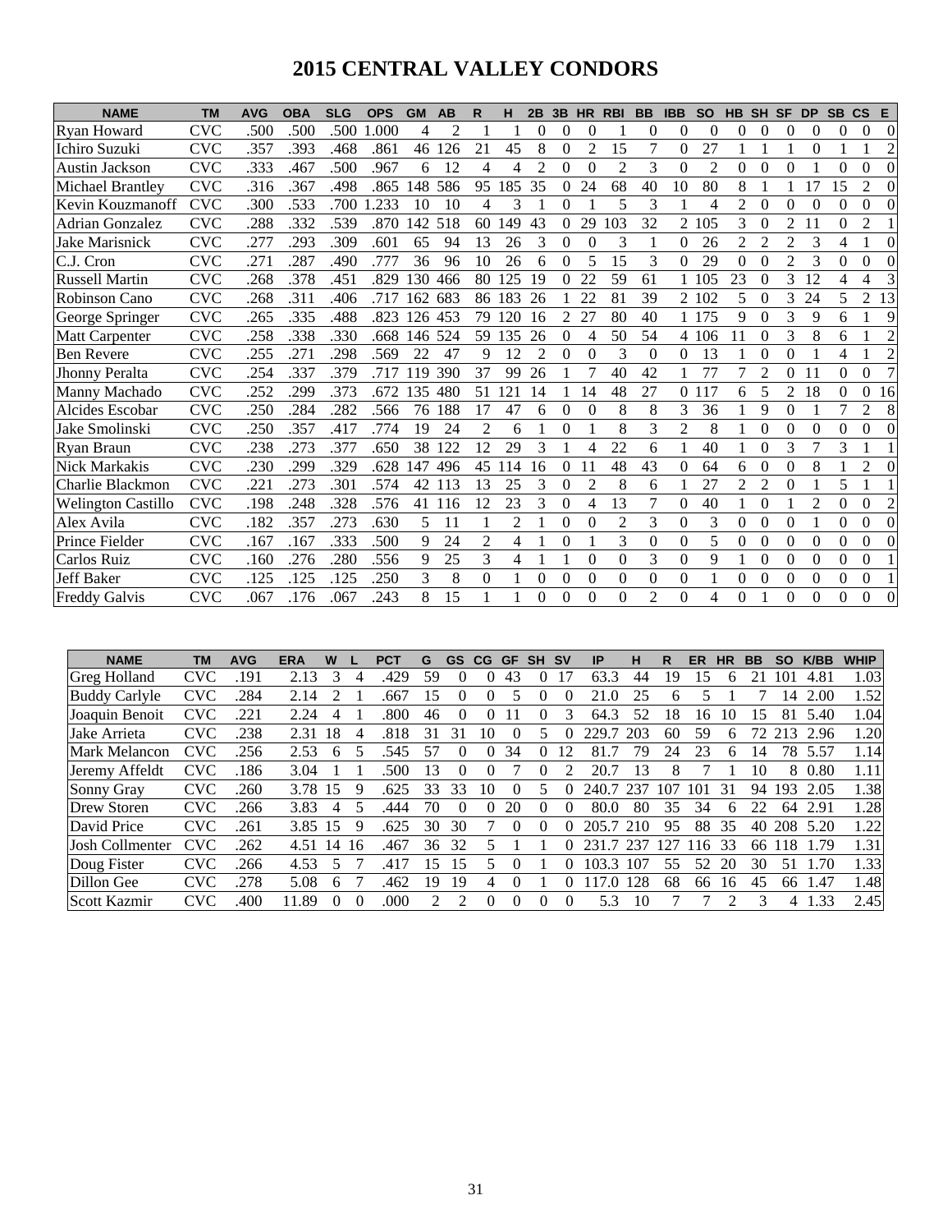# 2015 CENTRAL VALLEY CONDORS

| NAME | TM | AVG | OBA | SLG | OPS | GM | AB | R | H | 2B | 3B | HR | RBI | BB | IBB | SO | HB | SH | SF | DP | SB | CS | E |
|---|---|---|---|---|---|---|---|---|---|---|---|---|---|---|---|---|---|---|---|---|---|---|---|
| Ryan Howard | CVC | .500 | .500 | .500 | 1.000 | 4 | 2 | 1 | 1 | 0 | 0 | 0 | 1 | 0 | 0 | 0 | 0 | 0 | 0 | 0 | 0 | 0 | 0 |
| Ichiro Suzuki | CVC | .357 | .393 | .468 | .861 | 46 | 126 | 21 | 45 | 8 | 0 | 2 | 15 | 7 | 0 | 27 | 1 | 1 | 1 | 0 | 1 | 1 | 2 |
| Austin Jackson | CVC | .333 | .467 | .500 | .967 | 6 | 12 | 4 | 4 | 2 | 0 | 0 | 2 | 3 | 0 | 2 | 0 | 0 | 0 | 1 | 0 | 0 | 0 |
| Michael Brantley | CVC | .316 | .367 | .498 | .865 | 148 | 586 | 95 | 185 | 35 | 0 | 24 | 68 | 40 | 10 | 80 | 8 | 1 | 1 | 17 | 15 | 2 | 0 |
| Kevin Kouzmanoff | CVC | .300 | .533 | .700 | 1.233 | 10 | 10 | 4 | 3 | 1 | 0 | 1 | 5 | 3 | 1 | 4 | 2 | 0 | 0 | 0 | 0 | 0 | 0 |
| Adrian Gonzalez | CVC | .288 | .332 | .539 | .870 | 142 | 518 | 60 | 149 | 43 | 0 | 29 | 103 | 32 | 2 | 105 | 3 | 0 | 2 | 11 | 0 | 2 | 1 |
| Jake Marisnick | CVC | .277 | .293 | .309 | .601 | 65 | 94 | 13 | 26 | 3 | 0 | 0 | 3 | 1 | 0 | 26 | 2 | 2 | 2 | 3 | 4 | 1 | 0 |
| C.J. Cron | CVC | .271 | .287 | .490 | .777 | 36 | 96 | 10 | 26 | 6 | 0 | 5 | 15 | 3 | 0 | 29 | 0 | 0 | 2 | 3 | 0 | 0 | 0 |
| Russell Martin | CVC | .268 | .378 | .451 | .829 | 130 | 466 | 80 | 125 | 19 | 0 | 22 | 59 | 61 | 1 | 105 | 23 | 0 | 3 | 12 | 4 | 4 | 3 |
| Robinson Cano | CVC | .268 | .311 | .406 | .717 | 162 | 683 | 86 | 183 | 26 | 1 | 22 | 81 | 39 | 2 | 102 | 5 | 0 | 3 | 24 | 5 | 2 | 13 |
| George Springer | CVC | .265 | .335 | .488 | .823 | 126 | 453 | 79 | 120 | 16 | 2 | 27 | 80 | 40 | 1 | 175 | 9 | 0 | 3 | 9 | 6 | 1 | 9 |
| Matt Carpenter | CVC | .258 | .338 | .330 | .668 | 146 | 524 | 59 | 135 | 26 | 0 | 4 | 50 | 54 | 4 | 106 | 11 | 0 | 3 | 8 | 6 | 1 | 2 |
| Ben Revere | CVC | .255 | .271 | .298 | .569 | 22 | 47 | 9 | 12 | 2 | 0 | 0 | 3 | 0 | 0 | 13 | 1 | 0 | 0 | 1 | 4 | 1 | 2 |
| Jhonny Peralta | CVC | .254 | .337 | .379 | .717 | 119 | 390 | 37 | 99 | 26 | 1 | 7 | 40 | 42 | 1 | 77 | 7 | 2 | 0 | 11 | 0 | 0 | 7 |
| Manny Machado | CVC | .252 | .299 | .373 | .672 | 135 | 480 | 51 | 121 | 14 | 1 | 14 | 48 | 27 | 0 | 117 | 6 | 5 | 2 | 18 | 0 | 0 | 16 |
| Alcides Escobar | CVC | .250 | .284 | .282 | .566 | 76 | 188 | 17 | 47 | 6 | 0 | 0 | 8 | 8 | 3 | 36 | 1 | 9 | 0 | 1 | 7 | 2 | 8 |
| Jake Smolinski | CVC | .250 | .357 | .417 | .774 | 19 | 24 | 2 | 6 | 1 | 0 | 1 | 8 | 3 | 2 | 8 | 1 | 0 | 0 | 0 | 0 | 0 | 0 |
| Ryan Braun | CVC | .238 | .273 | .377 | .650 | 38 | 122 | 12 | 29 | 3 | 1 | 4 | 22 | 6 | 1 | 40 | 1 | 0 | 3 | 7 | 3 | 1 | 1 |
| Nick Markakis | CVC | .230 | .299 | .329 | .628 | 147 | 496 | 45 | 114 | 16 | 0 | 11 | 48 | 43 | 0 | 64 | 6 | 0 | 0 | 8 | 1 | 2 | 0 |
| Charlie Blackmon | CVC | .221 | .273 | .301 | .574 | 42 | 113 | 13 | 25 | 3 | 0 | 2 | 8 | 6 | 1 | 27 | 2 | 2 | 0 | 1 | 5 | 1 | 1 |
| Welington Castillo | CVC | .198 | .248 | .328 | .576 | 41 | 116 | 12 | 23 | 3 | 0 | 4 | 13 | 7 | 0 | 40 | 1 | 0 | 1 | 2 | 0 | 0 | 2 |
| Alex Avila | CVC | .182 | .357 | .273 | .630 | 5 | 11 | 1 | 2 | 1 | 0 | 0 | 2 | 3 | 0 | 3 | 0 | 0 | 0 | 1 | 0 | 0 | 0 |
| Prince Fielder | CVC | .167 | .167 | .333 | .500 | 9 | 24 | 2 | 4 | 1 | 0 | 1 | 3 | 0 | 0 | 5 | 0 | 0 | 0 | 0 | 0 | 0 | 0 |
| Carlos Ruiz | CVC | .160 | .276 | .280 | .556 | 9 | 25 | 3 | 4 | 1 | 1 | 0 | 0 | 3 | 0 | 9 | 1 | 0 | 0 | 0 | 0 | 0 | 1 |
| Jeff Baker | CVC | .125 | .125 | .125 | .250 | 3 | 8 | 0 | 1 | 0 | 0 | 0 | 0 | 0 | 0 | 1 | 0 | 0 | 0 | 0 | 0 | 0 | 1 |
| Freddy Galvis | CVC | .067 | .176 | .067 | .243 | 8 | 15 | 1 | 1 | 0 | 0 | 0 | 0 | 2 | 0 | 4 | 0 | 1 | 0 | 0 | 0 | 0 | 0 |

| NAME | TM | AVG | ERA | W | L | PCT | G | GS | CG | GF | SH | SV | IP | H | R | ER | HR | BB | SO | K/BB | WHIP |
|---|---|---|---|---|---|---|---|---|---|---|---|---|---|---|---|---|---|---|---|---|---|
| Greg Holland | CVC | .191 | 2.13 | 3 | 4 | .429 | 59 | 0 | 0 | 43 | 0 | 17 | 63.3 | 44 | 19 | 15 | 6 | 21 | 101 | 4.81 | 1.03 |
| Buddy Carlyle | CVC | .284 | 2.14 | 2 | 1 | .667 | 15 | 0 | 0 | 5 | 0 | 0 | 21.0 | 25 | 6 | 5 | 1 | 7 | 14 | 2.00 | 1.52 |
| Joaquin Benoit | CVC | .221 | 2.24 | 4 | 1 | .800 | 46 | 0 | 0 | 11 | 0 | 3 | 64.3 | 52 | 18 | 16 | 10 | 15 | 81 | 5.40 | 1.04 |
| Jake Arrieta | CVC | .238 | 2.31 | 18 | 4 | .818 | 31 | 31 | 10 | 0 | 5 | 0 | 229.7 | 203 | 60 | 59 | 6 | 72 | 213 | 2.96 | 1.20 |
| Mark Melancon | CVC | .256 | 2.53 | 6 | 5 | .545 | 57 | 0 | 0 | 34 | 0 | 12 | 81.7 | 79 | 24 | 23 | 6 | 14 | 78 | 5.57 | 1.14 |
| Jeremy Affeldt | CVC | .186 | 3.04 | 1 | 1 | .500 | 13 | 0 | 0 | 7 | 0 | 2 | 20.7 | 13 | 8 | 7 | 1 | 10 | 8 | 0.80 | 1.11 |
| Sonny Gray | CVC | .260 | 3.78 | 15 | 9 | .625 | 33 | 33 | 10 | 0 | 5 | 0 | 240.7 | 237 | 107 | 101 | 31 | 94 | 193 | 2.05 | 1.38 |
| Drew Storen | CVC | .266 | 3.83 | 4 | 5 | .444 | 70 | 0 | 0 | 20 | 0 | 0 | 80.0 | 80 | 35 | 34 | 6 | 22 | 64 | 2.91 | 1.28 |
| David Price | CVC | .261 | 3.85 | 15 | 9 | .625 | 30 | 30 | 7 | 0 | 0 | 0 | 205.7 | 210 | 95 | 88 | 35 | 40 | 208 | 5.20 | 1.22 |
| Josh Collmenter | CVC | .262 | 4.51 | 14 | 16 | .467 | 36 | 32 | 5 | 1 | 1 | 0 | 231.7 | 237 | 127 | 116 | 33 | 66 | 118 | 1.79 | 1.31 |
| Doug Fister | CVC | .266 | 4.53 | 5 | 7 | .417 | 15 | 15 | 5 | 0 | 1 | 0 | 103.3 | 107 | 55 | 52 | 20 | 30 | 51 | 1.70 | 1.33 |
| Dillon Gee | CVC | .278 | 5.08 | 6 | 7 | .462 | 19 | 19 | 4 | 0 | 1 | 0 | 117.0 | 128 | 68 | 66 | 16 | 45 | 66 | 1.47 | 1.48 |
| Scott Kazmir | CVC | .400 | 11.89 | 0 | 0 | .000 | 2 | 2 | 0 | 0 | 0 | 0 | 5.3 | 10 | 7 | 7 | 2 | 3 | 4 | 1.33 | 2.45 |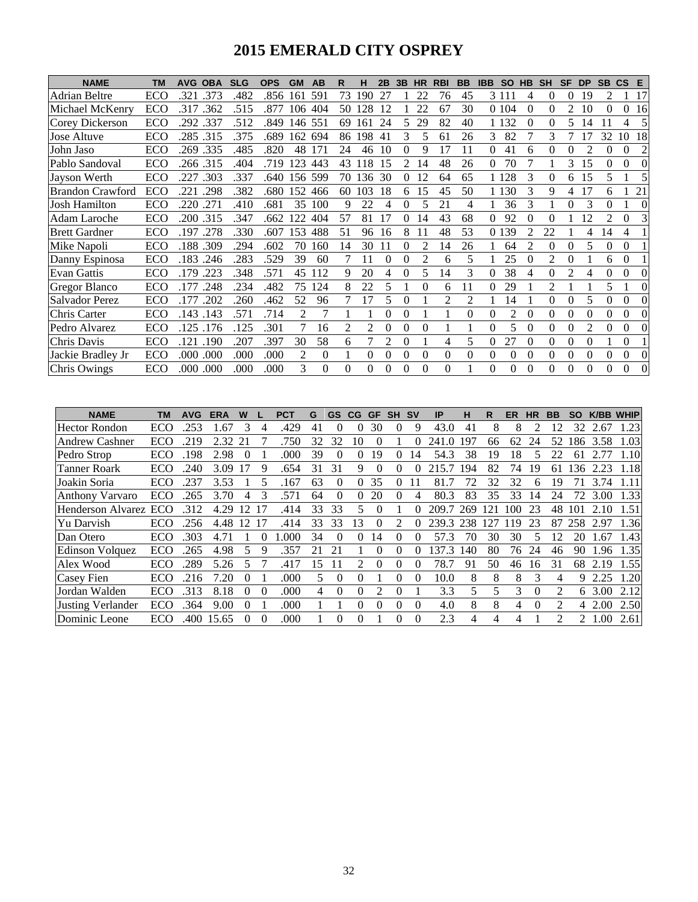# 2015 EMERALD CITY OSPREY

| NAME | TM | AVG | OBA | SLG | OPS | GM | AB | R | H | 2B | 3B | HR | RBI | BB | IBB | SO | HB | SH | SF | DP | SB | CS | E |
|---|---|---|---|---|---|---|---|---|---|---|---|---|---|---|---|---|---|---|---|---|---|---|---|
| Adrian Beltre | ECO | .321 | .373 | .482 | .856 | 161 | 591 | 73 | 190 | 27 | 1 | 22 | 76 | 45 | 3 | 111 | 4 | 0 | 0 | 19 | 2 | 1 | 17 |
| Michael McKenry | ECO | .317 | .362 | .515 | .877 | 106 | 404 | 50 | 128 | 12 | 1 | 22 | 67 | 30 | 0 | 104 | 0 | 0 | 2 | 10 | 0 | 0 | 16 |
| Corey Dickerson | ECO | .292 | .337 | .512 | .849 | 146 | 551 | 69 | 161 | 24 | 5 | 29 | 82 | 40 | 1 | 132 | 0 | 0 | 5 | 14 | 11 | 4 | 5 |
| Jose Altuve | ECO | .285 | .315 | .375 | .689 | 162 | 694 | 86 | 198 | 41 | 3 | 5 | 61 | 26 | 3 | 82 | 7 | 3 | 7 | 17 | 32 | 10 | 18 |
| John Jaso | ECO | .269 | .335 | .485 | .820 | 48 | 171 | 24 | 46 | 10 | 0 | 9 | 17 | 11 | 0 | 41 | 6 | 0 | 0 | 2 | 0 | 0 | 2 |
| Pablo Sandoval | ECO | .266 | .315 | .404 | .719 | 123 | 443 | 43 | 118 | 15 | 2 | 14 | 48 | 26 | 0 | 70 | 7 | 1 | 3 | 15 | 0 | 0 | 0 |
| Jayson Werth | ECO | .227 | .303 | .337 | .640 | 156 | 599 | 70 | 136 | 30 | 0 | 12 | 64 | 65 | 1 | 128 | 3 | 0 | 6 | 15 | 5 | 1 | 5 |
| Brandon Crawford | ECO | .221 | .298 | .382 | .680 | 152 | 466 | 60 | 103 | 18 | 6 | 15 | 45 | 50 | 1 | 130 | 3 | 9 | 4 | 17 | 6 | 1 | 21 |
| Josh Hamilton | ECO | .220 | .271 | .410 | .681 | 35 | 100 | 9 | 22 | 4 | 0 | 5 | 21 | 4 | 1 | 36 | 3 | 1 | 0 | 3 | 0 | 1 | 0 |
| Adam Laroche | ECO | .200 | .315 | .347 | .662 | 122 | 404 | 57 | 81 | 17 | 0 | 14 | 43 | 68 | 0 | 92 | 0 | 0 | 1 | 12 | 2 | 0 | 3 |
| Brett Gardner | ECO | .197 | .278 | .330 | .607 | 153 | 488 | 51 | 96 | 16 | 8 | 11 | 48 | 53 | 0 | 139 | 2 | 22 | 1 | 4 | 14 | 4 | 1 |
| Mike Napoli | ECO | .188 | .309 | .294 | .602 | 70 | 160 | 14 | 30 | 11 | 0 | 2 | 14 | 26 | 1 | 64 | 2 | 0 | 0 | 5 | 0 | 0 | 1 |
| Danny Espinosa | ECO | .183 | .246 | .283 | .529 | 39 | 60 | 7 | 11 | 0 | 0 | 2 | 6 | 5 | 1 | 25 | 0 | 2 | 0 | 1 | 6 | 0 | 1 |
| Evan Gattis | ECO | .179 | .223 | .348 | .571 | 45 | 112 | 9 | 20 | 4 | 0 | 5 | 14 | 3 | 0 | 38 | 4 | 0 | 2 | 4 | 0 | 0 | 0 |
| Gregor Blanco | ECO | .177 | .248 | .234 | .482 | 75 | 124 | 8 | 22 | 5 | 1 | 0 | 6 | 11 | 0 | 29 | 1 | 2 | 1 | 1 | 5 | 1 | 0 |
| Salvador Perez | ECO | .177 | .202 | .260 | .462 | 52 | 96 | 7 | 17 | 5 | 0 | 1 | 2 | 2 | 1 | 14 | 1 | 0 | 0 | 5 | 0 | 0 | 0 |
| Chris Carter | ECO | .143 | .143 | .571 | .714 | 2 | 7 | 1 | 1 | 0 | 0 | 1 | 1 | 0 | 0 | 2 | 0 | 0 | 0 | 0 | 0 | 0 | 0 |
| Pedro Alvarez | ECO | .125 | .176 | .125 | .301 | 7 | 16 | 2 | 2 | 0 | 0 | 0 | 1 | 1 | 0 | 5 | 0 | 0 | 0 | 2 | 0 | 0 | 0 |
| Chris Davis | ECO | .121 | .190 | .207 | .397 | 30 | 58 | 6 | 7 | 2 | 0 | 1 | 4 | 5 | 0 | 27 | 0 | 0 | 0 | 0 | 1 | 0 | 1 |
| Jackie Bradley Jr | ECO | .000 | .000 | .000 | .000 | 2 | 0 | 1 | 0 | 0 | 0 | 0 | 0 | 0 | 0 | 0 | 0 | 0 | 0 | 0 | 0 | 0 | 0 |
| Chris Owings | ECO | .000 | .000 | .000 | .000 | 3 | 0 | 0 | 0 | 0 | 0 | 0 | 0 | 1 | 0 | 0 | 0 | 0 | 0 | 0 | 0 | 0 | 0 |

| NAME | TM | AVG | ERA | W | L | PCT | G | GS | CG | GF | SH | SV | IP | H | R | ER | HR | BB | SO | K/BB | WHIP |
|---|---|---|---|---|---|---|---|---|---|---|---|---|---|---|---|---|---|---|---|---|---|
| Hector Rondon | ECO | .253 | 1.67 | 3 | 4 | .429 | 41 | 0 | 0 | 30 | 0 | 9 | 43.0 | 41 | 8 | 8 | 2 | 12 | 32 | 2.67 | 1.23 |
| Andrew Cashner | ECO | .219 | 2.32 | 21 | 7 | .750 | 32 | 32 | 10 | 0 | 1 | 0 | 241.0 | 197 | 66 | 62 | 24 | 52 | 186 | 3.58 | 1.03 |
| Pedro Strop | ECO | .198 | 2.98 | 0 | 1 | .000 | 39 | 0 | 0 | 19 | 0 | 14 | 54.3 | 38 | 19 | 18 | 5 | 22 | 61 | 2.77 | 1.10 |
| Tanner Roark | ECO | .240 | 3.09 | 17 | 9 | .654 | 31 | 31 | 9 | 0 | 0 | 0 | 215.7 | 194 | 82 | 74 | 19 | 61 | 136 | 2.23 | 1.18 |
| Joakin Soria | ECO | .237 | 3.53 | 1 | 5 | .167 | 63 | 0 | 0 | 35 | 0 | 11 | 81.7 | 72 | 32 | 32 | 6 | 19 | 71 | 3.74 | 1.11 |
| Anthony Varvaro | ECO | .265 | 3.70 | 4 | 3 | .571 | 64 | 0 | 0 | 20 | 0 | 4 | 80.3 | 83 | 35 | 33 | 14 | 24 | 72 | 3.00 | 1.33 |
| Henderson Alvarez | ECO | .312 | 4.29 | 12 | 17 | .414 | 33 | 33 | 5 | 0 | 1 | 0 | 209.7 | 269 | 121 | 100 | 23 | 48 | 101 | 2.10 | 1.51 |
| Yu Darvish | ECO | .256 | 4.48 | 12 | 17 | .414 | 33 | 33 | 13 | 0 | 2 | 0 | 239.3 | 238 | 127 | 119 | 23 | 87 | 258 | 2.97 | 1.36 |
| Dan Otero | ECO | .303 | 4.71 | 1 | 0 | 1.000 | 34 | 0 | 0 | 14 | 0 | 0 | 57.3 | 70 | 30 | 30 | 5 | 12 | 20 | 1.67 | 1.43 |
| Edinson Volquez | ECO | .265 | 4.98 | 5 | 9 | .357 | 21 | 21 | 1 | 0 | 0 | 0 | 137.3 | 140 | 80 | 76 | 24 | 46 | 90 | 1.96 | 1.35 |
| Alex Wood | ECO | .289 | 5.26 | 5 | 7 | .417 | 15 | 11 | 2 | 0 | 0 | 0 | 78.7 | 91 | 50 | 46 | 16 | 31 | 68 | 2.19 | 1.55 |
| Casey Fien | ECO | .216 | 7.20 | 0 | 1 | .000 | 5 | 0 | 0 | 1 | 0 | 0 | 10.0 | 8 | 8 | 8 | 3 | 4 | 9 | 2.25 | 1.20 |
| Jordan Walden | ECO | .313 | 8.18 | 0 | 0 | .000 | 4 | 0 | 0 | 2 | 0 | 1 | 3.3 | 5 | 5 | 3 | 0 | 2 | 6 | 3.00 | 2.12 |
| Justing Verlander | ECO | .364 | 9.00 | 0 | 1 | .000 | 1 | 1 | 0 | 0 | 0 | 0 | 4.0 | 8 | 8 | 4 | 0 | 2 | 4 | 2.00 | 2.50 |
| Dominic Leone | ECO | .400 | 15.65 | 0 | 0 | .000 | 1 | 0 | 0 | 1 | 0 | 0 | 2.3 | 4 | 4 | 4 | 1 | 2 | 2 | 1.00 | 2.61 |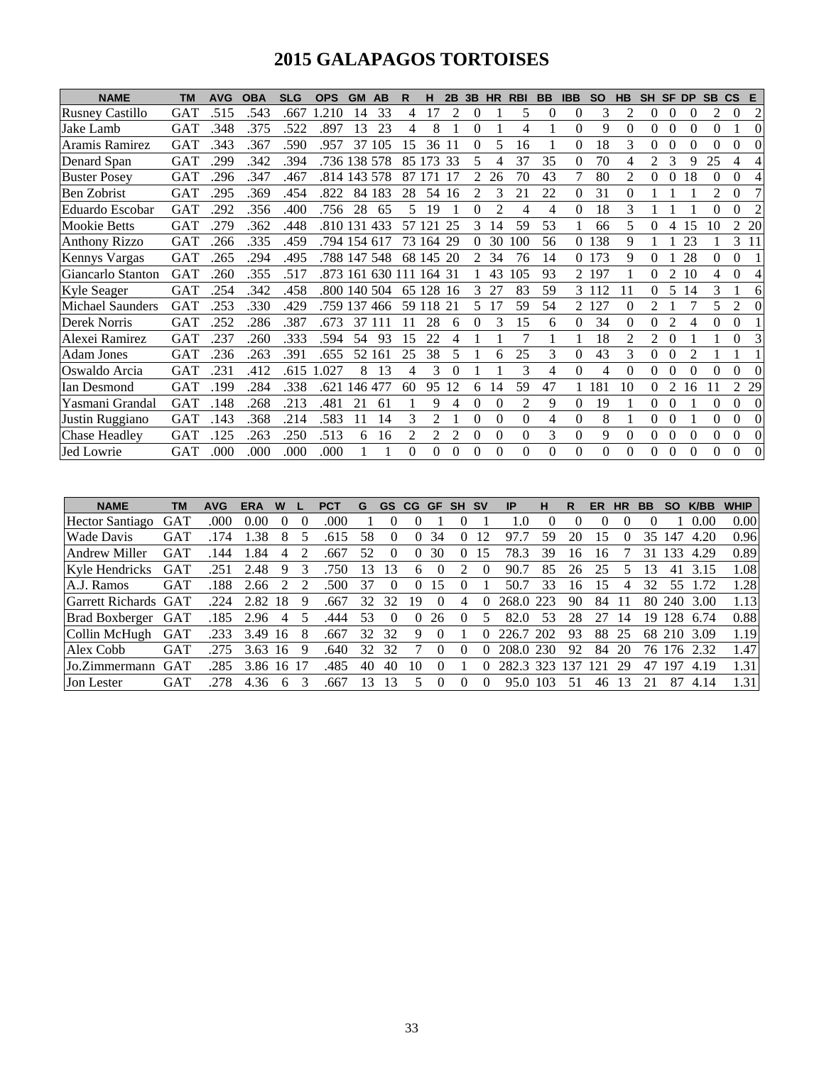# 2015 GALAPAGOS TORTOISES

| NAME | TM | AVG | OBA | SLG | OPS | GM | AB | R | H | 2B | 3B | HR | RBI | BB | IBB | SO | HB | SH | SF | DP | SB | CS | E |
|---|---|---|---|---|---|---|---|---|---|---|---|---|---|---|---|---|---|---|---|---|---|---|---|
| Rusney Castillo | GAT | .515 | .543 | .667 | 1.210 | 14 | 33 | 4 | 17 | 2 | 0 | 1 | 5 | 0 | 0 | 3 | 2 | 0 | 0 | 0 | 2 | 0 | 2 |
| Jake Lamb | GAT | .348 | .375 | .522 | .897 | 13 | 23 | 4 | 8 | 1 | 0 | 1 | 4 | 1 | 0 | 9 | 0 | 0 | 0 | 0 | 0 | 1 | 0 |
| Aramis Ramirez | GAT | .343 | .367 | .590 | .957 | 37 | 105 | 15 | 36 | 11 | 0 | 5 | 16 | 1 | 0 | 18 | 3 | 0 | 0 | 0 | 0 | 0 | 0 |
| Denard Span | GAT | .299 | .342 | .394 | .736 | 138 | 578 | 85 | 173 | 33 | 5 | 4 | 37 | 35 | 0 | 70 | 4 | 2 | 3 | 9 | 25 | 4 | 4 |
| Buster Posey | GAT | .296 | .347 | .467 | .814 | 143 | 578 | 87 | 171 | 17 | 2 | 26 | 70 | 43 | 7 | 80 | 2 | 0 | 0 | 18 | 0 | 0 | 4 |
| Ben Zobrist | GAT | .295 | .369 | .454 | .822 | 84 | 183 | 28 | 54 | 16 | 2 | 3 | 21 | 22 | 0 | 31 | 0 | 1 | 1 | 1 | 2 | 0 | 7 |
| Eduardo Escobar | GAT | .292 | .356 | .400 | .756 | 28 | 65 | 5 | 19 | 1 | 0 | 2 | 4 | 4 | 0 | 18 | 3 | 1 | 1 | 1 | 0 | 0 | 2 |
| Mookie Betts | GAT | .279 | .362 | .448 | .810 | 131 | 433 | 57 | 121 | 25 | 3 | 14 | 59 | 53 | 1 | 66 | 5 | 0 | 4 | 15 | 10 | 2 | 20 |
| Anthony Rizzo | GAT | .266 | .335 | .459 | .794 | 154 | 617 | 73 | 164 | 29 | 0 | 30 | 100 | 56 | 0 | 138 | 9 | 1 | 1 | 23 | 1 | 3 | 11 |
| Kennys Vargas | GAT | .265 | .294 | .495 | .788 | 147 | 548 | 68 | 145 | 20 | 2 | 34 | 76 | 14 | 0 | 173 | 9 | 0 | 1 | 28 | 0 | 0 | 1 |
| Giancarlo Stanton | GAT | .260 | .355 | .517 | .873 | 161 | 630 | 111 | 164 | 31 | 1 | 43 | 105 | 93 | 2 | 197 | 1 | 0 | 2 | 10 | 4 | 0 | 4 |
| Kyle Seager | GAT | .254 | .342 | .458 | .800 | 140 | 504 | 65 | 128 | 16 | 3 | 27 | 83 | 59 | 3 | 112 | 11 | 0 | 5 | 14 | 3 | 1 | 6 |
| Michael Saunders | GAT | .253 | .330 | .429 | .759 | 137 | 466 | 59 | 118 | 21 | 5 | 17 | 59 | 54 | 2 | 127 | 0 | 2 | 1 | 7 | 5 | 2 | 0 |
| Derek Norris | GAT | .252 | .286 | .387 | .673 | 37 | 111 | 11 | 28 | 6 | 0 | 3 | 15 | 6 | 0 | 34 | 0 | 0 | 2 | 4 | 0 | 0 | 1 |
| Alexei Ramirez | GAT | .237 | .260 | .333 | .594 | 54 | 93 | 15 | 22 | 4 | 1 | 1 | 7 | 1 | 1 | 18 | 2 | 2 | 0 | 1 | 1 | 0 | 3 |
| Adam Jones | GAT | .236 | .263 | .391 | .655 | 52 | 161 | 25 | 38 | 5 | 1 | 6 | 25 | 3 | 0 | 43 | 3 | 0 | 0 | 2 | 1 | 1 | 1 |
| Oswaldo Arcia | GAT | .231 | .412 | .615 | 1.027 | 8 | 13 | 4 | 3 | 0 | 1 | 1 | 3 | 4 | 0 | 4 | 0 | 0 | 0 | 0 | 0 | 0 | 0 |
| Ian Desmond | GAT | .199 | .284 | .338 | .621 | 146 | 477 | 60 | 95 | 12 | 6 | 14 | 59 | 47 | 1 | 181 | 10 | 0 | 2 | 16 | 11 | 2 | 29 |
| Yasmani Grandal | GAT | .148 | .268 | .213 | .481 | 21 | 61 | 1 | 9 | 4 | 0 | 0 | 2 | 9 | 0 | 19 | 1 | 0 | 0 | 1 | 0 | 0 | 0 |
| Justin Ruggiano | GAT | .143 | .368 | .214 | .583 | 11 | 14 | 3 | 2 | 1 | 0 | 0 | 0 | 4 | 0 | 8 | 1 | 0 | 0 | 1 | 0 | 0 | 0 |
| Chase Headley | GAT | .125 | .263 | .250 | .513 | 6 | 16 | 2 | 2 | 2 | 0 | 0 | 0 | 3 | 0 | 9 | 0 | 0 | 0 | 0 | 0 | 0 | 0 |
| Jed Lowrie | GAT | .000 | .000 | .000 | .000 | 1 | 1 | 0 | 0 | 0 | 0 | 0 | 0 | 0 | 0 | 0 | 0 | 0 | 0 | 0 | 0 | 0 | 0 |

| NAME | TM | AVG | ERA | W | L | PCT | G | GS | CG | GF | SH | SV | IP | H | R | ER | HR | BB | SO | K/BB | WHIP |
|---|---|---|---|---|---|---|---|---|---|---|---|---|---|---|---|---|---|---|---|---|---|
| Hector Santiago | GAT | .000 | 0.00 | 0 | 0 | .000 | 1 | 0 | 0 | 1 | 0 | 1 | 1.0 | 0 | 0 | 0 | 0 | 0 | 1 | 0.00 | 0.00 |
| Wade Davis | GAT | .174 | 1.38 | 8 | 5 | .615 | 58 | 0 | 0 | 34 | 0 | 12 | 97.7 | 59 | 20 | 15 | 0 | 35 | 147 | 4.20 | 0.96 |
| Andrew Miller | GAT | .144 | 1.84 | 4 | 2 | .667 | 52 | 0 | 0 | 30 | 0 | 15 | 78.3 | 39 | 16 | 16 | 7 | 31 | 133 | 4.29 | 0.89 |
| Kyle Hendricks | GAT | .251 | 2.48 | 9 | 3 | .750 | 13 | 13 | 6 | 0 | 2 | 0 | 90.7 | 85 | 26 | 25 | 5 | 13 | 41 | 3.15 | 1.08 |
| A.J. Ramos | GAT | .188 | 2.66 | 2 | 2 | .500 | 37 | 0 | 0 | 15 | 0 | 1 | 50.7 | 33 | 16 | 15 | 4 | 32 | 55 | 1.72 | 1.28 |
| Garrett Richards | GAT | .224 | 2.82 | 18 | 9 | .667 | 32 | 32 | 19 | 0 | 4 | 0 | 268.0 | 223 | 90 | 84 | 11 | 80 | 240 | 3.00 | 1.13 |
| Brad Boxberger | GAT | .185 | 2.96 | 4 | 5 | .444 | 53 | 0 | 0 | 26 | 0 | 5 | 82.0 | 53 | 28 | 27 | 14 | 19 | 128 | 6.74 | 0.88 |
| Collin McHugh | GAT | .233 | 3.49 | 16 | 8 | .667 | 32 | 32 | 9 | 0 | 1 | 0 | 226.7 | 202 | 93 | 88 | 25 | 68 | 210 | 3.09 | 1.19 |
| Alex Cobb | GAT | .275 | 3.63 | 16 | 9 | .640 | 32 | 32 | 7 | 0 | 0 | 0 | 208.0 | 230 | 92 | 84 | 20 | 76 | 176 | 2.32 | 1.47 |
| Jo.Zimmermann | GAT | .285 | 3.86 | 16 | 17 | .485 | 40 | 40 | 10 | 0 | 1 | 0 | 282.3 | 323 | 137 | 121 | 29 | 47 | 197 | 4.19 | 1.31 |
| Jon Lester | GAT | .278 | 4.36 | 6 | 3 | .667 | 13 | 13 | 5 | 0 | 0 | 0 | 95.0 | 103 | 51 | 46 | 13 | 21 | 87 | 4.14 | 1.31 |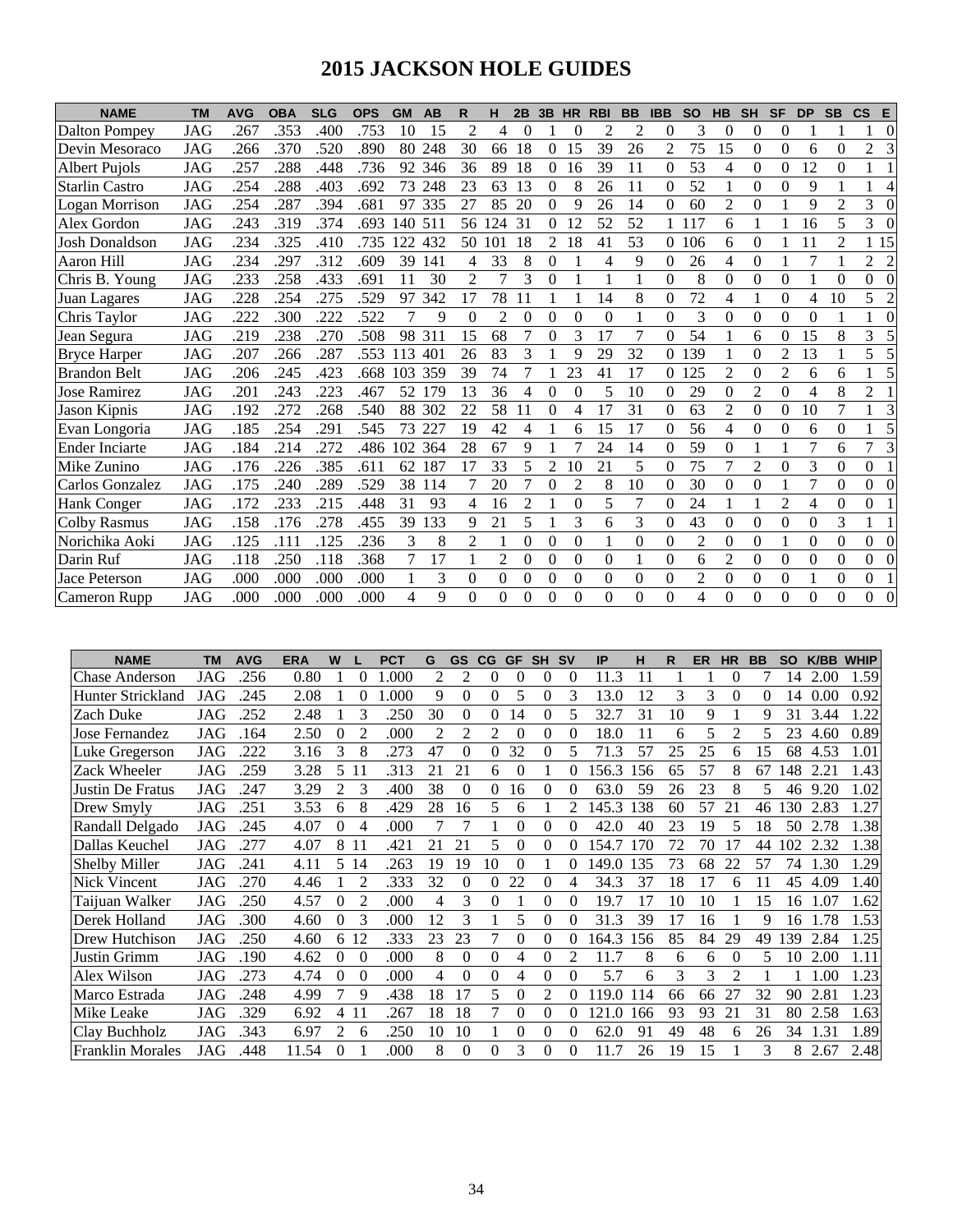# 2015 JACKSON HOLE GUIDES

| NAME | TM | AVG | OBA | SLG | OPS | GM | AB | R | H | 2B | 3B | HR | RBI | BB | IBB | SO | HB | SH | SF | DP | SB | CS | E |
|---|---|---|---|---|---|---|---|---|---|---|---|---|---|---|---|---|---|---|---|---|---|---|---|
| Dalton Pompey | JAG | .267 | .353 | .400 | .753 | 10 | 15 | 2 | 4 | 0 | 1 | 0 | 2 | 2 | 0 | 3 | 0 | 0 | 0 | 1 | 1 | 1 | 0 |
| Devin Mesoraco | JAG | .266 | .370 | .520 | .890 | 80 | 248 | 30 | 66 | 18 | 0 | 15 | 39 | 26 | 2 | 75 | 15 | 0 | 0 | 6 | 0 | 2 | 3 |
| Albert Pujols | JAG | .257 | .288 | .448 | .736 | 92 | 346 | 36 | 89 | 18 | 0 | 16 | 39 | 11 | 0 | 53 | 4 | 0 | 0 | 12 | 0 | 1 | 1 |
| Starlin Castro | JAG | .254 | .288 | .403 | .692 | 73 | 248 | 23 | 63 | 13 | 0 | 8 | 26 | 11 | 0 | 52 | 1 | 0 | 0 | 9 | 1 | 1 | 4 |
| Logan Morrison | JAG | .254 | .287 | .394 | .681 | 97 | 335 | 27 | 85 | 20 | 0 | 9 | 26 | 14 | 0 | 60 | 2 | 0 | 1 | 9 | 2 | 3 | 0 |
| Alex Gordon | JAG | .243 | .319 | .374 | .693 | 140 | 511 | 56 | 124 | 31 | 0 | 12 | 52 | 52 | 1 | 117 | 6 | 1 | 1 | 16 | 5 | 3 | 0 |
| Josh Donaldson | JAG | .234 | .325 | .410 | .735 | 122 | 432 | 50 | 101 | 18 | 2 | 18 | 41 | 53 | 0 | 106 | 6 | 0 | 1 | 11 | 2 | 1 | 15 |
| Aaron Hill | JAG | .234 | .297 | .312 | .609 | 39 | 141 | 4 | 33 | 8 | 0 | 1 | 4 | 9 | 0 | 26 | 4 | 0 | 1 | 7 | 1 | 2 | 2 |
| Chris B. Young | JAG | .233 | .258 | .433 | .691 | 11 | 30 | 2 | 7 | 3 | 0 | 1 | 1 | 1 | 0 | 8 | 0 | 0 | 0 | 0 | 1 | 0 | 0 |
| Juan Lagares | JAG | .228 | .254 | .275 | .529 | 97 | 342 | 17 | 78 | 11 | 1 | 1 | 14 | 8 | 0 | 72 | 4 | 1 | 0 | 4 | 10 | 5 | 2 |
| Chris Taylor | JAG | .222 | .300 | .222 | .522 | 7 | 9 | 0 | 2 | 0 | 0 | 0 | 0 | 1 | 0 | 3 | 0 | 0 | 0 | 0 | 1 | 1 | 0 |
| Jean Segura | JAG | .219 | .238 | .270 | .508 | 98 | 311 | 15 | 68 | 7 | 0 | 3 | 17 | 7 | 0 | 54 | 1 | 6 | 0 | 15 | 8 | 3 | 5 |
| Bryce Harper | JAG | .207 | .266 | .287 | .553 | 113 | 401 | 26 | 83 | 3 | 1 | 9 | 29 | 32 | 0 | 139 | 1 | 0 | 2 | 13 | 1 | 5 | 5 |
| Brandon Belt | JAG | .206 | .245 | .423 | .668 | 103 | 359 | 39 | 74 | 7 | 1 | 23 | 41 | 17 | 0 | 125 | 2 | 0 | 2 | 6 | 6 | 1 | 5 |
| Jose Ramirez | JAG | .201 | .243 | .223 | .467 | 52 | 179 | 13 | 36 | 4 | 0 | 0 | 5 | 10 | 0 | 29 | 0 | 2 | 0 | 4 | 8 | 2 | 1 |
| Jason Kipnis | JAG | .192 | .272 | .268 | .540 | 88 | 302 | 22 | 58 | 11 | 0 | 4 | 17 | 31 | 0 | 63 | 2 | 0 | 0 | 10 | 7 | 1 | 3 |
| Evan Longoria | JAG | .185 | .254 | .291 | .545 | 73 | 227 | 19 | 42 | 4 | 1 | 6 | 15 | 17 | 0 | 56 | 4 | 0 | 0 | 6 | 0 | 1 | 5 |
| Ender Inciarte | JAG | .184 | .214 | .272 | .486 | 102 | 364 | 28 | 67 | 9 | 1 | 7 | 24 | 14 | 0 | 59 | 0 | 1 | 1 | 7 | 6 | 7 | 3 |
| Mike Zunino | JAG | .176 | .226 | .385 | .611 | 62 | 187 | 17 | 33 | 5 | 2 | 10 | 21 | 5 | 0 | 75 | 7 | 2 | 0 | 3 | 0 | 0 | 1 |
| Carlos Gonzalez | JAG | .175 | .240 | .289 | .529 | 38 | 114 | 7 | 20 | 7 | 0 | 2 | 8 | 10 | 0 | 30 | 0 | 0 | 1 | 7 | 0 | 0 | 0 |
| Hank Conger | JAG | .172 | .233 | .215 | .448 | 31 | 93 | 4 | 16 | 2 | 1 | 0 | 5 | 7 | 0 | 24 | 1 | 1 | 2 | 4 | 0 | 0 | 1 |
| Colby Rasmus | JAG | .158 | .176 | .278 | .455 | 39 | 133 | 9 | 21 | 5 | 1 | 3 | 6 | 3 | 0 | 43 | 0 | 0 | 0 | 0 | 3 | 1 | 1 |
| Norichika Aoki | JAG | .125 | .111 | .125 | .236 | 3 | 8 | 2 | 1 | 0 | 0 | 0 | 1 | 0 | 0 | 2 | 0 | 0 | 1 | 0 | 0 | 0 | 0 |
| Darin Ruf | JAG | .118 | .250 | .118 | .368 | 7 | 17 | 1 | 2 | 0 | 0 | 0 | 0 | 1 | 0 | 6 | 2 | 0 | 0 | 0 | 0 | 0 | 0 |
| Jace Peterson | JAG | .000 | .000 | .000 | .000 | 1 | 3 | 0 | 0 | 0 | 0 | 0 | 0 | 0 | 0 | 2 | 0 | 0 | 0 | 1 | 0 | 0 | 1 |
| Cameron Rupp | JAG | .000 | .000 | .000 | .000 | 4 | 9 | 0 | 0 | 0 | 0 | 0 | 0 | 0 | 0 | 4 | 0 | 0 | 0 | 0 | 0 | 0 | 0 |

| NAME | TM | AVG | ERA | W | L | PCT | G | GS | CG | GF | SH | SV | IP | H | R | ER | HR | BB | SO | K/BB | WHIP |
|---|---|---|---|---|---|---|---|---|---|---|---|---|---|---|---|---|---|---|---|---|---|
| Chase Anderson | JAG | .256 | 0.80 | 1 | 0 | 1.000 | 2 | 2 | 0 | 0 | 0 | 0 | 11.3 | 11 | 1 | 1 | 0 | 7 | 14 | 2.00 | 1.59 |
| Hunter Strickland | JAG | .245 | 2.08 | 1 | 0 | 1.000 | 9 | 0 | 0 | 5 | 0 | 3 | 13.0 | 12 | 3 | 3 | 0 | 0 | 14 | 0.00 | 0.92 |
| Zach Duke | JAG | .252 | 2.48 | 1 | 3 | .250 | 30 | 0 | 0 | 14 | 0 | 5 | 32.7 | 31 | 10 | 9 | 1 | 9 | 31 | 3.44 | 1.22 |
| Jose Fernandez | JAG | .164 | 2.50 | 0 | 2 | .000 | 2 | 2 | 2 | 0 | 0 | 0 | 18.0 | 11 | 6 | 5 | 2 | 5 | 23 | 4.60 | 0.89 |
| Luke Gregerson | JAG | .222 | 3.16 | 3 | 8 | .273 | 47 | 0 | 0 | 32 | 0 | 5 | 71.3 | 57 | 25 | 25 | 6 | 15 | 68 | 4.53 | 1.01 |
| Zack Wheeler | JAG | .259 | 3.28 | 5 | 11 | .313 | 21 | 21 | 6 | 0 | 1 | 0 | 156.3 | 156 | 65 | 57 | 8 | 67 | 148 | 2.21 | 1.43 |
| Justin De Fratus | JAG | .247 | 3.29 | 2 | 3 | .400 | 38 | 0 | 0 | 16 | 0 | 0 | 63.0 | 59 | 26 | 23 | 8 | 5 | 46 | 9.20 | 1.02 |
| Drew Smyly | JAG | .251 | 3.53 | 6 | 8 | .429 | 28 | 16 | 5 | 6 | 1 | 2 | 145.3 | 138 | 60 | 57 | 21 | 46 | 130 | 2.83 | 1.27 |
| Randall Delgado | JAG | .245 | 4.07 | 0 | 4 | .000 | 7 | 7 | 1 | 0 | 0 | 0 | 42.0 | 40 | 23 | 19 | 5 | 18 | 50 | 2.78 | 1.38 |
| Dallas Keuchel | JAG | .277 | 4.07 | 8 | 11 | .421 | 21 | 21 | 5 | 0 | 0 | 0 | 154.7 | 170 | 72 | 70 | 17 | 44 | 102 | 2.32 | 1.38 |
| Shelby Miller | JAG | .241 | 4.11 | 5 | 14 | .263 | 19 | 19 | 10 | 0 | 1 | 0 | 149.0 | 135 | 73 | 68 | 22 | 57 | 74 | 1.30 | 1.29 |
| Nick Vincent | JAG | .270 | 4.46 | 1 | 2 | .333 | 32 | 0 | 0 | 22 | 0 | 4 | 34.3 | 37 | 18 | 17 | 6 | 11 | 45 | 4.09 | 1.40 |
| Taijuan Walker | JAG | .250 | 4.57 | 0 | 2 | .000 | 4 | 3 | 0 | 1 | 0 | 0 | 19.7 | 17 | 10 | 10 | 1 | 15 | 16 | 1.07 | 1.62 |
| Derek Holland | JAG | .300 | 4.60 | 0 | 3 | .000 | 12 | 3 | 1 | 5 | 0 | 0 | 31.3 | 39 | 17 | 16 | 1 | 9 | 16 | 1.78 | 1.53 |
| Drew Hutchison | JAG | .250 | 4.60 | 6 | 12 | .333 | 23 | 23 | 7 | 0 | 0 | 0 | 164.3 | 156 | 85 | 84 | 29 | 49 | 139 | 2.84 | 1.25 |
| Justin Grimm | JAG | .190 | 4.62 | 0 | 0 | .000 | 8 | 0 | 0 | 4 | 0 | 2 | 11.7 | 8 | 6 | 6 | 0 | 5 | 10 | 2.00 | 1.11 |
| Alex Wilson | JAG | .273 | 4.74 | 0 | 0 | .000 | 4 | 0 | 0 | 4 | 0 | 0 | 5.7 | 6 | 3 | 3 | 2 | 1 | 1 | 1.00 | 1.23 |
| Marco Estrada | JAG | .248 | 4.99 | 7 | 9 | .438 | 18 | 17 | 5 | 0 | 2 | 0 | 119.0 | 114 | 66 | 66 | 27 | 32 | 90 | 2.81 | 1.23 |
| Mike Leake | JAG | .329 | 6.92 | 4 | 11 | .267 | 18 | 18 | 7 | 0 | 0 | 0 | 121.0 | 166 | 93 | 93 | 21 | 31 | 80 | 2.58 | 1.63 |
| Clay Buchholz | JAG | .343 | 6.97 | 2 | 6 | .250 | 10 | 10 | 1 | 0 | 0 | 0 | 62.0 | 91 | 49 | 48 | 6 | 26 | 34 | 1.31 | 1.89 |
| Franklin Morales | JAG | .448 | 11.54 | 0 | 1 | .000 | 8 | 0 | 0 | 3 | 0 | 0 | 11.7 | 26 | 19 | 15 | 1 | 3 | 8 | 2.67 | 2.48 |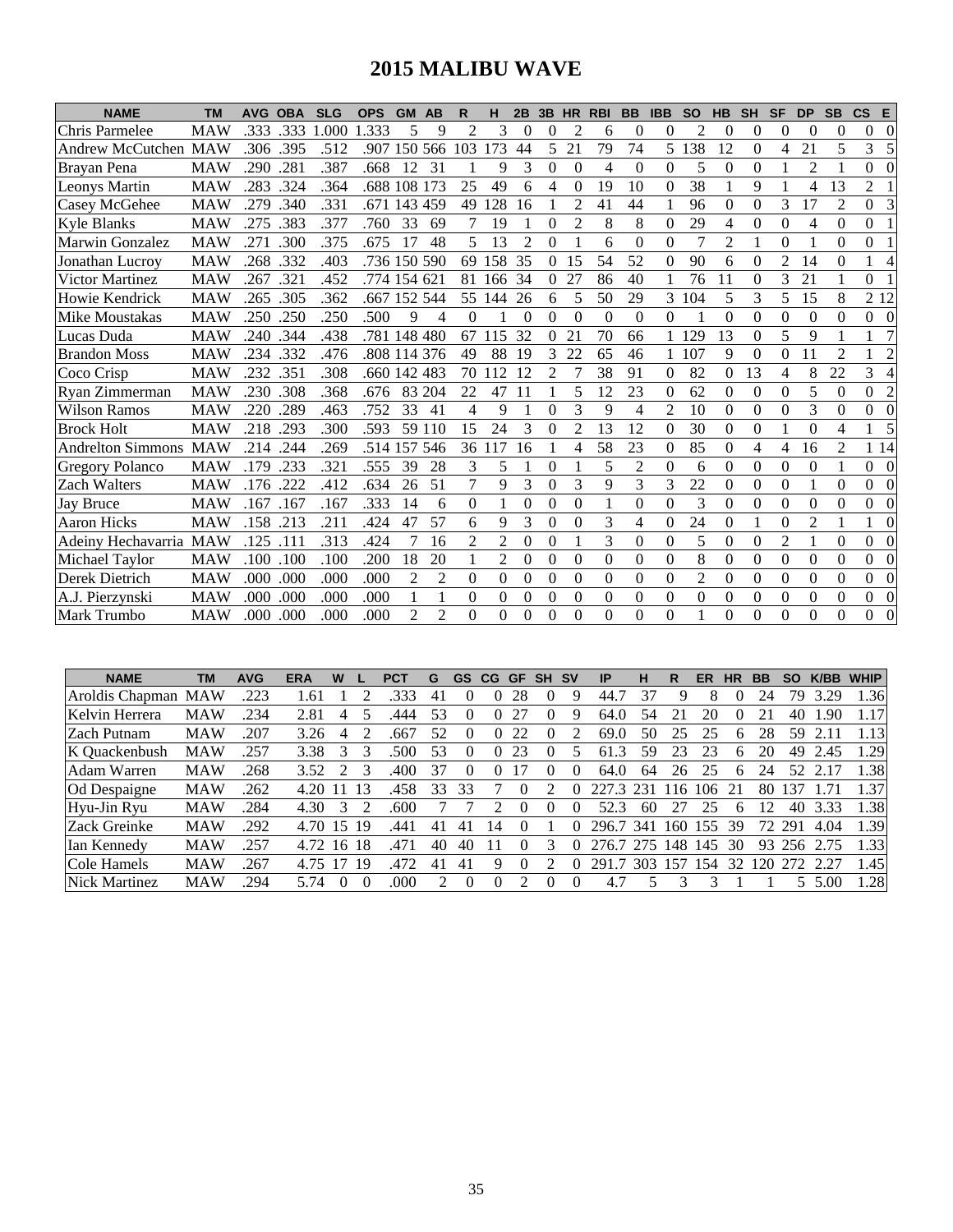# 2015 MALIBU WAVE

| NAME | TM | AVG | OBA | SLG | OPS | GM | AB | R | H | 2B | 3B | HR | RBI | BB | IBB | SO | HB | SH | SF | DP | SB | CS | E |
|---|---|---|---|---|---|---|---|---|---|---|---|---|---|---|---|---|---|---|---|---|---|---|---|
| Chris Parmelee | MAW | .333 | .333 | 1.000 | 1.333 | 5 | 9 | 2 | 3 | 0 | 0 | 2 | 6 | 0 | 0 | 2 | 0 | 0 | 0 | 0 | 0 | 0 | 0 |
| Andrew McCutchen | MAW | .306 | .395 | .512 | .907 | 150 | 566 | 103 | 173 | 44 | 5 | 21 | 79 | 74 | 5 | 138 | 12 | 0 | 4 | 21 | 5 | 3 | 5 |
| Brayan Pena | MAW | .290 | .281 | .387 | .668 | 12 | 31 | 1 | 9 | 3 | 0 | 0 | 4 | 0 | 0 | 5 | 0 | 0 | 1 | 2 | 1 | 0 | 0 |
| Leonys Martin | MAW | .283 | .324 | .364 | .688 | 108 | 173 | 25 | 49 | 6 | 4 | 0 | 19 | 10 | 0 | 38 | 1 | 9 | 1 | 4 | 13 | 2 | 1 |
| Casey McGehee | MAW | .279 | .340 | .331 | .671 | 143 | 459 | 49 | 128 | 16 | 1 | 2 | 41 | 44 | 1 | 96 | 0 | 0 | 3 | 17 | 2 | 0 | 3 |
| Kyle Blanks | MAW | .275 | .383 | .377 | .760 | 33 | 69 | 7 | 19 | 1 | 0 | 2 | 8 | 8 | 0 | 29 | 4 | 0 | 0 | 4 | 0 | 0 | 1 |
| Marwin Gonzalez | MAW | .271 | .300 | .375 | .675 | 17 | 48 | 5 | 13 | 2 | 0 | 1 | 6 | 0 | 0 | 7 | 2 | 1 | 0 | 1 | 0 | 0 | 1 |
| Jonathan Lucroy | MAW | .268 | .332 | .403 | .736 | 150 | 590 | 69 | 158 | 35 | 0 | 15 | 54 | 52 | 0 | 90 | 6 | 0 | 2 | 14 | 0 | 1 | 4 |
| Victor Martinez | MAW | .267 | .321 | .452 | .774 | 154 | 621 | 81 | 166 | 34 | 0 | 27 | 86 | 40 | 1 | 76 | 11 | 0 | 3 | 21 | 1 | 0 | 1 |
| Howie Kendrick | MAW | .265 | .305 | .362 | .667 | 152 | 544 | 55 | 144 | 26 | 6 | 5 | 50 | 29 | 3 | 104 | 5 | 3 | 5 | 15 | 8 | 2 | 12 |
| Mike Moustakas | MAW | .250 | .250 | .250 | .500 | 9 | 4 | 0 | 1 | 0 | 0 | 0 | 0 | 0 | 0 | 1 | 0 | 0 | 0 | 0 | 0 | 0 | 0 |
| Lucas Duda | MAW | .240 | .344 | .438 | .781 | 148 | 480 | 67 | 115 | 32 | 0 | 21 | 70 | 66 | 1 | 129 | 13 | 0 | 5 | 9 | 1 | 1 | 7 |
| Brandon Moss | MAW | .234 | .332 | .476 | .808 | 114 | 376 | 49 | 88 | 19 | 3 | 22 | 65 | 46 | 1 | 107 | 9 | 0 | 0 | 11 | 2 | 1 | 2 |
| Coco Crisp | MAW | .232 | .351 | .308 | .660 | 142 | 483 | 70 | 112 | 12 | 2 | 7 | 38 | 91 | 0 | 82 | 0 | 13 | 4 | 8 | 22 | 3 | 4 |
| Ryan Zimmerman | MAW | .230 | .308 | .368 | .676 | 83 | 204 | 22 | 47 | 11 | 1 | 5 | 12 | 23 | 0 | 62 | 0 | 0 | 0 | 5 | 0 | 0 | 2 |
| Wilson Ramos | MAW | .220 | .289 | .463 | .752 | 33 | 41 | 4 | 9 | 1 | 0 | 3 | 9 | 4 | 2 | 10 | 0 | 0 | 0 | 3 | 0 | 0 | 0 |
| Brock Holt | MAW | .218 | .293 | .300 | .593 | 59 | 110 | 15 | 24 | 3 | 0 | 2 | 13 | 12 | 0 | 30 | 0 | 0 | 1 | 0 | 4 | 1 | 5 |
| Andrelton Simmons | MAW | .214 | .244 | .269 | .514 | 157 | 546 | 36 | 117 | 16 | 1 | 4 | 58 | 23 | 0 | 85 | 0 | 4 | 4 | 16 | 2 | 1 | 14 |
| Gregory Polanco | MAW | .179 | .233 | .321 | .555 | 39 | 28 | 3 | 5 | 1 | 0 | 1 | 5 | 2 | 0 | 6 | 0 | 0 | 0 | 0 | 1 | 0 | 0 |
| Zach Walters | MAW | .176 | .222 | .412 | .634 | 26 | 51 | 7 | 9 | 3 | 0 | 3 | 9 | 3 | 3 | 22 | 0 | 0 | 0 | 1 | 0 | 0 | 0 |
| Jay Bruce | MAW | .167 | .167 | .167 | .333 | 14 | 6 | 0 | 1 | 0 | 0 | 0 | 1 | 0 | 0 | 3 | 0 | 0 | 0 | 0 | 0 | 0 | 0 |
| Aaron Hicks | MAW | .158 | .213 | .211 | .424 | 47 | 57 | 6 | 9 | 3 | 0 | 0 | 3 | 4 | 0 | 24 | 0 | 1 | 0 | 2 | 1 | 1 | 0 |
| Adeiny Hechavarria | MAW | .125 | .111 | .313 | .424 | 7 | 16 | 2 | 2 | 0 | 0 | 1 | 3 | 0 | 0 | 5 | 0 | 0 | 2 | 1 | 0 | 0 | 0 |
| Michael Taylor | MAW | .100 | .100 | .100 | .200 | 18 | 20 | 1 | 2 | 0 | 0 | 0 | 0 | 0 | 0 | 8 | 0 | 0 | 0 | 0 | 0 | 0 | 0 |
| Derek Dietrich | MAW | .000 | .000 | .000 | .000 | 2 | 2 | 0 | 0 | 0 | 0 | 0 | 0 | 0 | 0 | 2 | 0 | 0 | 0 | 0 | 0 | 0 | 0 |
| A.J. Pierzynski | MAW | .000 | .000 | .000 | .000 | 1 | 1 | 0 | 0 | 0 | 0 | 0 | 0 | 0 | 0 | 0 | 0 | 0 | 0 | 0 | 0 | 0 | 0 |
| Mark Trumbo | MAW | .000 | .000 | .000 | .000 | 2 | 2 | 0 | 0 | 0 | 0 | 0 | 0 | 0 | 0 | 1 | 0 | 0 | 0 | 0 | 0 | 0 | 0 |

| NAME | TM | AVG | ERA | W | L | PCT | G | GS | CG | GF | SH | SV | IP | H | R | ER | HR | BB | SO | K/BB | WHIP |
|---|---|---|---|---|---|---|---|---|---|---|---|---|---|---|---|---|---|---|---|---|---|
| Aroldis Chapman | MAW | .223 | 1.61 | 1 | 2 | .333 | 41 | 0 | 0 | 28 | 0 | 9 | 44.7 | 37 | 9 | 8 | 0 | 24 | 79 | 3.29 | 1.36 |
| Kelvin Herrera | MAW | .234 | 2.81 | 4 | 5 | .444 | 53 | 0 | 0 | 27 | 0 | 9 | 64.0 | 54 | 21 | 20 | 0 | 21 | 40 | 1.90 | 1.17 |
| Zach Putnam | MAW | .207 | 3.26 | 4 | 2 | .667 | 52 | 0 | 0 | 22 | 0 | 2 | 69.0 | 50 | 25 | 25 | 6 | 28 | 59 | 2.11 | 1.13 |
| K Quackenbush | MAW | .257 | 3.38 | 3 | 3 | .500 | 53 | 0 | 0 | 23 | 0 | 5 | 61.3 | 59 | 23 | 23 | 6 | 20 | 49 | 2.45 | 1.29 |
| Adam Warren | MAW | .268 | 3.52 | 2 | 3 | .400 | 37 | 0 | 0 | 17 | 0 | 0 | 64.0 | 64 | 26 | 25 | 6 | 24 | 52 | 2.17 | 1.38 |
| Od Despaigne | MAW | .262 | 4.20 | 11 | 13 | .458 | 33 | 33 | 7 | 0 | 2 | 0 | 227.3 | 231 | 116 | 106 | 21 | 80 | 137 | 1.71 | 1.37 |
| Hyu-Jin Ryu | MAW | .284 | 4.30 | 3 | 2 | .600 | 7 | 7 | 2 | 0 | 0 | 0 | 52.3 | 60 | 27 | 25 | 6 | 12 | 40 | 3.33 | 1.38 |
| Zack Greinke | MAW | .292 | 4.70 | 15 | 19 | .441 | 41 | 41 | 14 | 0 | 1 | 0 | 296.7 | 341 | 160 | 155 | 39 | 72 | 291 | 4.04 | 1.39 |
| Ian Kennedy | MAW | .257 | 4.72 | 16 | 18 | .471 | 40 | 40 | 11 | 0 | 3 | 0 | 276.7 | 275 | 148 | 145 | 30 | 93 | 256 | 2.75 | 1.33 |
| Cole Hamels | MAW | .267 | 4.75 | 17 | 19 | .472 | 41 | 41 | 9 | 0 | 2 | 0 | 291.7 | 303 | 157 | 154 | 32 | 120 | 272 | 2.27 | 1.45 |
| Nick Martinez | MAW | .294 | 5.74 | 0 | 0 | .000 | 2 | 0 | 0 | 2 | 0 | 0 | 4.7 | 5 | 3 | 3 | 1 | 1 | 5 | 5.00 | 1.28 |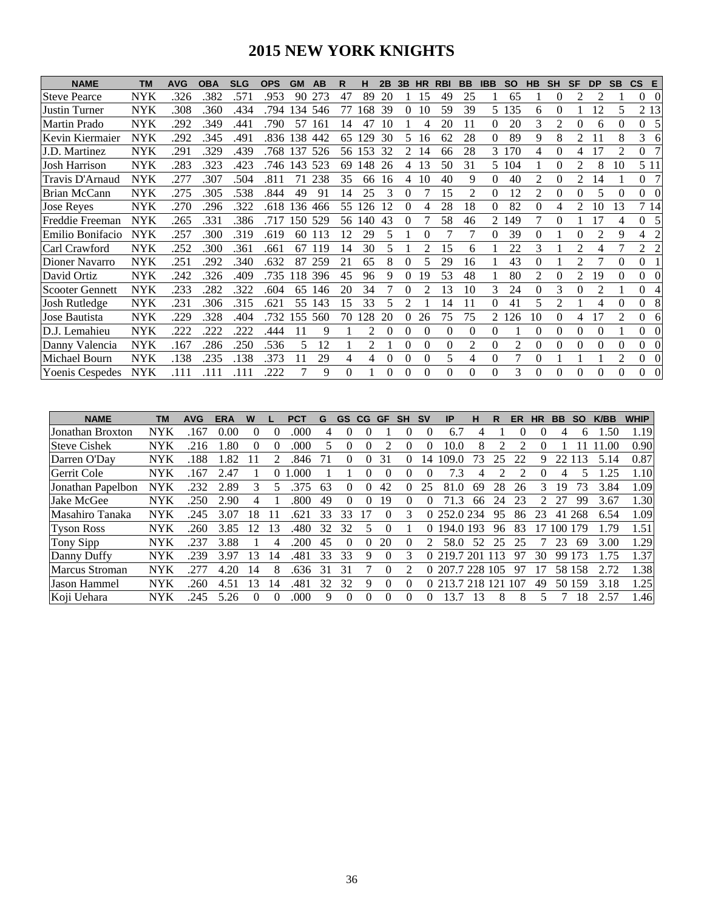# 2015 NEW YORK KNIGHTS

| NAME | TM | AVG | OBA | SLG | OPS | GM | AB | R | H | 2B | 3B | HR | RBI | BB | IBB | SO | HB | SH | SF | DP | SB | CS | E |
|---|---|---|---|---|---|---|---|---|---|---|---|---|---|---|---|---|---|---|---|---|---|---|---|
| Steve Pearce | NYK | .326 | .382 | .571 | .953 | 90 | 273 | 47 | 89 | 20 | 1 | 15 | 49 | 25 | 1 | 65 | 1 | 0 | 2 | 2 | 1 | 0 | 0 |
| Justin Turner | NYK | .308 | .360 | .434 | .794 | 134 | 546 | 77 | 168 | 39 | 0 | 10 | 59 | 39 | 5 | 135 | 6 | 0 | 1 | 12 | 5 | 2 | 13 |
| Martin Prado | NYK | .292 | .349 | .441 | .790 | 57 | 161 | 14 | 47 | 10 | 1 | 4 | 20 | 11 | 0 | 20 | 3 | 2 | 0 | 6 | 0 | 0 | 5 |
| Kevin Kiermaier | NYK | .292 | .345 | .491 | .836 | 138 | 442 | 65 | 129 | 30 | 5 | 16 | 62 | 28 | 0 | 89 | 9 | 8 | 2 | 11 | 8 | 3 | 6 |
| J.D. Martinez | NYK | .291 | .329 | .439 | .768 | 137 | 526 | 56 | 153 | 32 | 2 | 14 | 66 | 28 | 3 | 170 | 4 | 0 | 4 | 17 | 2 | 0 | 7 |
| Josh Harrison | NYK | .283 | .323 | .423 | .746 | 143 | 523 | 69 | 148 | 26 | 4 | 13 | 50 | 31 | 5 | 104 | 1 | 0 | 2 | 8 | 10 | 5 | 11 |
| Travis D'Arnaud | NYK | .277 | .307 | .504 | .811 | 71 | 238 | 35 | 66 | 16 | 4 | 10 | 40 | 9 | 0 | 40 | 2 | 0 | 2 | 14 | 1 | 0 | 7 |
| Brian McCann | NYK | .275 | .305 | .538 | .844 | 49 | 91 | 14 | 25 | 3 | 0 | 7 | 15 | 2 | 0 | 12 | 2 | 0 | 0 | 5 | 0 | 0 | 0 |
| Jose Reyes | NYK | .270 | .296 | .322 | .618 | 136 | 466 | 55 | 126 | 12 | 0 | 4 | 28 | 18 | 0 | 82 | 0 | 4 | 2 | 10 | 13 | 7 | 14 |
| Freddie Freeman | NYK | .265 | .331 | .386 | .717 | 150 | 529 | 56 | 140 | 43 | 0 | 7 | 58 | 46 | 2 | 149 | 7 | 0 | 1 | 17 | 4 | 0 | 5 |
| Emilio Bonifacio | NYK | .257 | .300 | .319 | .619 | 60 | 113 | 12 | 29 | 5 | 1 | 0 | 7 | 7 | 0 | 39 | 0 | 1 | 0 | 2 | 9 | 4 | 2 |
| Carl Crawford | NYK | .252 | .300 | .361 | .661 | 67 | 119 | 14 | 30 | 5 | 1 | 2 | 15 | 6 | 1 | 22 | 3 | 1 | 2 | 4 | 7 | 2 | 2 |
| Dioner Navarro | NYK | .251 | .292 | .340 | .632 | 87 | 259 | 21 | 65 | 8 | 0 | 5 | 29 | 16 | 1 | 43 | 0 | 1 | 2 | 7 | 0 | 0 | 1 |
| David Ortiz | NYK | .242 | .326 | .409 | .735 | 118 | 396 | 45 | 96 | 9 | 0 | 19 | 53 | 48 | 1 | 80 | 2 | 0 | 2 | 19 | 0 | 0 | 0 |
| Scooter Gennett | NYK | .233 | .282 | .322 | .604 | 65 | 146 | 20 | 34 | 7 | 0 | 2 | 13 | 10 | 3 | 24 | 0 | 3 | 0 | 2 | 1 | 0 | 4 |
| Josh Rutledge | NYK | .231 | .306 | .315 | .621 | 55 | 143 | 15 | 33 | 5 | 2 | 1 | 14 | 11 | 0 | 41 | 5 | 2 | 1 | 4 | 0 | 0 | 8 |
| Jose Bautista | NYK | .229 | .328 | .404 | .732 | 155 | 560 | 70 | 128 | 20 | 0 | 26 | 75 | 75 | 2 | 126 | 10 | 0 | 4 | 17 | 2 | 0 | 6 |
| D.J. Lemahieu | NYK | .222 | .222 | .222 | .444 | 11 | 9 | 1 | 2 | 0 | 0 | 0 | 0 | 0 | 0 | 1 | 0 | 0 | 0 | 0 | 1 | 0 | 0 |
| Danny Valencia | NYK | .167 | .286 | .250 | .536 | 5 | 12 | 1 | 2 | 1 | 0 | 0 | 0 | 2 | 0 | 2 | 0 | 0 | 0 | 0 | 0 | 0 | 0 |
| Michael Bourn | NYK | .138 | .235 | .138 | .373 | 11 | 29 | 4 | 4 | 0 | 0 | 0 | 5 | 4 | 0 | 7 | 0 | 1 | 1 | 1 | 2 | 0 | 0 |
| Yoenis Cespedes | NYK | .111 | .111 | .111 | .222 | 7 | 9 | 0 | 1 | 0 | 0 | 0 | 0 | 0 | 0 | 3 | 0 | 0 | 0 | 0 | 0 | 0 | 0 |

| NAME | TM | AVG | ERA | W | L | PCT | G | GS | CG | GF | SH | SV | IP | H | R | ER | HR | BB | SO | K/BB | WHIP |
|---|---|---|---|---|---|---|---|---|---|---|---|---|---|---|---|---|---|---|---|---|---|
| Jonathan Broxton | NYK | .167 | 0.00 | 0 | 0 | .000 | 4 | 0 | 0 | 1 | 0 | 0 | 6.7 | 4 | 1 | 0 | 0 | 4 | 6 | 1.50 | 1.19 |
| Steve Cishek | NYK | .216 | 1.80 | 0 | 0 | .000 | 5 | 0 | 0 | 2 | 0 | 0 | 10.0 | 8 | 2 | 2 | 0 | 1 | 11 | 11.00 | 0.90 |
| Darren O'Day | NYK | .188 | 1.82 | 11 | 2 | .846 | 71 | 0 | 0 | 31 | 0 | 14 | 109.0 | 73 | 25 | 22 | 9 | 22 | 113 | 5.14 | 0.87 |
| Gerrit Cole | NYK | .167 | 2.47 | 1 | 0 | 1.000 | 1 | 1 | 0 | 0 | 0 | 0 | 7.3 | 4 | 2 | 2 | 0 | 4 | 5 | 1.25 | 1.10 |
| Jonathan Papelbon | NYK | .232 | 2.89 | 3 | 5 | .375 | 63 | 0 | 0 | 42 | 0 | 25 | 81.0 | 69 | 28 | 26 | 3 | 19 | 73 | 3.84 | 1.09 |
| Jake McGee | NYK | .250 | 2.90 | 4 | 1 | .800 | 49 | 0 | 0 | 19 | 0 | 0 | 71.3 | 66 | 24 | 23 | 2 | 27 | 99 | 3.67 | 1.30 |
| Masahiro Tanaka | NYK | .245 | 3.07 | 18 | 11 | .621 | 33 | 33 | 17 | 0 | 3 | 0 | 252.0 | 234 | 95 | 86 | 23 | 41 | 268 | 6.54 | 1.09 |
| Tyson Ross | NYK | .260 | 3.85 | 12 | 13 | .480 | 32 | 32 | 5 | 0 | 1 | 0 | 194.0 | 193 | 96 | 83 | 17 | 100 | 179 | 1.79 | 1.51 |
| Tony Sipp | NYK | .237 | 3.88 | 1 | 4 | .200 | 45 | 0 | 0 | 20 | 0 | 2 | 58.0 | 52 | 25 | 25 | 7 | 23 | 69 | 3.00 | 1.29 |
| Danny Duffy | NYK | .239 | 3.97 | 13 | 14 | .481 | 33 | 33 | 9 | 0 | 3 | 0 | 219.7 | 201 | 113 | 97 | 30 | 99 | 173 | 1.75 | 1.37 |
| Marcus Stroman | NYK | .277 | 4.20 | 14 | 8 | .636 | 31 | 31 | 7 | 0 | 2 | 0 | 207.7 | 228 | 105 | 97 | 17 | 58 | 158 | 2.72 | 1.38 |
| Jason Hammel | NYK | .260 | 4.51 | 13 | 14 | .481 | 32 | 32 | 9 | 0 | 0 | 0 | 213.7 | 218 | 121 | 107 | 49 | 50 | 159 | 3.18 | 1.25 |
| Koji Uehara | NYK | .245 | 5.26 | 0 | 0 | .000 | 9 | 0 | 0 | 0 | 0 | 0 | 13.7 | 13 | 8 | 8 | 5 | 7 | 18 | 2.57 | 1.46 |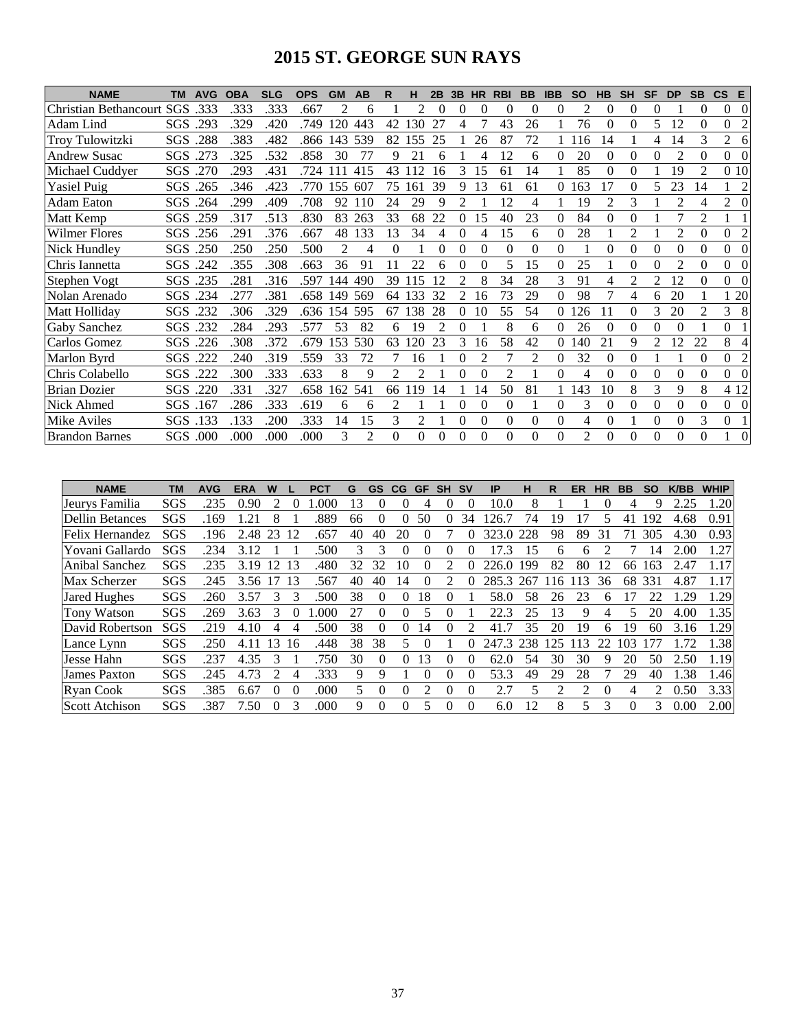# 2015 ST. GEORGE SUN RAYS

| NAME | TM | AVG | OBA | SLG | OPS | GM | AB | R | H | 2B | 3B | HR | RBI | BB | IBB | SO | HB | SH | SF | DP | SB | CS | E |
|---|---|---|---|---|---|---|---|---|---|---|---|---|---|---|---|---|---|---|---|---|---|---|---|
| Christian Bethancourt | SGS | .333 | .333 | .333 | .667 | 2 | 6 | 1 | 2 | 0 | 0 | 0 | 0 | 0 | 0 | 2 | 0 | 0 | 0 | 1 | 0 | 0 | 0 |
| Adam Lind | SGS | .293 | .329 | .420 | .749 | 120 | 443 | 42 | 130 | 27 | 4 | 7 | 43 | 26 | 1 | 76 | 0 | 0 | 5 | 12 | 0 | 0 | 2 |
| Troy Tulowitzki | SGS | .288 | .383 | .482 | .866 | 143 | 539 | 82 | 155 | 25 | 1 | 26 | 87 | 72 | 1 | 116 | 14 | 1 | 4 | 14 | 3 | 2 | 6 |
| Andrew Susac | SGS | .273 | .325 | .532 | .858 | 30 | 77 | 9 | 21 | 6 | 1 | 4 | 12 | 6 | 0 | 20 | 0 | 0 | 0 | 2 | 0 | 0 | 0 |
| Michael Cuddyer | SGS | .270 | .293 | .431 | .724 | 111 | 415 | 43 | 112 | 16 | 3 | 15 | 61 | 14 | 1 | 85 | 0 | 0 | 1 | 19 | 2 | 0 | 10 |
| Yasiel Puig | SGS | .265 | .346 | .423 | .770 | 155 | 607 | 75 | 161 | 39 | 9 | 13 | 61 | 61 | 0 | 163 | 17 | 0 | 5 | 23 | 14 | 1 | 2 |
| Adam Eaton | SGS | .264 | .299 | .409 | .708 | 92 | 110 | 24 | 29 | 9 | 2 | 1 | 12 | 4 | 1 | 19 | 2 | 3 | 1 | 2 | 4 | 2 | 0 |
| Matt Kemp | SGS | .259 | .317 | .513 | .830 | 83 | 263 | 33 | 68 | 22 | 0 | 15 | 40 | 23 | 0 | 84 | 0 | 0 | 1 | 7 | 2 | 1 | 1 |
| Wilmer Flores | SGS | .256 | .291 | .376 | .667 | 48 | 133 | 13 | 34 | 4 | 0 | 4 | 15 | 6 | 0 | 28 | 1 | 2 | 1 | 2 | 0 | 0 | 2 |
| Nick Hundley | SGS | .250 | .250 | .250 | .500 | 2 | 4 | 0 | 1 | 0 | 0 | 0 | 0 | 0 | 0 | 1 | 0 | 0 | 0 | 0 | 0 | 0 | 0 |
| Chris Iannetta | SGS | .242 | .355 | .308 | .663 | 36 | 91 | 11 | 22 | 6 | 0 | 0 | 5 | 15 | 0 | 25 | 1 | 0 | 0 | 2 | 0 | 0 | 0 |
| Stephen Vogt | SGS | .235 | .281 | .316 | .597 | 144 | 490 | 39 | 115 | 12 | 2 | 8 | 34 | 28 | 3 | 91 | 4 | 2 | 2 | 12 | 0 | 0 | 0 |
| Nolan Arenado | SGS | .234 | .277 | .381 | .658 | 149 | 569 | 64 | 133 | 32 | 2 | 16 | 73 | 29 | 0 | 98 | 7 | 4 | 6 | 20 | 1 | 1 | 20 |
| Matt Holliday | SGS | .232 | .306 | .329 | .636 | 154 | 595 | 67 | 138 | 28 | 0 | 10 | 55 | 54 | 0 | 126 | 11 | 0 | 3 | 20 | 2 | 3 | 8 |
| Gaby Sanchez | SGS | .232 | .284 | .293 | .577 | 53 | 82 | 6 | 19 | 2 | 0 | 1 | 8 | 6 | 0 | 26 | 0 | 0 | 0 | 0 | 1 | 0 | 1 |
| Carlos Gomez | SGS | .226 | .308 | .372 | .679 | 153 | 530 | 63 | 120 | 23 | 3 | 16 | 58 | 42 | 0 | 140 | 21 | 9 | 2 | 12 | 22 | 8 | 4 |
| Marlon Byrd | SGS | .222 | .240 | .319 | .559 | 33 | 72 | 7 | 16 | 1 | 0 | 2 | 7 | 2 | 0 | 32 | 0 | 0 | 1 | 1 | 0 | 0 | 2 |
| Chris Colabello | SGS | .222 | .300 | .333 | .633 | 8 | 9 | 2 | 2 | 1 | 0 | 0 | 2 | 1 | 0 | 4 | 0 | 0 | 0 | 0 | 0 | 0 | 0 |
| Brian Dozier | SGS | .220 | .331 | .327 | .658 | 162 | 541 | 66 | 119 | 14 | 1 | 14 | 50 | 81 | 1 | 143 | 10 | 8 | 3 | 9 | 8 | 4 | 12 |
| Nick Ahmed | SGS | .167 | .286 | .333 | .619 | 6 | 6 | 2 | 1 | 1 | 0 | 0 | 0 | 1 | 0 | 3 | 0 | 0 | 0 | 0 | 0 | 0 | 0 |
| Mike Aviles | SGS | .133 | .133 | .200 | .333 | 14 | 15 | 3 | 2 | 1 | 0 | 0 | 0 | 0 | 0 | 4 | 0 | 1 | 0 | 0 | 3 | 0 | 1 |
| Brandon Barnes | SGS | .000 | .000 | .000 | .000 | 3 | 2 | 0 | 0 | 0 | 0 | 0 | 0 | 0 | 0 | 2 | 0 | 0 | 0 | 0 | 0 | 1 | 0 |

| NAME | TM | AVG | ERA | W | L | PCT | G | GS | CG | GF | SH | SV | IP | H | R | ER | HR | BB | SO | K/BB | WHIP |
|---|---|---|---|---|---|---|---|---|---|---|---|---|---|---|---|---|---|---|---|---|---|
| Jeurys Familia | SGS | .235 | 0.90 | 2 | 0 | 1.000 | 13 | 0 | 0 | 4 | 0 | 0 | 10.0 | 8 | 1 | 1 | 0 | 4 | 9 | 2.25 | 1.20 |
| Dellin Betances | SGS | .169 | 1.21 | 8 | 1 | .889 | 66 | 0 | 0 | 50 | 0 | 34 | 126.7 | 74 | 19 | 17 | 5 | 41 | 192 | 4.68 | 0.91 |
| Felix Hernandez | SGS | .196 | 2.48 | 23 | 12 | .657 | 40 | 40 | 20 | 0 | 7 | 0 | 323.0 | 228 | 98 | 89 | 31 | 71 | 305 | 4.30 | 0.93 |
| Yovani Gallardo | SGS | .234 | 3.12 | 1 | 1 | .500 | 3 | 3 | 0 | 0 | 0 | 0 | 17.3 | 15 | 6 | 6 | 2 | 7 | 14 | 2.00 | 1.27 |
| Anibal Sanchez | SGS | .235 | 3.19 | 12 | 13 | .480 | 32 | 32 | 10 | 0 | 2 | 0 | 226.0 | 199 | 82 | 80 | 12 | 66 | 163 | 2.47 | 1.17 |
| Max Scherzer | SGS | .245 | 3.56 | 17 | 13 | .567 | 40 | 40 | 14 | 0 | 2 | 0 | 285.3 | 267 | 116 | 113 | 36 | 68 | 331 | 4.87 | 1.17 |
| Jared Hughes | SGS | .260 | 3.57 | 3 | 3 | .500 | 38 | 0 | 0 | 18 | 0 | 1 | 58.0 | 58 | 26 | 23 | 6 | 17 | 22 | 1.29 | 1.29 |
| Tony Watson | SGS | .269 | 3.63 | 3 | 0 | 1.000 | 27 | 0 | 0 | 5 | 0 | 1 | 22.3 | 25 | 13 | 9 | 4 | 5 | 20 | 4.00 | 1.35 |
| David Robertson | SGS | .219 | 4.10 | 4 | 4 | .500 | 38 | 0 | 0 | 14 | 0 | 2 | 41.7 | 35 | 20 | 19 | 6 | 19 | 60 | 3.16 | 1.29 |
| Lance Lynn | SGS | .250 | 4.11 | 13 | 16 | .448 | 38 | 38 | 5 | 0 | 1 | 0 | 247.3 | 238 | 125 | 113 | 22 | 103 | 177 | 1.72 | 1.38 |
| Jesse Hahn | SGS | .237 | 4.35 | 3 | 1 | .750 | 30 | 0 | 0 | 13 | 0 | 0 | 62.0 | 54 | 30 | 30 | 9 | 20 | 50 | 2.50 | 1.19 |
| James Paxton | SGS | .245 | 4.73 | 2 | 4 | .333 | 9 | 9 | 1 | 0 | 0 | 0 | 53.3 | 49 | 29 | 28 | 7 | 29 | 40 | 1.38 | 1.46 |
| Ryan Cook | SGS | .385 | 6.67 | 0 | 0 | .000 | 5 | 0 | 0 | 2 | 0 | 0 | 2.7 | 5 | 2 | 2 | 0 | 4 | 2 | 0.50 | 3.33 |
| Scott Atchison | SGS | .387 | 7.50 | 0 | 3 | .000 | 9 | 0 | 0 | 5 | 0 | 0 | 6.0 | 12 | 8 | 5 | 3 | 0 | 3 | 0.00 | 2.00 |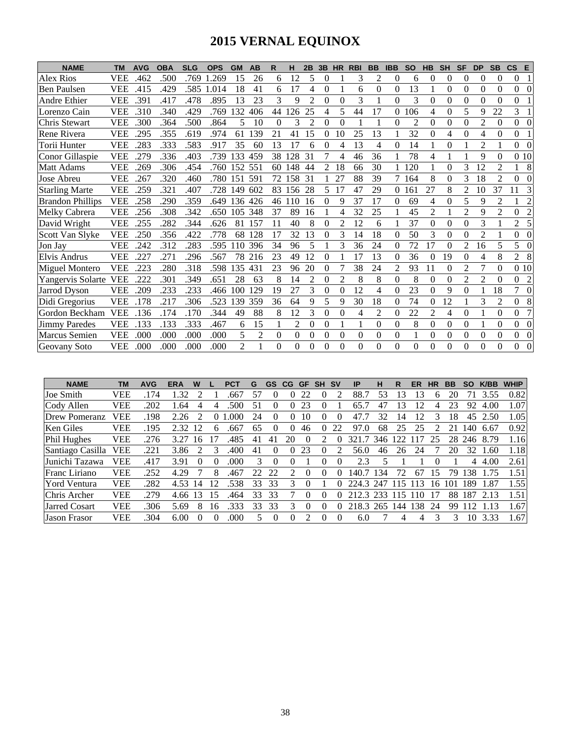# 2015 VERNAL EQUINOX

| NAME | TM | AVG | OBA | SLG | OPS | GM | AB | R | H | 2B | 3B | HR | RBI | BB | IBB | SO | HB | SH | SF | DP | SB | CS | E |
|---|---|---|---|---|---|---|---|---|---|---|---|---|---|---|---|---|---|---|---|---|---|---|---|
| Alex Rios | VEE | .462 | .500 | .769 | 1.269 | 15 | 26 | 6 | 12 | 5 | 0 | 1 | 3 | 2 | 0 | 6 | 0 | 0 | 0 | 0 | 0 | 0 | 1 |
| Ben Paulsen | VEE | .415 | .429 | .585 | 1.014 | 18 | 41 | 6 | 17 | 4 | 0 | 1 | 6 | 0 | 0 | 13 | 1 | 0 | 0 | 0 | 0 | 0 | 0 |
| Andre Ethier | VEE | .391 | .417 | .478 | .895 | 13 | 23 | 3 | 9 | 2 | 0 | 0 | 3 | 1 | 0 | 3 | 0 | 0 | 0 | 0 | 0 | 0 | 1 |
| Lorenzo Cain | VEE | .310 | .340 | .429 | .769 | 132 | 406 | 44 | 126 | 25 | 4 | 5 | 44 | 17 | 0 | 106 | 4 | 0 | 5 | 9 | 22 | 3 | 1 |
| Chris Stewart | VEE | .300 | .364 | .500 | .864 | 5 | 10 | 0 | 3 | 2 | 0 | 0 | 1 | 1 | 0 | 2 | 0 | 0 | 0 | 2 | 0 | 0 | 0 |
| Rene Rivera | VEE | .295 | .355 | .619 | .974 | 61 | 139 | 21 | 41 | 15 | 0 | 10 | 25 | 13 | 1 | 32 | 0 | 4 | 0 | 4 | 0 | 0 | 1 |
| Torii Hunter | VEE | .283 | .333 | .583 | .917 | 35 | 60 | 13 | 17 | 6 | 0 | 4 | 13 | 4 | 0 | 14 | 1 | 0 | 1 | 2 | 1 | 0 | 0 |
| Conor Gillaspie | VEE | .279 | .336 | .403 | .739 | 133 | 459 | 38 | 128 | 31 | 7 | 4 | 46 | 36 | 1 | 78 | 4 | 1 | 1 | 9 | 0 | 0 | 10 |
| Matt Adams | VEE | .269 | .306 | .454 | .760 | 152 | 551 | 60 | 148 | 44 | 2 | 18 | 66 | 30 | 1 | 120 | 1 | 0 | 3 | 12 | 2 | 1 | 8 |
| Jose Abreu | VEE | .267 | .320 | .460 | .780 | 151 | 591 | 72 | 158 | 31 | 1 | 27 | 88 | 39 | 7 | 164 | 8 | 0 | 3 | 18 | 2 | 0 | 0 |
| Starling Marte | VEE | .259 | .321 | .407 | .728 | 149 | 602 | 83 | 156 | 28 | 5 | 17 | 47 | 29 | 0 | 161 | 27 | 8 | 2 | 10 | 37 | 11 | 3 |
| Brandon Phillips | VEE | .258 | .290 | .359 | .649 | 136 | 426 | 46 | 110 | 16 | 0 | 9 | 37 | 17 | 0 | 69 | 4 | 0 | 5 | 9 | 2 | 1 | 2 |
| Melky Cabrera | VEE | .256 | .308 | .342 | .650 | 105 | 348 | 37 | 89 | 16 | 1 | 4 | 32 | 25 | 1 | 45 | 2 | 1 | 2 | 9 | 2 | 0 | 2 |
| David Wright | VEE | .255 | .282 | .344 | .626 | 81 | 157 | 11 | 40 | 8 | 0 | 2 | 12 | 6 | 1 | 37 | 0 | 0 | 0 | 3 | 1 | 2 | 5 |
| Scott Van Slyke | VEE | .250 | .356 | .422 | .778 | 68 | 128 | 17 | 32 | 13 | 0 | 3 | 14 | 18 | 0 | 50 | 3 | 0 | 0 | 2 | 1 | 0 | 0 |
| Jon Jay | VEE | .242 | .312 | .283 | .595 | 110 | 396 | 34 | 96 | 5 | 1 | 3 | 36 | 24 | 0 | 72 | 17 | 0 | 2 | 16 | 5 | 5 | 0 |
| Elvis Andrus | VEE | .227 | .271 | .296 | .567 | 78 | 216 | 23 | 49 | 12 | 0 | 1 | 17 | 13 | 0 | 36 | 0 | 19 | 0 | 4 | 8 | 2 | 8 |
| Miguel Montero | VEE | .223 | .280 | .318 | .598 | 135 | 431 | 23 | 96 | 20 | 0 | 7 | 38 | 24 | 2 | 93 | 11 | 0 | 2 | 7 | 0 | 0 | 10 |
| Yangervis Solarte | VEE | .222 | .301 | .349 | .651 | 28 | 63 | 8 | 14 | 2 | 0 | 2 | 8 | 8 | 0 | 8 | 0 | 0 | 2 | 2 | 0 | 0 | 2 |
| Jarrod Dyson | VEE | .209 | .233 | .233 | .466 | 100 | 129 | 19 | 27 | 3 | 0 | 0 | 12 | 4 | 0 | 23 | 0 | 9 | 0 | 1 | 18 | 7 | 0 |
| Didi Gregorius | VEE | .178 | .217 | .306 | .523 | 139 | 359 | 36 | 64 | 9 | 5 | 9 | 30 | 18 | 0 | 74 | 0 | 12 | 1 | 3 | 2 | 0 | 8 |
| Gordon Beckham | VEE | .136 | .174 | .170 | .344 | 49 | 88 | 8 | 12 | 3 | 0 | 0 | 4 | 2 | 0 | 22 | 2 | 4 | 0 | 1 | 0 | 0 | 7 |
| Jimmy Paredes | VEE | .133 | .133 | .333 | .467 | 6 | 15 | 1 | 2 | 0 | 0 | 1 | 1 | 0 | 0 | 8 | 0 | 0 | 0 | 1 | 0 | 0 | 0 |
| Marcus Semien | VEE | .000 | .000 | .000 | .000 | 5 | 2 | 0 | 0 | 0 | 0 | 0 | 0 | 0 | 0 | 1 | 0 | 0 | 0 | 0 | 0 | 0 | 0 |
| Geovany Soto | VEE | .000 | .000 | .000 | .000 | 2 | 1 | 0 | 0 | 0 | 0 | 0 | 0 | 0 | 0 | 0 | 0 | 0 | 0 | 0 | 0 | 0 | 0 |

| NAME | TM | AVG | ERA | W | L | PCT | G | GS | CG | GF | SH | SV | IP | H | R | ER | HR | BB | SO | K/BB | WHIP |
|---|---|---|---|---|---|---|---|---|---|---|---|---|---|---|---|---|---|---|---|---|---|
| Joe Smith | VEE | .174 | 1.32 | 2 | 1 | .667 | 57 | 0 | 0 | 22 | 0 | 2 | 88.7 | 53 | 13 | 13 | 6 | 20 | 71 | 3.55 | 0.82 |
| Cody Allen | VEE | .202 | 1.64 | 4 | 4 | .500 | 51 | 0 | 0 | 23 | 0 | 1 | 65.7 | 47 | 13 | 12 | 4 | 23 | 92 | 4.00 | 1.07 |
| Drew Pomeranz | VEE | .198 | 2.26 | 2 | 0 | 1.000 | 24 | 0 | 0 | 10 | 0 | 0 | 47.7 | 32 | 14 | 12 | 3 | 18 | 45 | 2.50 | 1.05 |
| Ken Giles | VEE | .195 | 2.32 | 12 | 6 | .667 | 65 | 0 | 0 | 46 | 0 | 22 | 97.0 | 68 | 25 | 25 | 2 | 21 | 140 | 6.67 | 0.92 |
| Phil Hughes | VEE | .276 | 3.27 | 16 | 17 | .485 | 41 | 41 | 20 | 0 | 2 | 0 | 321.7 | 346 | 122 | 117 | 25 | 28 | 246 | 8.79 | 1.16 |
| Santiago Casilla | VEE | .221 | 3.86 | 2 | 3 | .400 | 41 | 0 | 0 | 23 | 0 | 2 | 56.0 | 46 | 26 | 24 | 7 | 20 | 32 | 1.60 | 1.18 |
| Junichi Tazawa | VEE | .417 | 3.91 | 0 | 0 | .000 | 3 | 0 | 0 | 1 | 0 | 0 | 2.3 | 5 | 1 | 1 | 0 | 1 | 4 | 4.00 | 2.61 |
| Franc Liriano | VEE | .252 | 4.29 | 7 | 8 | .467 | 22 | 22 | 2 | 0 | 0 | 0 | 140.7 | 134 | 72 | 67 | 15 | 79 | 138 | 1.75 | 1.51 |
| Yord Ventura | VEE | .282 | 4.53 | 14 | 12 | .538 | 33 | 33 | 3 | 0 | 1 | 0 | 224.3 | 247 | 115 | 113 | 16 | 101 | 189 | 1.87 | 1.55 |
| Chris Archer | VEE | .279 | 4.66 | 13 | 15 | .464 | 33 | 33 | 7 | 0 | 0 | 0 | 212.3 | 233 | 115 | 110 | 17 | 88 | 187 | 2.13 | 1.51 |
| Jarred Cosart | VEE | .306 | 5.69 | 8 | 16 | .333 | 33 | 33 | 3 | 0 | 0 | 0 | 218.3 | 265 | 144 | 138 | 24 | 99 | 112 | 1.13 | 1.67 |
| Jason Frasor | VEE | .304 | 6.00 | 0 | 0 | .000 | 5 | 0 | 0 | 2 | 0 | 0 | 6.0 | 7 | 4 | 4 | 3 | 3 | 10 | 3.33 | 1.67 |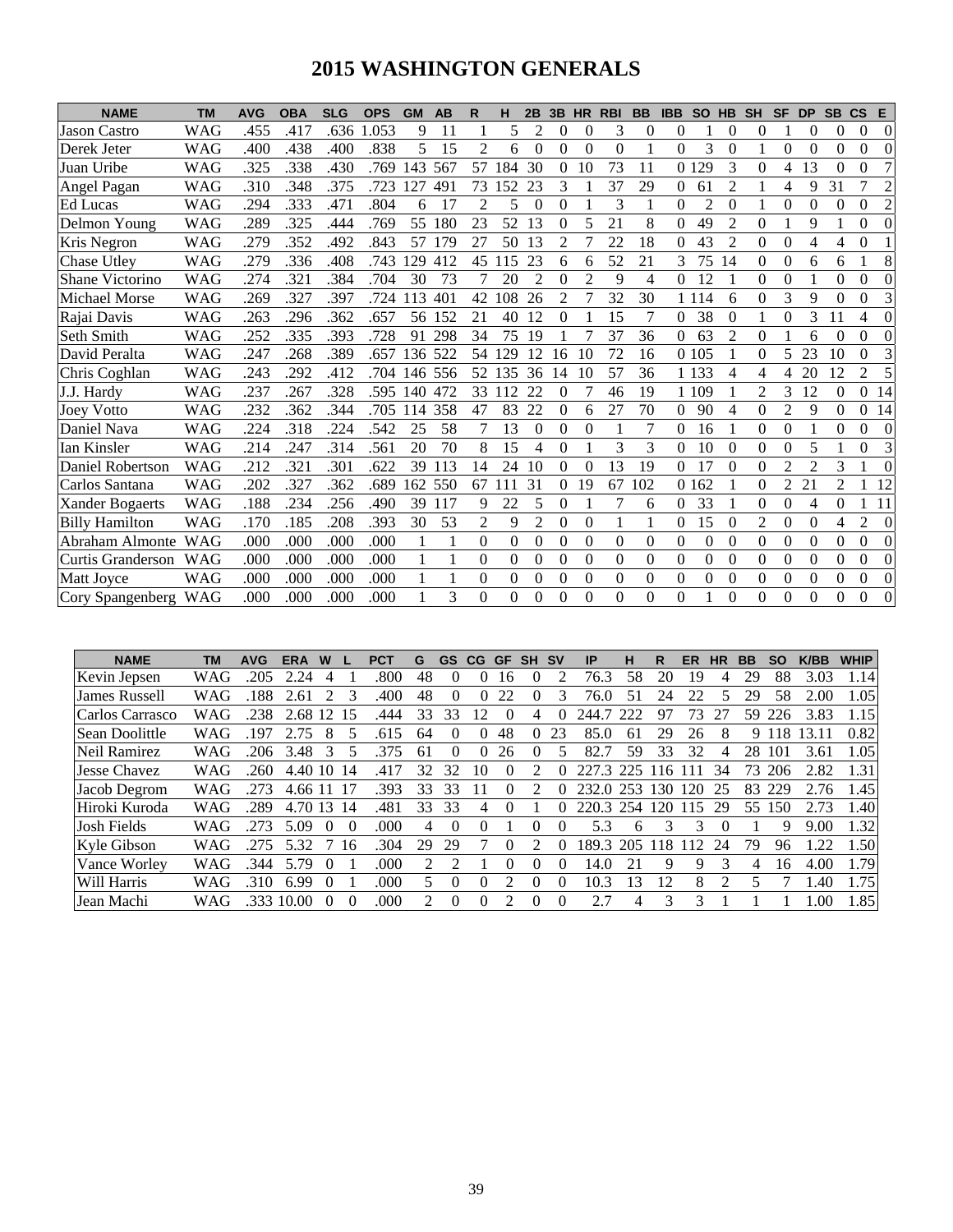# 2015 WASHINGTON GENERALS

| NAME | TM | AVG | OBA | SLG | OPS | GM | AB | R | H | 2B | 3B | HR | RBI | BB | IBB | SO | HB | SH | SF | DP | SB | CS | E |
|---|---|---|---|---|---|---|---|---|---|---|---|---|---|---|---|---|---|---|---|---|---|---|---|
| Jason Castro | WAG | .455 | .417 | .636 | 1.053 | 9 | 11 | 1 | 5 | 2 | 0 | 0 | 3 | 0 | 0 | 1 | 0 | 0 | 1 | 0 | 0 | 0 | 0 |
| Derek Jeter | WAG | .400 | .438 | .400 | .838 | 5 | 15 | 2 | 6 | 0 | 0 | 0 | 0 | 1 | 0 | 3 | 0 | 1 | 0 | 0 | 0 | 0 | 0 |
| Juan Uribe | WAG | .325 | .338 | .430 | .769 | 143 | 567 | 57 | 184 | 30 | 0 | 10 | 73 | 11 | 0 | 129 | 3 | 0 | 4 | 13 | 0 | 0 | 7 |
| Angel Pagan | WAG | .310 | .348 | .375 | .723 | 127 | 491 | 73 | 152 | 23 | 3 | 1 | 37 | 29 | 0 | 61 | 2 | 1 | 4 | 9 | 31 | 7 | 2 |
| Ed Lucas | WAG | .294 | .333 | .471 | .804 | 6 | 17 | 2 | 5 | 0 | 0 | 1 | 3 | 1 | 0 | 2 | 0 | 1 | 0 | 0 | 0 | 0 | 2 |
| Delmon Young | WAG | .289 | .325 | .444 | .769 | 55 | 180 | 23 | 52 | 13 | 0 | 5 | 21 | 8 | 0 | 49 | 2 | 0 | 1 | 9 | 1 | 0 | 0 |
| Kris Negron | WAG | .279 | .352 | .492 | .843 | 57 | 179 | 27 | 50 | 13 | 2 | 7 | 22 | 18 | 0 | 43 | 2 | 0 | 0 | 4 | 4 | 0 | 1 |
| Chase Utley | WAG | .279 | .336 | .408 | .743 | 129 | 412 | 45 | 115 | 23 | 6 | 6 | 52 | 21 | 3 | 75 | 14 | 0 | 0 | 6 | 6 | 1 | 8 |
| Shane Victorino | WAG | .274 | .321 | .384 | .704 | 30 | 73 | 7 | 20 | 2 | 0 | 2 | 9 | 4 | 0 | 12 | 1 | 0 | 0 | 1 | 0 | 0 | 0 |
| Michael Morse | WAG | .269 | .327 | .397 | .724 | 113 | 401 | 42 | 108 | 26 | 2 | 7 | 32 | 30 | 1 | 114 | 6 | 0 | 3 | 9 | 0 | 0 | 3 |
| Rajai Davis | WAG | .263 | .296 | .362 | .657 | 56 | 152 | 21 | 40 | 12 | 0 | 1 | 15 | 7 | 0 | 38 | 0 | 1 | 0 | 3 | 11 | 4 | 0 |
| Seth Smith | WAG | .252 | .335 | .393 | .728 | 91 | 298 | 34 | 75 | 19 | 1 | 7 | 37 | 36 | 0 | 63 | 2 | 0 | 1 | 6 | 0 | 0 | 0 |
| David Peralta | WAG | .247 | .268 | .389 | .657 | 136 | 522 | 54 | 129 | 12 | 16 | 10 | 72 | 16 | 0 | 105 | 1 | 0 | 5 | 23 | 10 | 0 | 3 |
| Chris Coghlan | WAG | .243 | .292 | .412 | .704 | 146 | 556 | 52 | 135 | 36 | 14 | 10 | 57 | 36 | 1 | 133 | 4 | 4 | 4 | 20 | 12 | 2 | 5 |
| J.J. Hardy | WAG | .237 | .267 | .328 | .595 | 140 | 472 | 33 | 112 | 22 | 0 | 7 | 46 | 19 | 1 | 109 | 1 | 2 | 3 | 12 | 0 | 0 | 14 |
| Joey Votto | WAG | .232 | .362 | .344 | .705 | 114 | 358 | 47 | 83 | 22 | 0 | 6 | 27 | 70 | 0 | 90 | 4 | 0 | 2 | 9 | 0 | 0 | 14 |
| Daniel Nava | WAG | .224 | .318 | .224 | .542 | 25 | 58 | 7 | 13 | 0 | 0 | 0 | 1 | 7 | 0 | 16 | 1 | 0 | 0 | 1 | 0 | 0 | 0 |
| Ian Kinsler | WAG | .214 | .247 | .314 | .561 | 20 | 70 | 8 | 15 | 4 | 0 | 1 | 3 | 3 | 0 | 10 | 0 | 0 | 0 | 5 | 1 | 0 | 3 |
| Daniel Robertson | WAG | .212 | .321 | .301 | .622 | 39 | 113 | 14 | 24 | 10 | 0 | 0 | 13 | 19 | 0 | 17 | 0 | 0 | 2 | 2 | 3 | 1 | 0 |
| Carlos Santana | WAG | .202 | .327 | .362 | .689 | 162 | 550 | 67 | 111 | 31 | 0 | 19 | 67 | 102 | 0 | 162 | 1 | 0 | 2 | 21 | 2 | 1 | 12 |
| Xander Bogaerts | WAG | .188 | .234 | .256 | .490 | 39 | 117 | 9 | 22 | 5 | 0 | 1 | 7 | 6 | 0 | 33 | 1 | 0 | 0 | 4 | 0 | 1 | 11 |
| Billy Hamilton | WAG | .170 | .185 | .208 | .393 | 30 | 53 | 2 | 9 | 2 | 0 | 0 | 1 | 1 | 0 | 15 | 0 | 2 | 0 | 0 | 4 | 2 | 0 |
| Abraham Almonte | WAG | .000 | .000 | .000 | .000 | 1 | 1 | 0 | 0 | 0 | 0 | 0 | 0 | 0 | 0 | 0 | 0 | 0 | 0 | 0 | 0 | 0 | 0 |
| Curtis Granderson | WAG | .000 | .000 | .000 | .000 | 1 | 1 | 0 | 0 | 0 | 0 | 0 | 0 | 0 | 0 | 0 | 0 | 0 | 0 | 0 | 0 | 0 | 0 |
| Matt Joyce | WAG | .000 | .000 | .000 | .000 | 1 | 1 | 0 | 0 | 0 | 0 | 0 | 0 | 0 | 0 | 0 | 0 | 0 | 0 | 0 | 0 | 0 | 0 |
| Cory Spangenberg | WAG | .000 | .000 | .000 | .000 | 1 | 3 | 0 | 0 | 0 | 0 | 0 | 0 | 0 | 0 | 1 | 0 | 0 | 0 | 0 | 0 | 0 | 0 |

| NAME | TM | AVG | ERA | W | L | PCT | G | GS | CG | GF | SH | SV | IP | H | R | ER | HR | BB | SO | K/BB | WHIP |
|---|---|---|---|---|---|---|---|---|---|---|---|---|---|---|---|---|---|---|---|---|---|
| Kevin Jepsen | WAG | .205 | 2.24 | 4 | 1 | .800 | 48 | 0 | 0 | 16 | 0 | 2 | 76.3 | 58 | 20 | 19 | 4 | 29 | 88 | 3.03 | 1.14 |
| James Russell | WAG | .188 | 2.61 | 2 | 3 | .400 | 48 | 0 | 0 | 22 | 0 | 3 | 76.0 | 51 | 24 | 22 | 5 | 29 | 58 | 2.00 | 1.05 |
| Carlos Carrasco | WAG | .238 | 2.68 | 12 | 15 | .444 | 33 | 33 | 12 | 0 | 4 | 0 | 244.7 | 222 | 97 | 73 | 27 | 59 | 226 | 3.83 | 1.15 |
| Sean Doolittle | WAG | .197 | 2.75 | 8 | 5 | .615 | 64 | 0 | 0 | 48 | 0 | 23 | 85.0 | 61 | 29 | 26 | 8 | 9 | 118 | 13.11 | 0.82 |
| Neil Ramirez | WAG | .206 | 3.48 | 3 | 5 | .375 | 61 | 0 | 0 | 26 | 0 | 5 | 82.7 | 59 | 33 | 32 | 4 | 28 | 101 | 3.61 | 1.05 |
| Jesse Chavez | WAG | .260 | 4.40 | 10 | 14 | .417 | 32 | 32 | 10 | 0 | 2 | 0 | 227.3 | 225 | 116 | 111 | 34 | 73 | 206 | 2.82 | 1.31 |
| Jacob Degrom | WAG | .273 | 4.66 | 11 | 17 | .393 | 33 | 33 | 11 | 0 | 2 | 0 | 232.0 | 253 | 130 | 120 | 25 | 83 | 229 | 2.76 | 1.45 |
| Hiroki Kuroda | WAG | .289 | 4.70 | 13 | 14 | .481 | 33 | 33 | 4 | 0 | 1 | 0 | 220.3 | 254 | 120 | 115 | 29 | 55 | 150 | 2.73 | 1.40 |
| Josh Fields | WAG | .273 | 5.09 | 0 | 0 | .000 | 4 | 0 | 0 | 1 | 0 | 0 | 5.3 | 6 | 3 | 3 | 0 | 1 | 9 | 9.00 | 1.32 |
| Kyle Gibson | WAG | .275 | 5.32 | 7 | 16 | .304 | 29 | 29 | 7 | 0 | 2 | 0 | 189.3 | 205 | 118 | 112 | 24 | 79 | 96 | 1.22 | 1.50 |
| Vance Worley | WAG | .344 | 5.79 | 0 | 1 | .000 | 2 | 2 | 1 | 0 | 0 | 0 | 14.0 | 21 | 9 | 9 | 3 | 4 | 16 | 4.00 | 1.79 |
| Will Harris | WAG | .310 | 6.99 | 0 | 1 | .000 | 5 | 0 | 0 | 2 | 0 | 0 | 10.3 | 13 | 12 | 8 | 2 | 5 | 7 | 1.40 | 1.75 |
| Jean Machi | WAG | .333 | 10.00 | 0 | 0 | .000 | 2 | 0 | 0 | 2 | 0 | 0 | 2.7 | 4 | 3 | 3 | 1 | 1 | 1 | 1.00 | 1.85 |